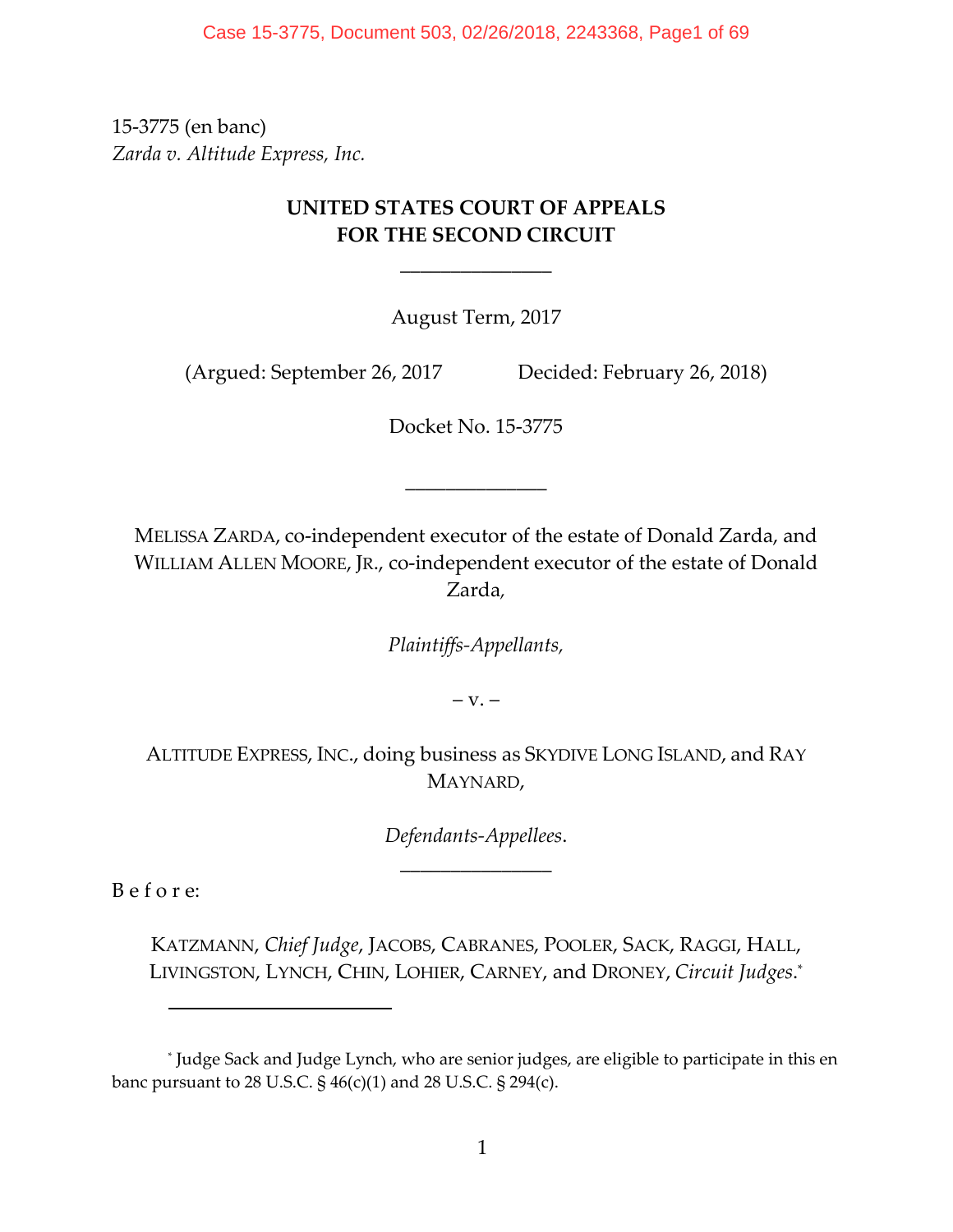15-3775 (en banc)
*Zarda v. Altitude Express, Inc.*

**UNITED STATES COURT OF APPEALS**
**FOR THE SECOND CIRCUIT**

\_\_\_\_\_\_\_\_\_\_\_\_\_\_\_\_

August Term, 2017

(Argued: September 26, 2017 Decided: February 26, 2018)

Docket No. 15-3775

\_\_\_\_\_\_\_\_\_\_\_\_\_\_\_\_

MELISSA ZARDA, co-independent executor of the estate of Donald Zarda, and WILLIAM ALLEN MOORE, JR., co-independent executor of the estate of Donald Zarda,

*Plaintiffs-Appellants,*

– v. –

ALTITUDE EXPRESS, INC., doing business as SKYDIVE LONG ISLAND, and RAY MAYNARD,

*Defendants-Appellees*.

\_\_\_\_\_\_\_\_\_\_\_\_\_\_\_\_

B e f o r e:

KATZMANN, *Chief Judge*, JACOBS, CABRANES, POOLER, SACK, RAGGI, HALL, LIVINGSTON, LYNCH, CHIN, LOHIER, CARNEY, and DRONEY, *Circuit Judges*.*

---

* Judge Sack and Judge Lynch, who are senior judges, are eligible to participate in this en banc pursuant to 28 U.S.C. § 46(c)(1) and 28 U.S.C. § 294(c).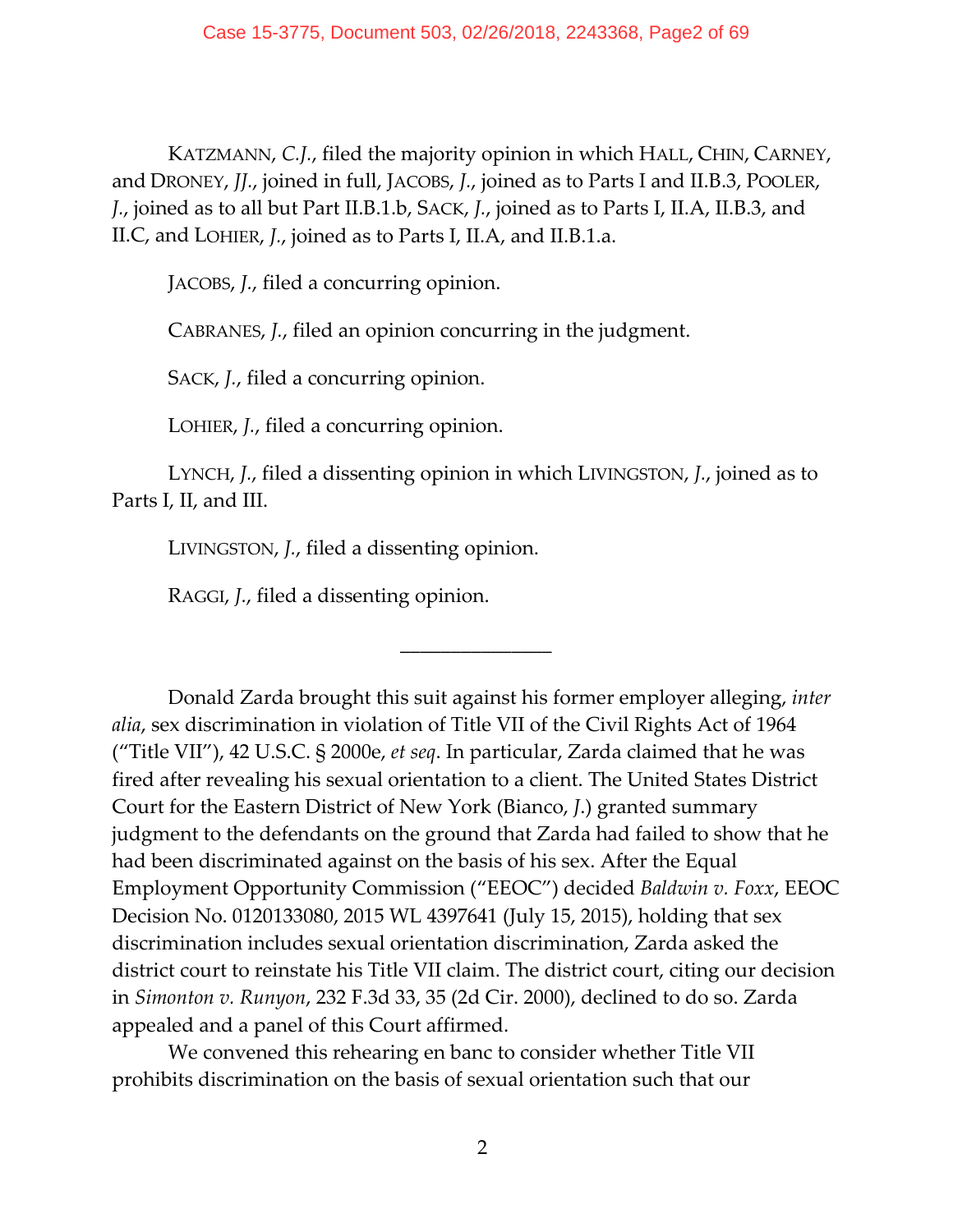KATZMANN, *C.J.*, filed the majority opinion in which HALL, CHIN, CARNEY, and DRONEY, *JJ.*, joined in full, JACOBS, *J.*, joined as to Parts I and II.B.3, POOLER, *J.*, joined as to all but Part II.B.1.b, SACK, *J.*, joined as to Parts I, II.A, II.B.3, and II.C, and LOHIER, *J.*, joined as to Parts I, II.A, and II.B.1.a.

JACOBS, *J.*, filed a concurring opinion.

CABRANES, *J.*, filed an opinion concurring in the judgment.

SACK, *J.*, filed a concurring opinion.

LOHIER, *J.*, filed a concurring opinion.

LYNCH, *J.*, filed a dissenting opinion in which LIVINGSTON, *J.*, joined as to Parts I, II, and III.

LIVINGSTON, *J.*, filed a dissenting opinion.

RAGGI, *J.*, filed a dissenting opinion.

\_\_\_\_\_\_\_\_\_\_\_\_\_\_

Donald Zarda brought this suit against his former employer alleging, *inter alia*, sex discrimination in violation of Title VII of the Civil Rights Act of 1964 ("Title VII"), 42 U.S.C. § 2000e, *et seq*. In particular, Zarda claimed that he was fired after revealing his sexual orientation to a client. The United States District Court for the Eastern District of New York (Bianco, *J.*) granted summary judgment to the defendants on the ground that Zarda had failed to show that he had been discriminated against on the basis of his sex. After the Equal Employment Opportunity Commission ("EEOC") decided *Baldwin v. Foxx*, EEOC Decision No. 0120133080, 2015 WL 4397641 (July 15, 2015), holding that sex discrimination includes sexual orientation discrimination, Zarda asked the district court to reinstate his Title VII claim. The district court, citing our decision in *Simonton v. Runyon*, 232 F.3d 33, 35 (2d Cir. 2000), declined to do so. Zarda appealed and a panel of this Court affirmed.

We convened this rehearing en banc to consider whether Title VII prohibits discrimination on the basis of sexual orientation such that our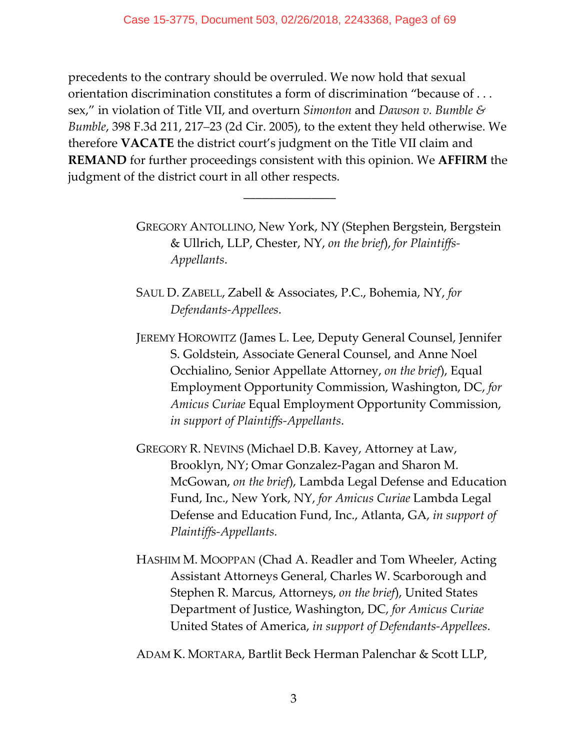precedents to the contrary should be overruled. We now hold that sexual orientation discrimination constitutes a form of discrimination "because of . . . sex," in violation of Title VII, and overturn *Simonton* and *Dawson v. Bumble & Bumble*, 398 F.3d 211, 217–23 (2d Cir. 2005), to the extent they held otherwise. We therefore **VACATE** the district court's judgment on the Title VII claim and **REMAND** for further proceedings consistent with this opinion. We **AFFIRM** the judgment of the district court in all other respects.

---

GREGORY ANTOLLINO, New York, NY (Stephen Bergstein, Bergstein & Ullrich, LLP, Chester, NY, *on the brief*), *for Plaintiffs-Appellants*.

SAUL D. ZABELL, Zabell & Associates, P.C., Bohemia, NY, *for Defendants-Appellees*.

JEREMY HOROWITZ (James L. Lee, Deputy General Counsel, Jennifer S. Goldstein, Associate General Counsel, and Anne Noel Occhialino, Senior Appellate Attorney, *on the brief*), Equal Employment Opportunity Commission, Washington, DC, *for Amicus Curiae* Equal Employment Opportunity Commission, *in support of Plaintiffs-Appellants*.

GREGORY R. NEVINS (Michael D.B. Kavey, Attorney at Law, Brooklyn, NY; Omar Gonzalez-Pagan and Sharon M. McGowan, *on the brief*), Lambda Legal Defense and Education Fund, Inc., New York, NY, *for Amicus Curiae* Lambda Legal Defense and Education Fund, Inc., Atlanta, GA, *in support of Plaintiffs-Appellants.*

HASHIM M. MOOPPAN (Chad A. Readler and Tom Wheeler, Acting Assistant Attorneys General, Charles W. Scarborough and Stephen R. Marcus, Attorneys, *on the brief*), United States Department of Justice, Washington, DC, *for Amicus Curiae* United States of America, *in support of Defendants-Appellees*.

ADAM K. MORTARA, Bartlit Beck Herman Palenchar & Scott LLP,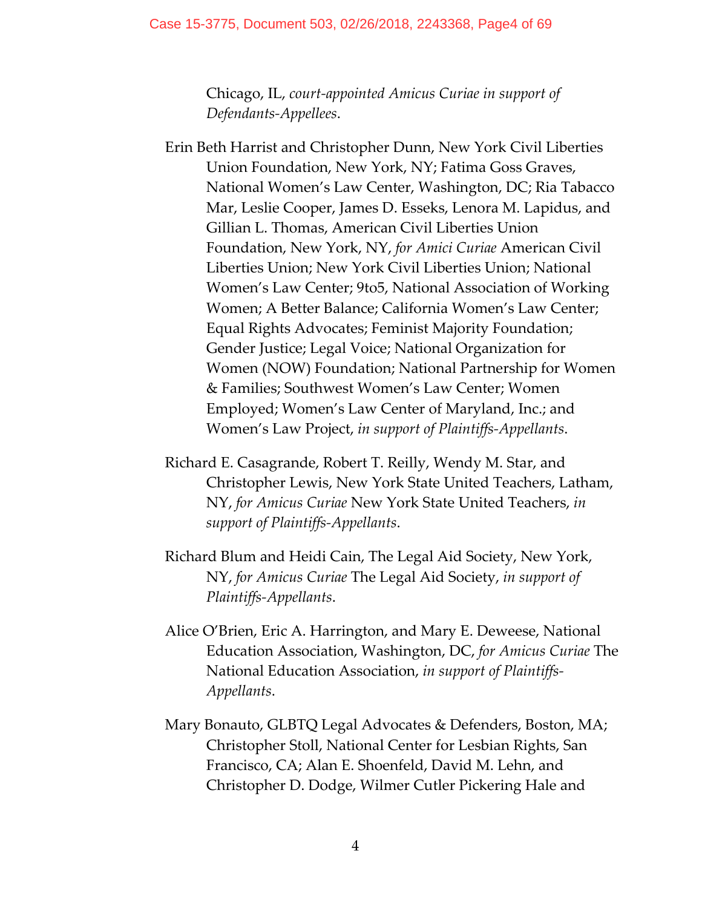Chicago, IL, *court-appointed Amicus Curiae in support of Defendants-Appellees*.

Erin Beth Harrist and Christopher Dunn, New York Civil Liberties Union Foundation, New York, NY; Fatima Goss Graves, National Women's Law Center, Washington, DC; Ria Tabacco Mar, Leslie Cooper, James D. Esseks, Lenora M. Lapidus, and Gillian L. Thomas, American Civil Liberties Union Foundation, New York, NY, *for Amici Curiae* American Civil Liberties Union; New York Civil Liberties Union; National Women's Law Center; 9to5, National Association of Working Women; A Better Balance; California Women's Law Center; Equal Rights Advocates; Feminist Majority Foundation; Gender Justice; Legal Voice; National Organization for Women (NOW) Foundation; National Partnership for Women & Families; Southwest Women's Law Center; Women Employed; Women's Law Center of Maryland, Inc.; and Women's Law Project, *in support of Plaintiffs-Appellants*.

Richard E. Casagrande, Robert T. Reilly, Wendy M. Star, and Christopher Lewis, New York State United Teachers, Latham, NY, *for Amicus Curiae* New York State United Teachers, *in support of Plaintiffs-Appellants*.

Richard Blum and Heidi Cain, The Legal Aid Society, New York, NY, *for Amicus Curiae* The Legal Aid Society, *in support of Plaintiffs-Appellants*.

Alice O'Brien, Eric A. Harrington, and Mary E. Deweese, National Education Association, Washington, DC, *for Amicus Curiae* The National Education Association, *in support of Plaintiffs-Appellants*.

Mary Bonauto, GLBTQ Legal Advocates & Defenders, Boston, MA; Christopher Stoll, National Center for Lesbian Rights, San Francisco, CA; Alan E. Shoenfeld, David M. Lehn, and Christopher D. Dodge, Wilmer Cutler Pickering Hale and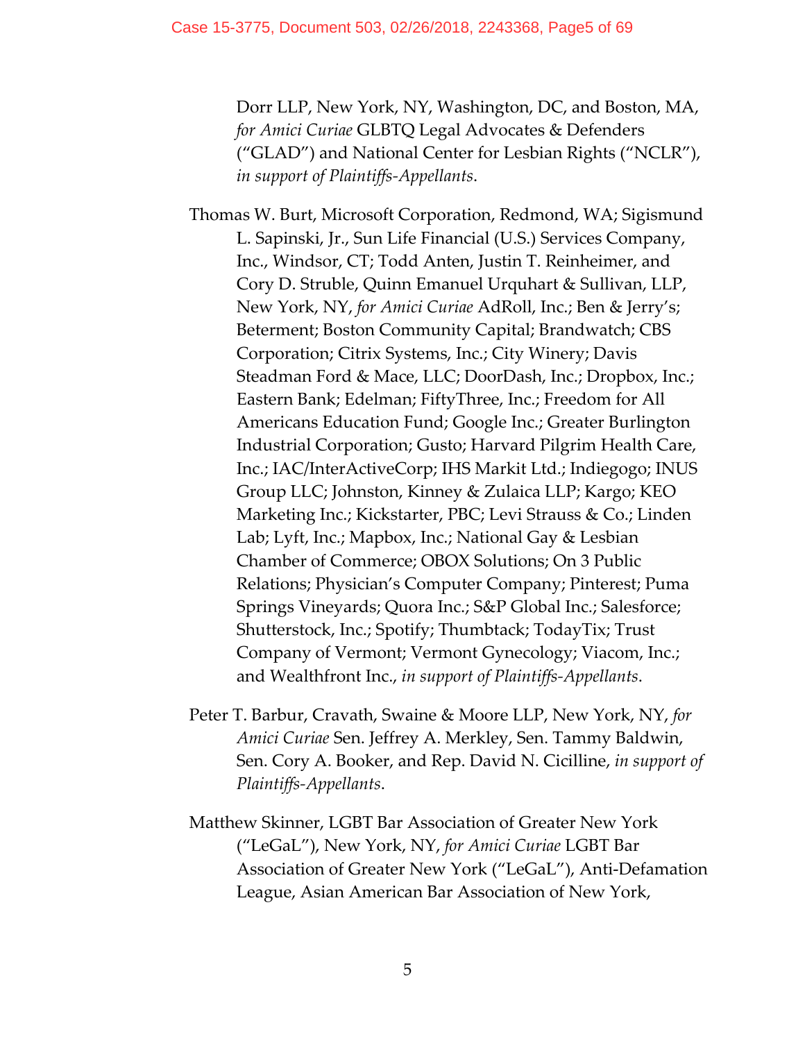Dorr LLP, New York, NY, Washington, DC, and Boston, MA, *for Amici Curiae* GLBTQ Legal Advocates & Defenders ("GLAD") and National Center for Lesbian Rights ("NCLR"), *in support of Plaintiffs-Appellants*.

Thomas W. Burt, Microsoft Corporation, Redmond, WA; Sigismund L. Sapinski, Jr., Sun Life Financial (U.S.) Services Company, Inc., Windsor, CT; Todd Anten, Justin T. Reinheimer, and Cory D. Struble, Quinn Emanuel Urquhart & Sullivan, LLP, New York, NY, *for Amici Curiae* AdRoll, Inc.; Ben & Jerry's; Beterment; Boston Community Capital; Brandwatch; CBS Corporation; Citrix Systems, Inc.; City Winery; Davis Steadman Ford & Mace, LLC; DoorDash, Inc.; Dropbox, Inc.; Eastern Bank; Edelman; FiftyThree, Inc.; Freedom for All Americans Education Fund; Google Inc.; Greater Burlington Industrial Corporation; Gusto; Harvard Pilgrim Health Care, Inc.; IAC/InterActiveCorp; IHS Markit Ltd.; Indiegogo; INUS Group LLC; Johnston, Kinney & Zulaica LLP; Kargo; KEO Marketing Inc.; Kickstarter, PBC; Levi Strauss & Co.; Linden Lab; Lyft, Inc.; Mapbox, Inc.; National Gay & Lesbian Chamber of Commerce; OBOX Solutions; On 3 Public Relations; Physician's Computer Company; Pinterest; Puma Springs Vineyards; Quora Inc.; S&P Global Inc.; Salesforce; Shutterstock, Inc.; Spotify; Thumbtack; TodayTix; Trust Company of Vermont; Vermont Gynecology; Viacom, Inc.; and Wealthfront Inc., *in support of Plaintiffs-Appellants*.

Peter T. Barbur, Cravath, Swaine & Moore LLP, New York, NY, *for Amici Curiae* Sen. Jeffrey A. Merkley, Sen. Tammy Baldwin, Sen. Cory A. Booker, and Rep. David N. Cicilline, *in support of Plaintiffs-Appellants*.

Matthew Skinner, LGBT Bar Association of Greater New York ("LeGaL"), New York, NY, *for Amici Curiae* LGBT Bar Association of Greater New York ("LeGaL"), Anti-Defamation League, Asian American Bar Association of New York,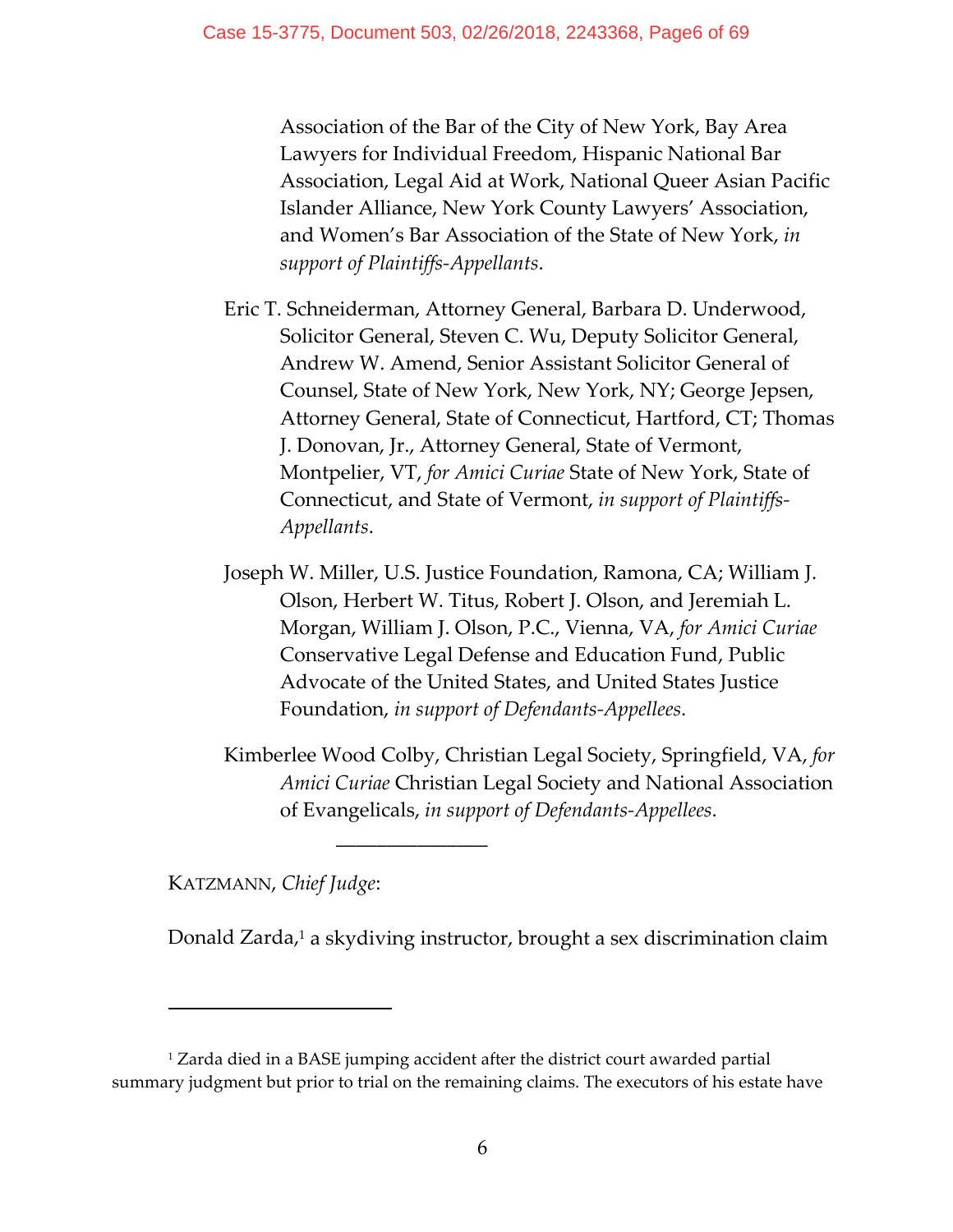Association of the Bar of the City of New York, Bay Area Lawyers for Individual Freedom, Hispanic National Bar Association, Legal Aid at Work, National Queer Asian Pacific Islander Alliance, New York County Lawyers' Association, and Women's Bar Association of the State of New York, *in support of Plaintiffs-Appellants*.

Eric T. Schneiderman, Attorney General, Barbara D. Underwood, Solicitor General, Steven C. Wu, Deputy Solicitor General, Andrew W. Amend, Senior Assistant Solicitor General of Counsel, State of New York, New York, NY; George Jepsen, Attorney General, State of Connecticut, Hartford, CT; Thomas J. Donovan, Jr., Attorney General, State of Vermont, Montpelier, VT, *for Amici Curiae* State of New York, State of Connecticut, and State of Vermont, *in support of Plaintiffs-Appellants*.

Joseph W. Miller, U.S. Justice Foundation, Ramona, CA; William J. Olson, Herbert W. Titus, Robert J. Olson, and Jeremiah L. Morgan, William J. Olson, P.C., Vienna, VA, *for Amici Curiae* Conservative Legal Defense and Education Fund, Public Advocate of the United States, and United States Justice Foundation, *in support of Defendants-Appellees*.

Kimberlee Wood Colby, Christian Legal Society, Springfield, VA, *for Amici Curiae* Christian Legal Society and National Association of Evangelicals, *in support of Defendants-Appellees*.

---

KATZMANN, *Chief Judge*:

Donald Zarda,[1] a skydiving instructor, brought a sex discrimination claim

---

[1] Zarda died in a BASE jumping accident after the district court awarded partial summary judgment but prior to trial on the remaining claims. The executors of his estate have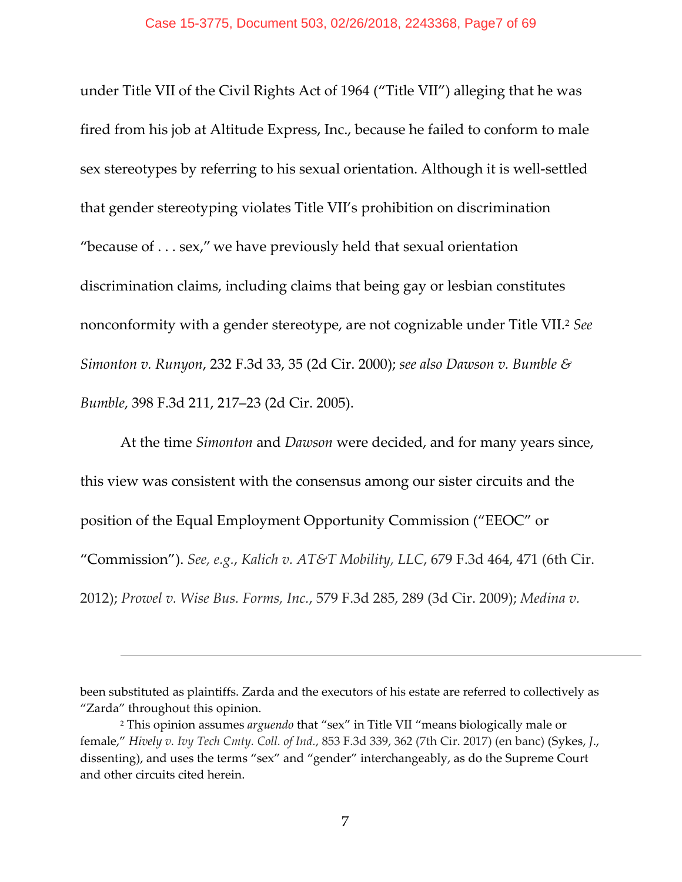under Title VII of the Civil Rights Act of 1964 ("Title VII") alleging that he was fired from his job at Altitude Express, Inc., because he failed to conform to male sex stereotypes by referring to his sexual orientation. Although it is well-settled that gender stereotyping violates Title VII's prohibition on discrimination "because of . . . sex," we have previously held that sexual orientation discrimination claims, including claims that being gay or lesbian constitutes nonconformity with a gender stereotype, are not cognizable under Title VII.[2] *See Simonton v. Runyon*, 232 F.3d 33, 35 (2d Cir. 2000); *see also Dawson v. Bumble & Bumble*, 398 F.3d 211, 217–23 (2d Cir. 2005).

At the time *Simonton* and *Dawson* were decided, and for many years since, this view was consistent with the consensus among our sister circuits and the position of the Equal Employment Opportunity Commission ("EEOC" or "Commission"). *See, e.g.*, *Kalich v. AT&T Mobility, LLC*, 679 F.3d 464, 471 (6th Cir. 2012); *Prowel v. Wise Bus. Forms, Inc.*, 579 F.3d 285, 289 (3d Cir. 2009); *Medina v.*

---

been substituted as plaintiffs. Zarda and the executors of his estate are referred to collectively as "Zarda" throughout this opinion.

[2] This opinion assumes *arguendo* that "sex" in Title VII "means biologically male or female," *Hively v. Ivy Tech Cmty. Coll. of Ind.*, 853 F.3d 339, 362 (7th Cir. 2017) (en banc) (Sykes, *J.*, dissenting), and uses the terms "sex" and "gender" interchangeably, as do the Supreme Court and other circuits cited herein.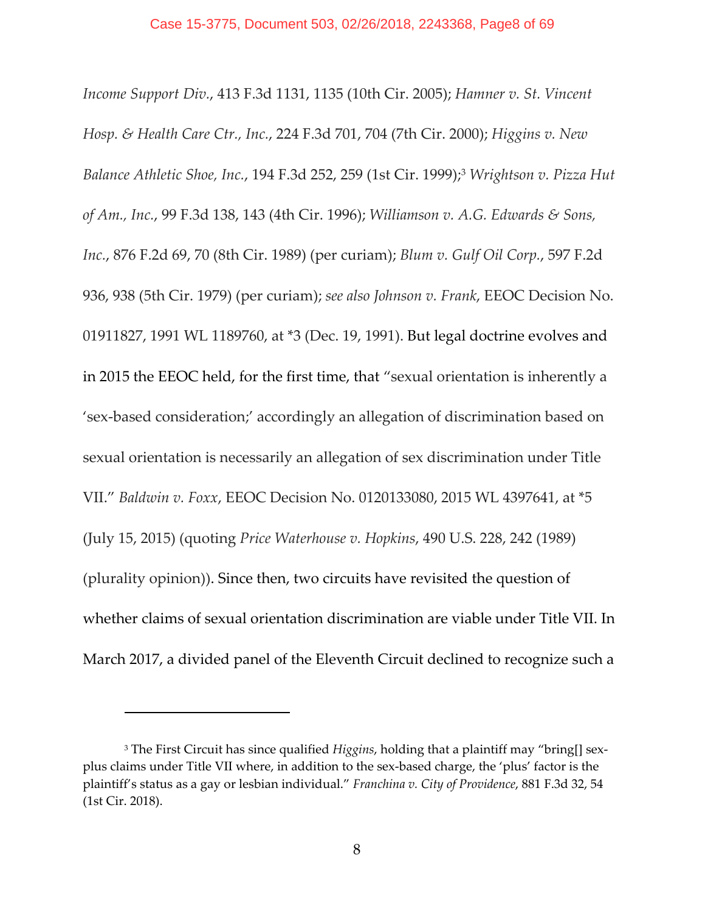*Income Support Div.*, 413 F.3d 1131, 1135 (10th Cir. 2005); *Hamner v. St. Vincent Hosp. & Health Care Ctr., Inc.*, 224 F.3d 701, 704 (7th Cir. 2000); *Higgins v. New Balance Athletic Shoe, Inc.*, 194 F.3d 252, 259 (1st Cir. 1999);[3] *Wrightson v. Pizza Hut of Am., Inc.*, 99 F.3d 138, 143 (4th Cir. 1996); *Williamson v. A.G. Edwards & Sons, Inc.*, 876 F.2d 69, 70 (8th Cir. 1989) (per curiam); *Blum v. Gulf Oil Corp.*, 597 F.2d 936, 938 (5th Cir. 1979) (per curiam); *see also Johnson v. Frank*, EEOC Decision No. 01911827, 1991 WL 1189760, at *3 (Dec. 19, 1991). But legal doctrine evolves and in 2015 the EEOC held, for the first time, that "sexual orientation is inherently a 'sex-based consideration;' accordingly an allegation of discrimination based on sexual orientation is necessarily an allegation of sex discrimination under Title VII." *Baldwin v. Foxx*, EEOC Decision No. 0120133080, 2015 WL 4397641, at *5 (July 15, 2015) (quoting *Price Waterhouse v. Hopkins*, 490 U.S. 228, 242 (1989) (plurality opinion)). Since then, two circuits have revisited the question of whether claims of sexual orientation discrimination are viable under Title VII. In March 2017, a divided panel of the Eleventh Circuit declined to recognize such a

---

[3] The First Circuit has since qualified *Higgins*, holding that a plaintiff may "bring[] sex-plus claims under Title VII where, in addition to the sex-based charge, the 'plus' factor is the plaintiff's status as a gay or lesbian individual." *Franchina v. City of Providence*, 881 F.3d 32, 54 (1st Cir. 2018).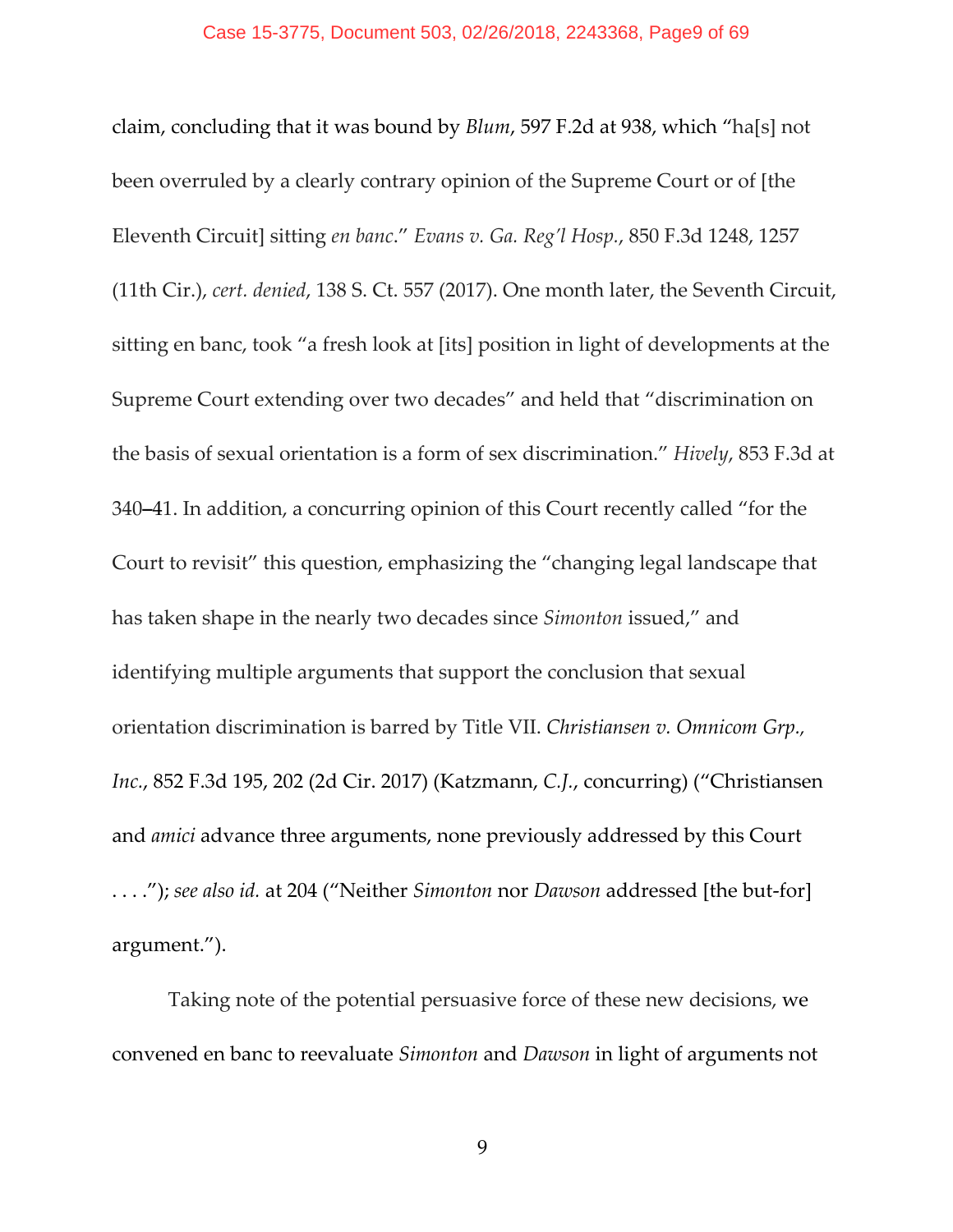claim, concluding that it was bound by *Blum*, 597 F.2d at 938, which "ha[s] not been overruled by a clearly contrary opinion of the Supreme Court or of [the Eleventh Circuit] sitting *en banc*." *Evans v. Ga. Reg'l Hosp.*, 850 F.3d 1248, 1257 (11th Cir.), *cert. denied*, 138 S. Ct. 557 (2017). One month later, the Seventh Circuit, sitting en banc, took "a fresh look at [its] position in light of developments at the Supreme Court extending over two decades" and held that "discrimination on the basis of sexual orientation is a form of sex discrimination." *Hively*, 853 F.3d at 340–41. In addition, a concurring opinion of this Court recently called "for the Court to revisit" this question, emphasizing the "changing legal landscape that has taken shape in the nearly two decades since *Simonton* issued," and identifying multiple arguments that support the conclusion that sexual orientation discrimination is barred by Title VII. *Christiansen v. Omnicom Grp., Inc.*, 852 F.3d 195, 202 (2d Cir. 2017) (Katzmann, *C.J.*, concurring) ("Christiansen and *amici* advance three arguments, none previously addressed by this Court . . . ."); *see also id.* at 204 ("Neither *Simonton* nor *Dawson* addressed [the but-for] argument.").

Taking note of the potential persuasive force of these new decisions, we convened en banc to reevaluate *Simonton* and *Dawson* in light of arguments not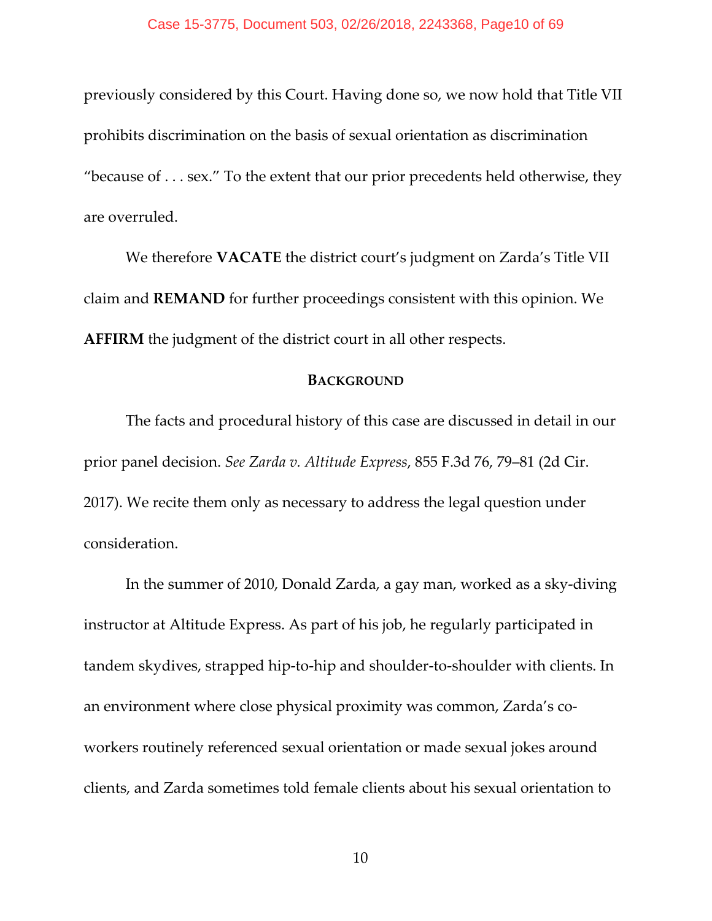previously considered by this Court. Having done so, we now hold that Title VII prohibits discrimination on the basis of sexual orientation as discrimination "because of . . . sex." To the extent that our prior precedents held otherwise, they are overruled.

We therefore **VACATE** the district court's judgment on Zarda's Title VII claim and **REMAND** for further proceedings consistent with this opinion. We **AFFIRM** the judgment of the district court in all other respects.

## BACKGROUND

The facts and procedural history of this case are discussed in detail in our prior panel decision. *See Zarda v. Altitude Express*, 855 F.3d 76, 79–81 (2d Cir. 2017). We recite them only as necessary to address the legal question under consideration.

In the summer of 2010, Donald Zarda, a gay man, worked as a sky-diving instructor at Altitude Express. As part of his job, he regularly participated in tandem skydives, strapped hip-to-hip and shoulder-to-shoulder with clients. In an environment where close physical proximity was common, Zarda's co-workers routinely referenced sexual orientation or made sexual jokes around clients, and Zarda sometimes told female clients about his sexual orientation to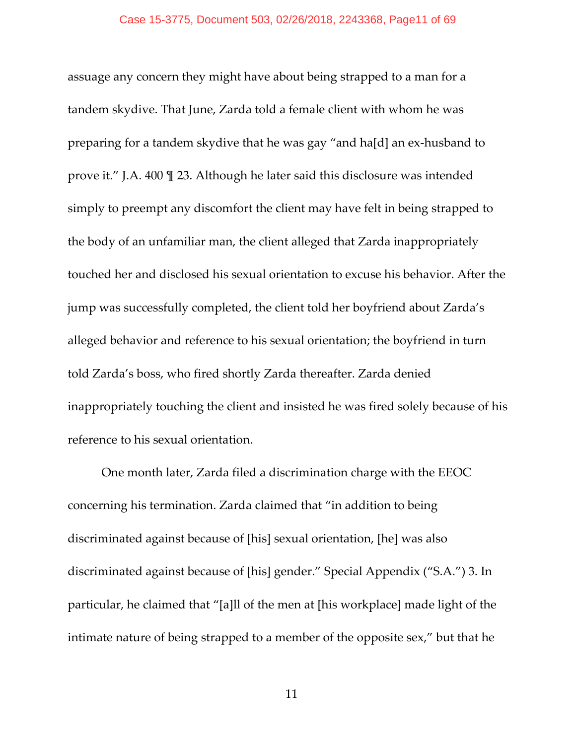assuage any concern they might have about being strapped to a man for a tandem skydive. That June, Zarda told a female client with whom he was preparing for a tandem skydive that he was gay "and ha[d] an ex-husband to prove it." J.A. 400 ¶ 23. Although he later said this disclosure was intended simply to preempt any discomfort the client may have felt in being strapped to the body of an unfamiliar man, the client alleged that Zarda inappropriately touched her and disclosed his sexual orientation to excuse his behavior. After the jump was successfully completed, the client told her boyfriend about Zarda's alleged behavior and reference to his sexual orientation; the boyfriend in turn told Zarda's boss, who fired shortly Zarda thereafter. Zarda denied inappropriately touching the client and insisted he was fired solely because of his reference to his sexual orientation.

One month later, Zarda filed a discrimination charge with the EEOC concerning his termination. Zarda claimed that "in addition to being discriminated against because of [his] sexual orientation, [he] was also discriminated against because of [his] gender." Special Appendix ("S.A.") 3. In particular, he claimed that "[a]ll of the men at [his workplace] made light of the intimate nature of being strapped to a member of the opposite sex," but that he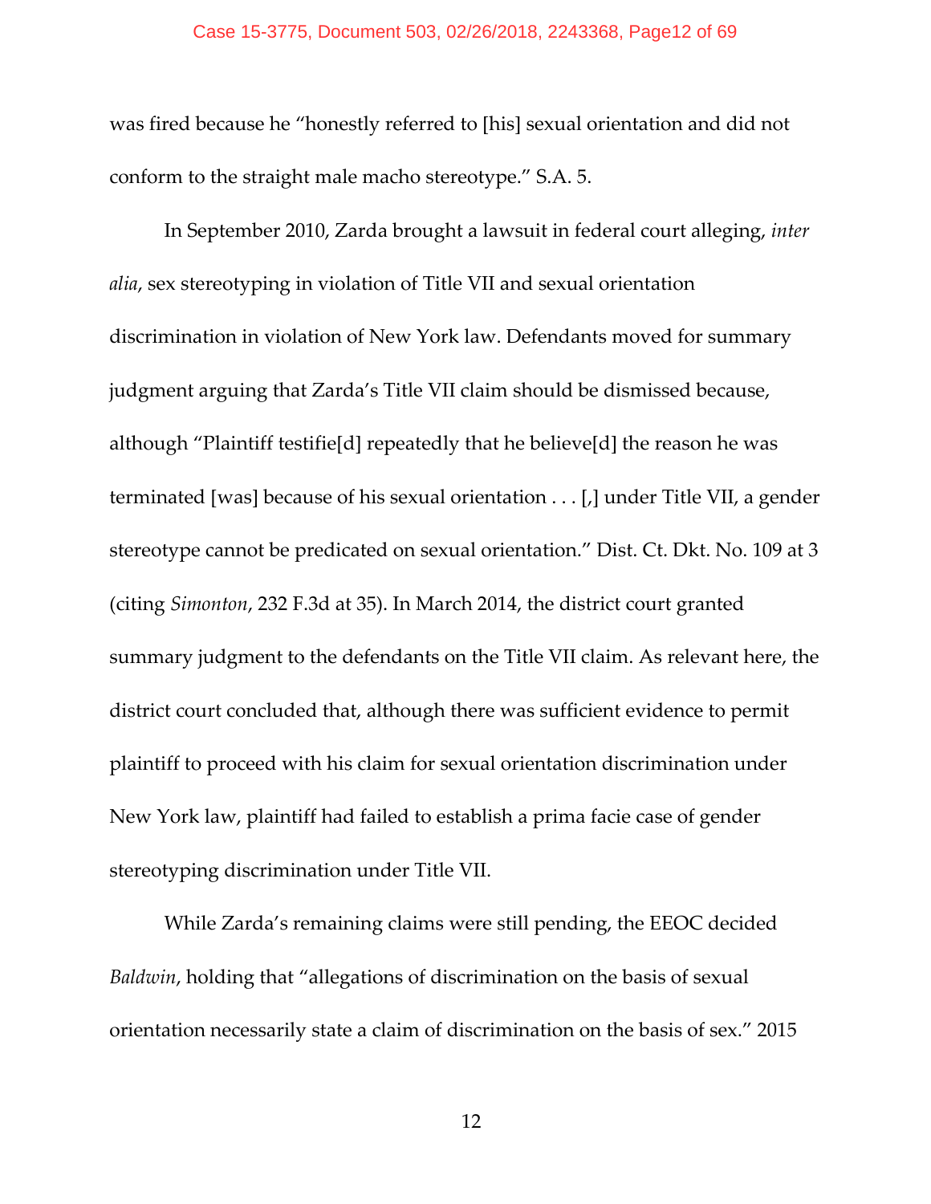was fired because he "honestly referred to [his] sexual orientation and did not conform to the straight male macho stereotype." S.A. 5.

In September 2010, Zarda brought a lawsuit in federal court alleging, *inter alia*, sex stereotyping in violation of Title VII and sexual orientation discrimination in violation of New York law. Defendants moved for summary judgment arguing that Zarda's Title VII claim should be dismissed because, although "Plaintiff testifie[d] repeatedly that he believe[d] the reason he was terminated [was] because of his sexual orientation . . . [,] under Title VII, a gender stereotype cannot be predicated on sexual orientation." Dist. Ct. Dkt. No. 109 at 3 (citing *Simonton*, 232 F.3d at 35). In March 2014, the district court granted summary judgment to the defendants on the Title VII claim. As relevant here, the district court concluded that, although there was sufficient evidence to permit plaintiff to proceed with his claim for sexual orientation discrimination under New York law, plaintiff had failed to establish a prima facie case of gender stereotyping discrimination under Title VII.

While Zarda's remaining claims were still pending, the EEOC decided *Baldwin*, holding that "allegations of discrimination on the basis of sexual orientation necessarily state a claim of discrimination on the basis of sex." 2015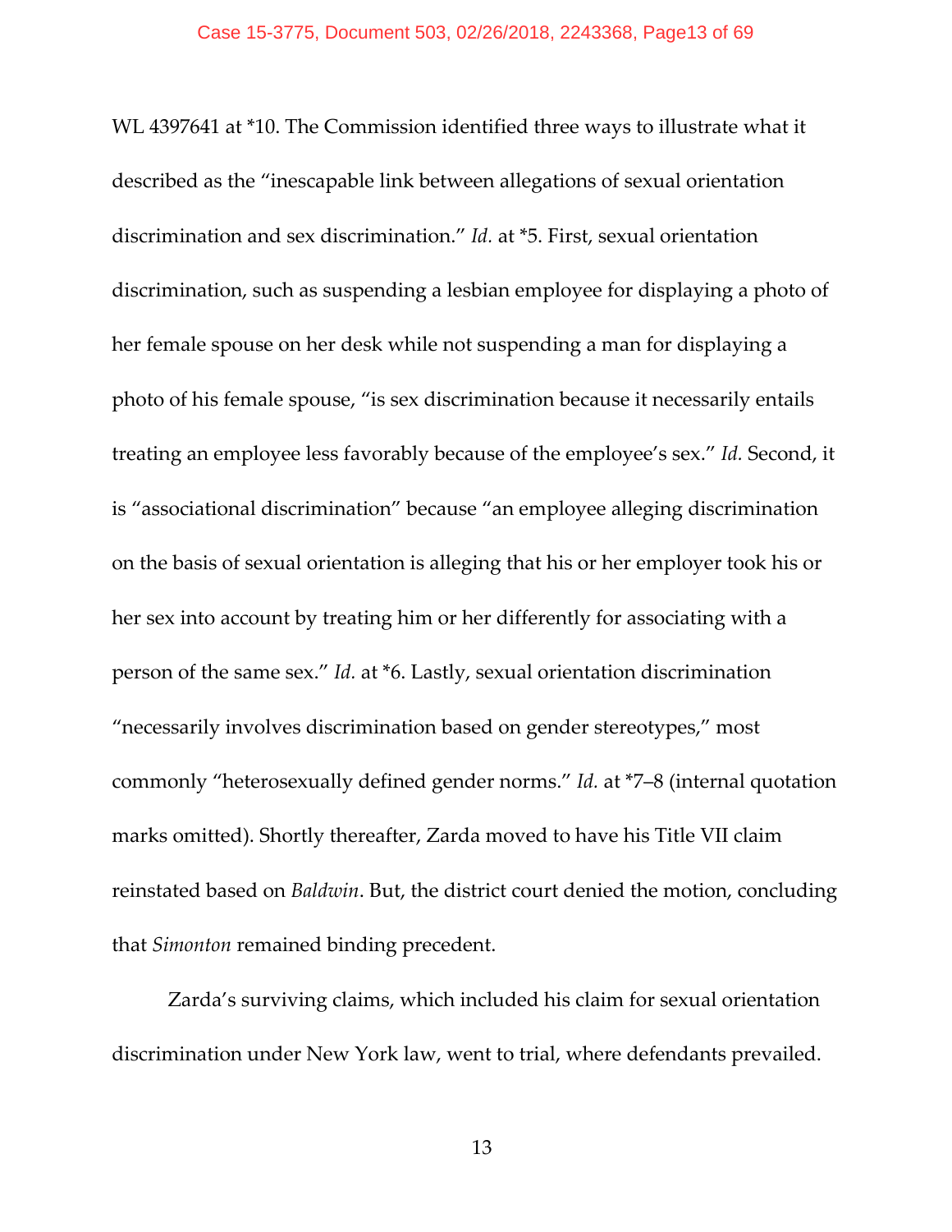WL 4397641 at *10. The Commission identified three ways to illustrate what it described as the "inescapable link between allegations of sexual orientation discrimination and sex discrimination." *Id.* at *5. First, sexual orientation discrimination, such as suspending a lesbian employee for displaying a photo of her female spouse on her desk while not suspending a man for displaying a photo of his female spouse, "is sex discrimination because it necessarily entails treating an employee less favorably because of the employee's sex." *Id.* Second, it is "associational discrimination" because "an employee alleging discrimination on the basis of sexual orientation is alleging that his or her employer took his or her sex into account by treating him or her differently for associating with a person of the same sex." *Id.* at *6. Lastly, sexual orientation discrimination "necessarily involves discrimination based on gender stereotypes," most commonly "heterosexually defined gender norms." *Id.* at *7–8 (internal quotation marks omitted). Shortly thereafter, Zarda moved to have his Title VII claim reinstated based on *Baldwin*. But, the district court denied the motion, concluding that *Simonton* remained binding precedent.

Zarda's surviving claims, which included his claim for sexual orientation discrimination under New York law, went to trial, where defendants prevailed.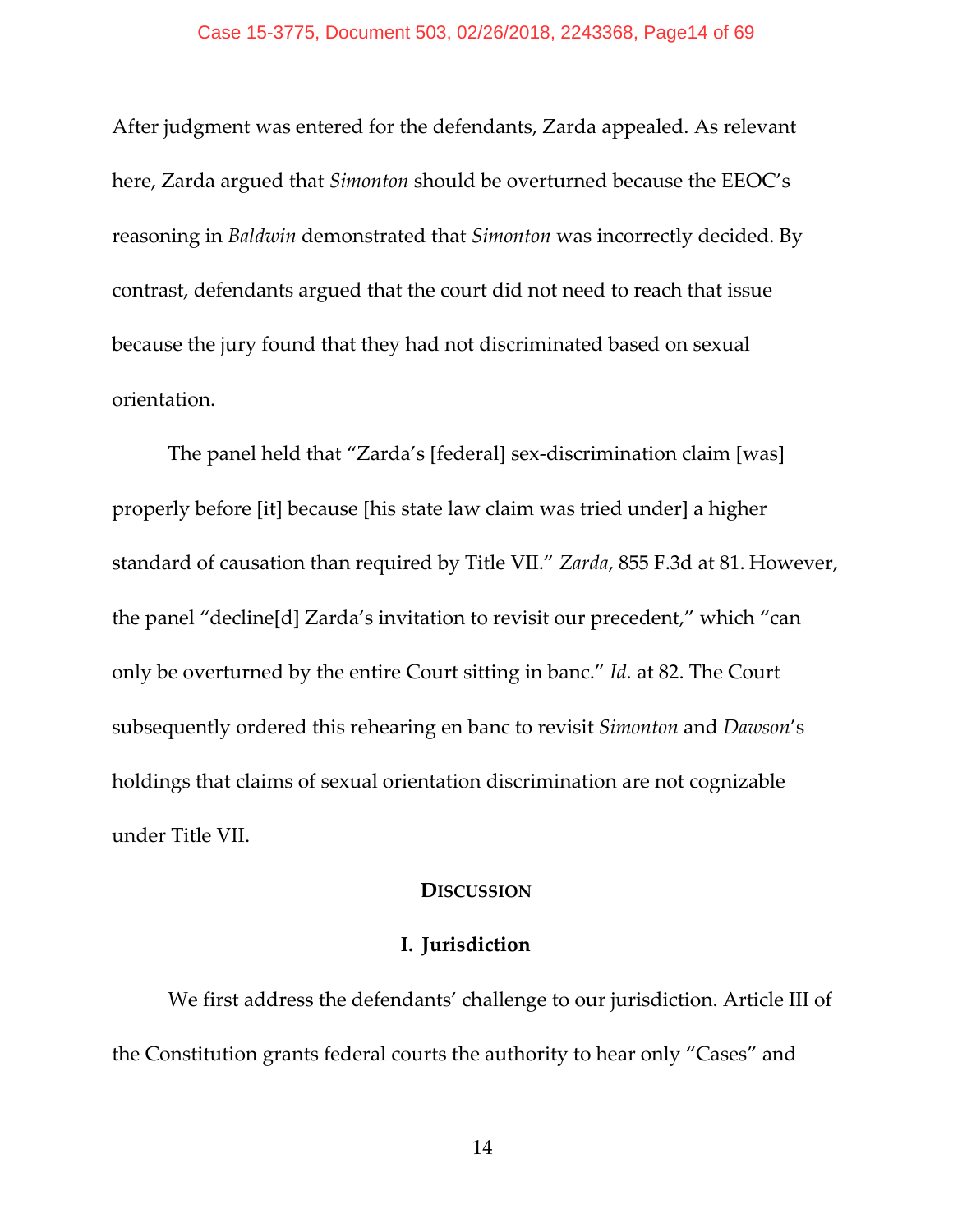After judgment was entered for the defendants, Zarda appealed. As relevant here, Zarda argued that *Simonton* should be overturned because the EEOC's reasoning in *Baldwin* demonstrated that *Simonton* was incorrectly decided. By contrast, defendants argued that the court did not need to reach that issue because the jury found that they had not discriminated based on sexual orientation.

The panel held that "Zarda's [federal] sex-discrimination claim [was] properly before [it] because [his state law claim was tried under] a higher standard of causation than required by Title VII." *Zarda*, 855 F.3d at 81. However, the panel "decline[d] Zarda's invitation to revisit our precedent," which "can only be overturned by the entire Court sitting in banc." *Id.* at 82. The Court subsequently ordered this rehearing en banc to revisit *Simonton* and *Dawson*'s holdings that claims of sexual orientation discrimination are not cognizable under Title VII.

## DISCUSSION

### I. Jurisdiction

We first address the defendants' challenge to our jurisdiction. Article III of the Constitution grants federal courts the authority to hear only "Cases" and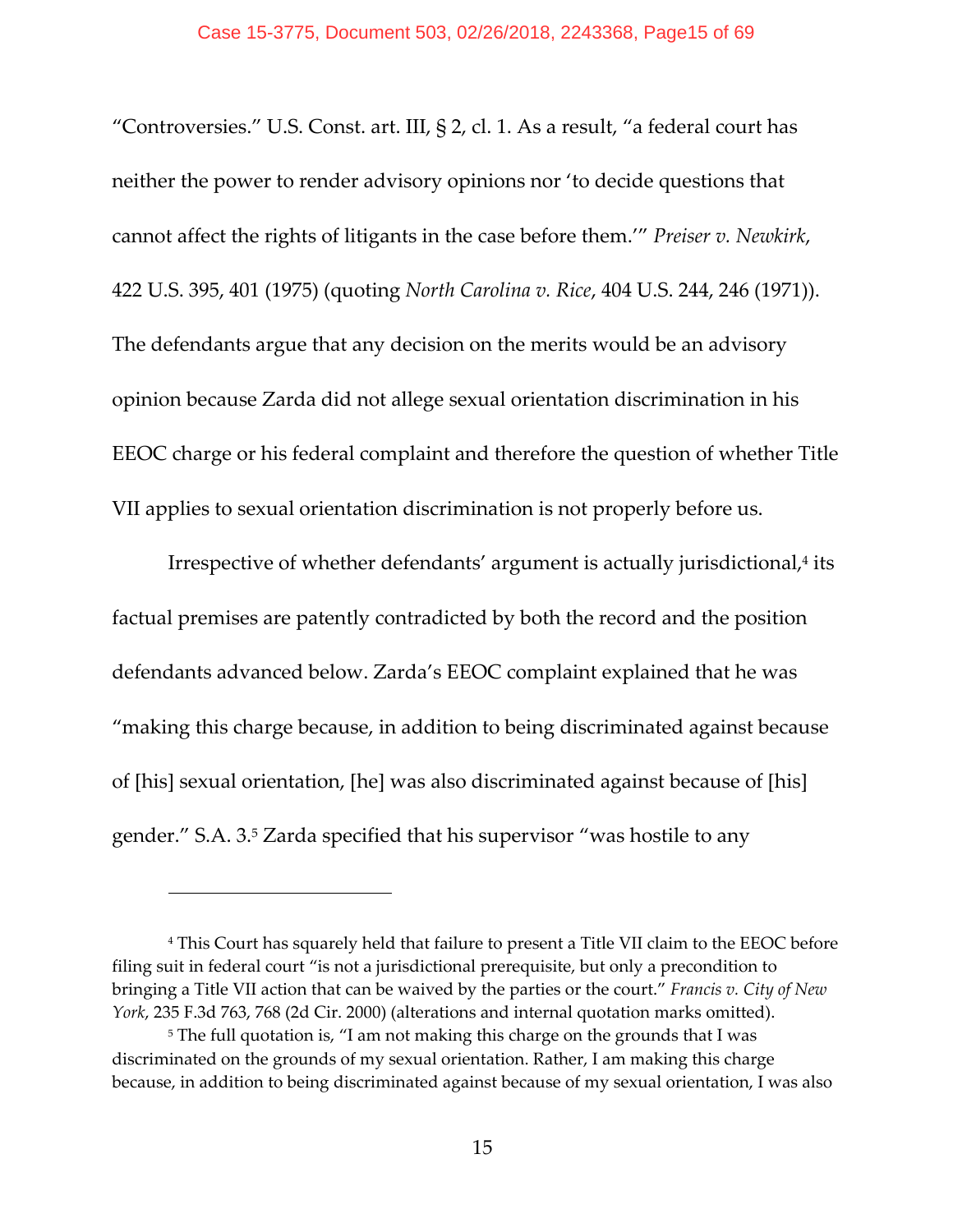"Controversies." U.S. Const. art. III, § 2, cl. 1. As a result, "a federal court has neither the power to render advisory opinions nor 'to decide questions that cannot affect the rights of litigants in the case before them.'" *Preiser v. Newkirk*, 422 U.S. 395, 401 (1975) (quoting *North Carolina v. Rice*, 404 U.S. 244, 246 (1971)). The defendants argue that any decision on the merits would be an advisory opinion because Zarda did not allege sexual orientation discrimination in his EEOC charge or his federal complaint and therefore the question of whether Title VII applies to sexual orientation discrimination is not properly before us.

Irrespective of whether defendants' argument is actually jurisdictional,[4] its factual premises are patently contradicted by both the record and the position defendants advanced below. Zarda's EEOC complaint explained that he was "making this charge because, in addition to being discriminated against because of [his] sexual orientation, [he] was also discriminated against because of [his] gender." S.A. 3.[5] Zarda specified that his supervisor "was hostile to any

---

[4] This Court has squarely held that failure to present a Title VII claim to the EEOC before filing suit in federal court "is not a jurisdictional prerequisite, but only a precondition to bringing a Title VII action that can be waived by the parties or the court." *Francis v. City of New York*, 235 F.3d 763, 768 (2d Cir. 2000) (alterations and internal quotation marks omitted).

[5] The full quotation is, "I am not making this charge on the grounds that I was discriminated on the grounds of my sexual orientation. Rather, I am making this charge because, in addition to being discriminated against because of my sexual orientation, I was also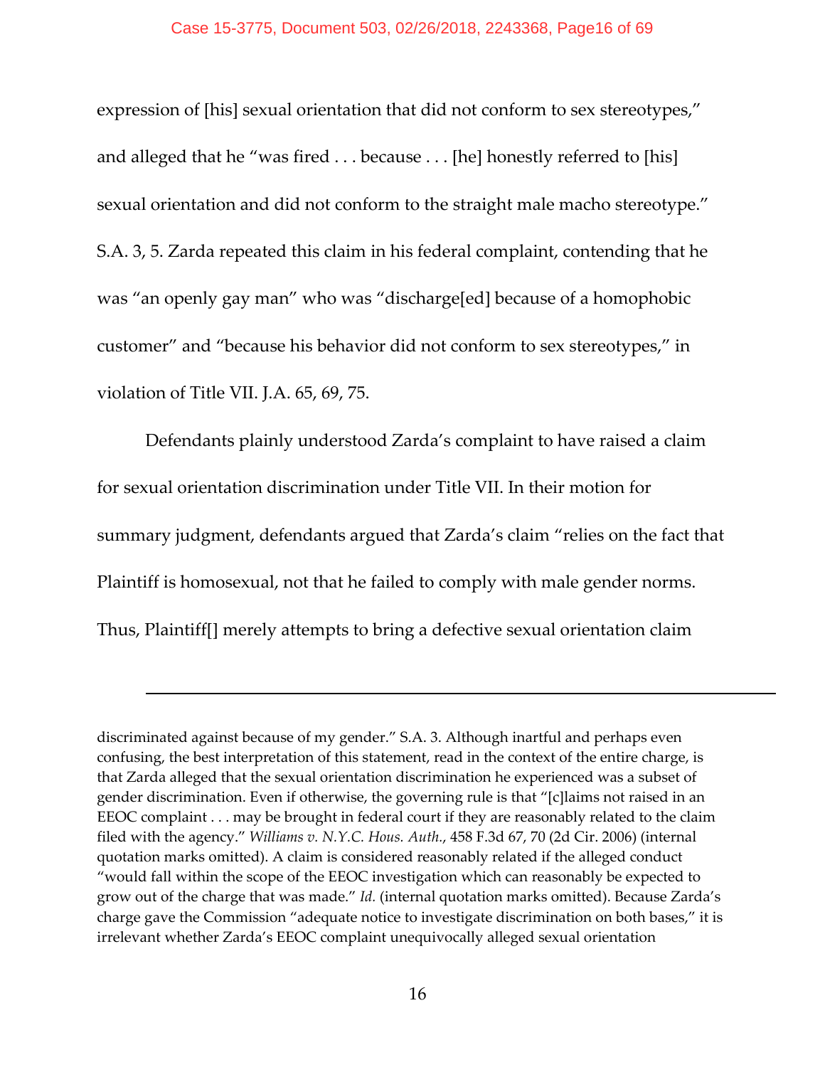expression of [his] sexual orientation that did not conform to sex stereotypes," and alleged that he "was fired . . . because . . . [he] honestly referred to [his] sexual orientation and did not conform to the straight male macho stereotype." S.A. 3, 5. Zarda repeated this claim in his federal complaint, contending that he was "an openly gay man" who was "discharge[ed] because of a homophobic customer" and "because his behavior did not conform to sex stereotypes," in violation of Title VII. J.A. 65, 69, 75.

Defendants plainly understood Zarda's complaint to have raised a claim for sexual orientation discrimination under Title VII. In their motion for summary judgment, defendants argued that Zarda's claim "relies on the fact that Plaintiff is homosexual, not that he failed to comply with male gender norms. Thus, Plaintiff[] merely attempts to bring a defective sexual orientation claim

---

discriminated against because of my gender." S.A. 3. Although inartful and perhaps even confusing, the best interpretation of this statement, read in the context of the entire charge, is that Zarda alleged that the sexual orientation discrimination he experienced was a subset of gender discrimination. Even if otherwise, the governing rule is that "[c]laims not raised in an EEOC complaint . . . may be brought in federal court if they are reasonably related to the claim filed with the agency." *Williams v. N.Y.C. Hous. Auth.*, 458 F.3d 67, 70 (2d Cir. 2006) (internal quotation marks omitted). A claim is considered reasonably related if the alleged conduct "would fall within the scope of the EEOC investigation which can reasonably be expected to grow out of the charge that was made." *Id.* (internal quotation marks omitted). Because Zarda's charge gave the Commission "adequate notice to investigate discrimination on both bases," it is irrelevant whether Zarda's EEOC complaint unequivocally alleged sexual orientation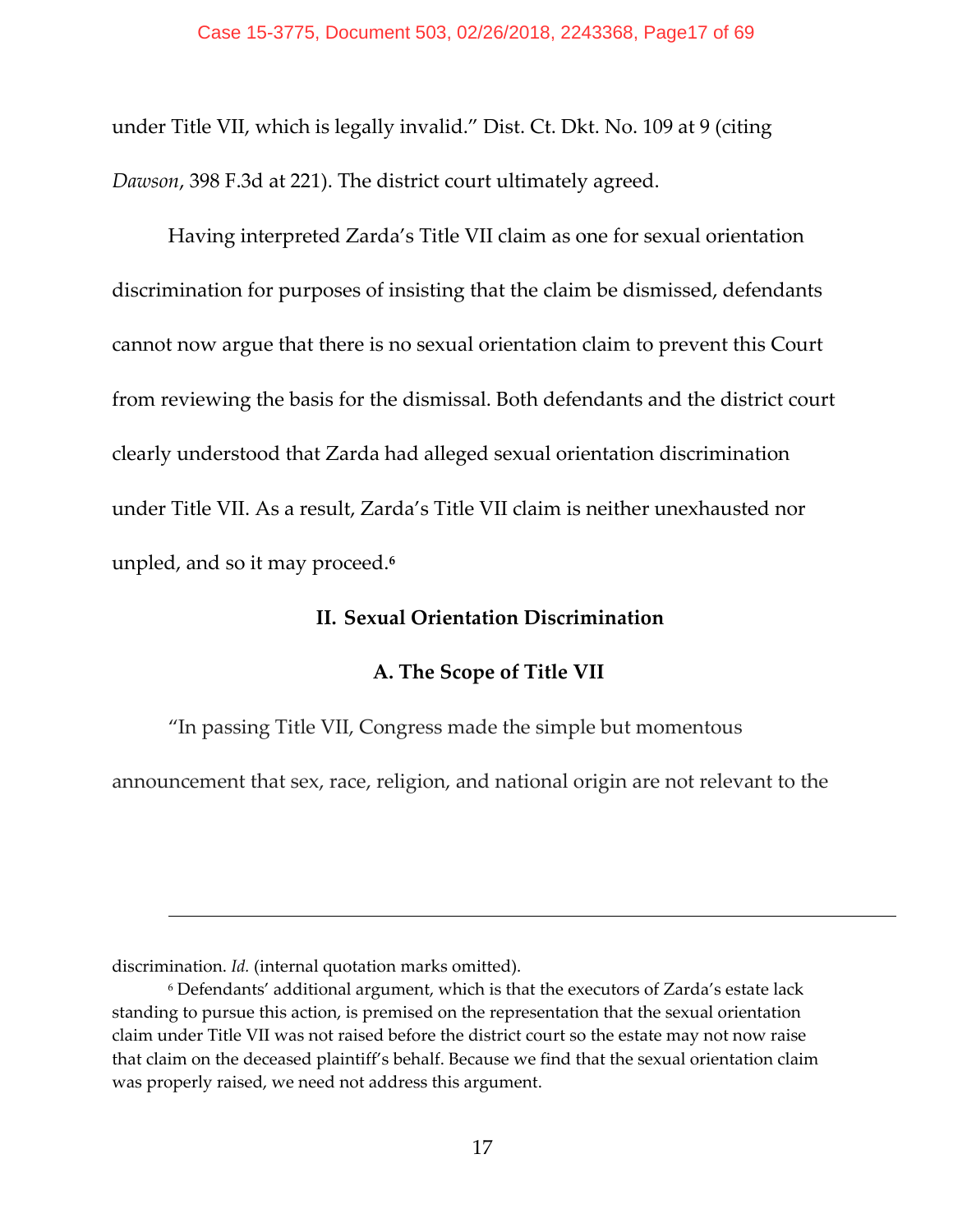under Title VII, which is legally invalid." Dist. Ct. Dkt. No. 109 at 9 (citing *Dawson*, 398 F.3d at 221). The district court ultimately agreed.

Having interpreted Zarda's Title VII claim as one for sexual orientation discrimination for purposes of insisting that the claim be dismissed, defendants cannot now argue that there is no sexual orientation claim to prevent this Court from reviewing the basis for the dismissal. Both defendants and the district court clearly understood that Zarda had alleged sexual orientation discrimination under Title VII. As a result, Zarda's Title VII claim is neither unexhausted nor unpled, and so it may proceed.[6]

## II. Sexual Orientation Discrimination

### A. The Scope of Title VII

"In passing Title VII, Congress made the simple but momentous announcement that sex, race, religion, and national origin are not relevant to the

---

discrimination. *Id.* (internal quotation marks omitted).

[6] Defendants' additional argument, which is that the executors of Zarda's estate lack standing to pursue this action, is premised on the representation that the sexual orientation claim under Title VII was not raised before the district court so the estate may not now raise that claim on the deceased plaintiff's behalf. Because we find that the sexual orientation claim was properly raised, we need not address this argument.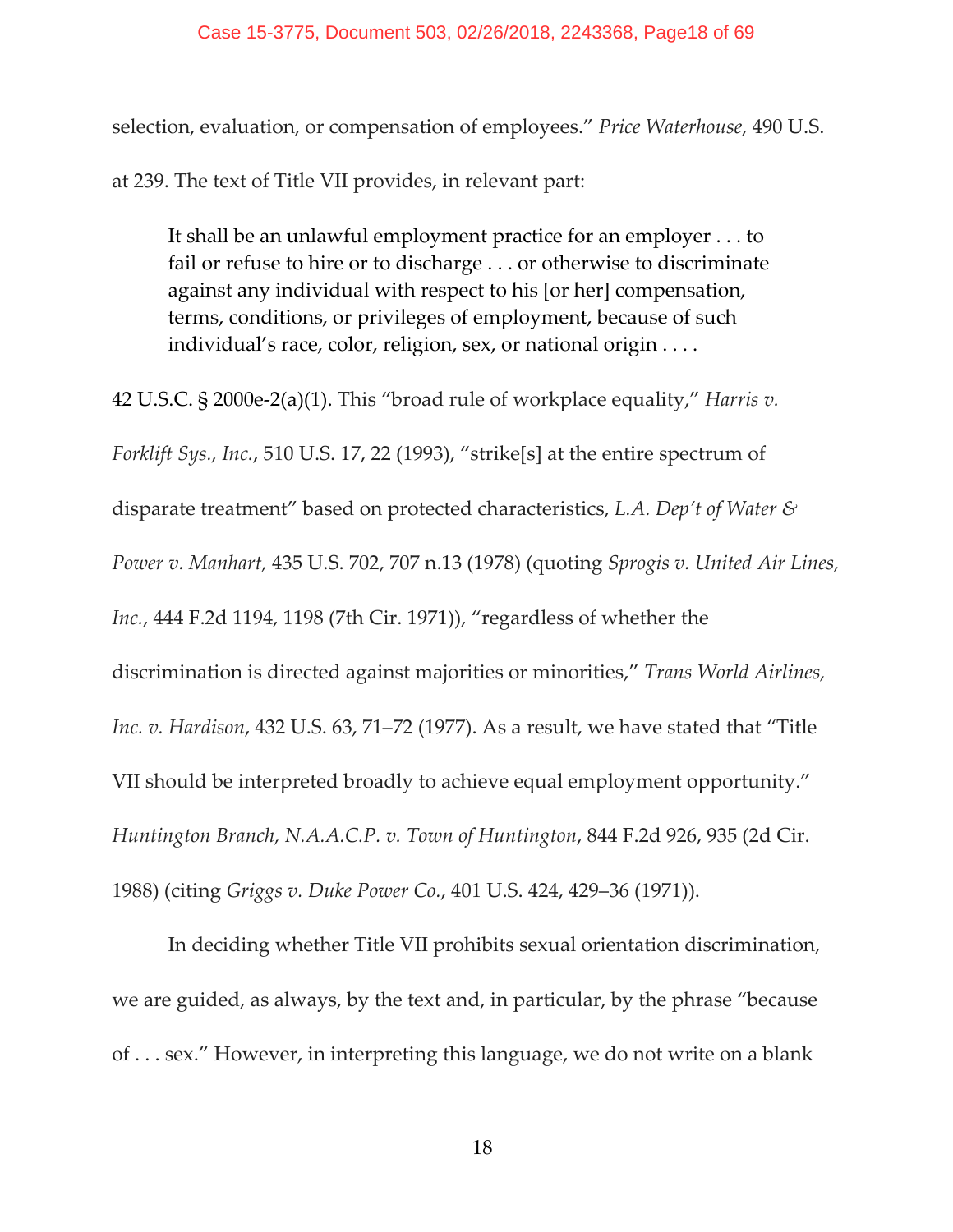selection, evaluation, or compensation of employees." *Price Waterhouse*, 490 U.S. at 239. The text of Title VII provides, in relevant part:

> It shall be an unlawful employment practice for an employer . . . to fail or refuse to hire or to discharge . . . or otherwise to discriminate against any individual with respect to his [or her] compensation, terms, conditions, or privileges of employment, because of such individual's race, color, religion, sex, or national origin . . . .

42 U.S.C. § 2000e-2(a)(1). This "broad rule of workplace equality," *Harris v. Forklift Sys., Inc.*, 510 U.S. 17, 22 (1993), "strike[s] at the entire spectrum of disparate treatment" based on protected characteristics, *L.A. Dep't of Water & Power v. Manhart,* 435 U.S. 702, 707 n.13 (1978) (quoting *Sprogis v. United Air Lines, Inc.*, 444 F.2d 1194, 1198 (7th Cir. 1971)), "regardless of whether the discrimination is directed against majorities or minorities," *Trans World Airlines, Inc. v. Hardison*, 432 U.S. 63, 71–72 (1977). As a result, we have stated that "Title VII should be interpreted broadly to achieve equal employment opportunity." *Huntington Branch, N.A.A.C.P. v. Town of Huntington*, 844 F.2d 926, 935 (2d Cir. 1988) (citing *Griggs v. Duke Power Co.*, 401 U.S. 424, 429–36 (1971)).

In deciding whether Title VII prohibits sexual orientation discrimination, we are guided, as always, by the text and, in particular, by the phrase "because of . . . sex." However, in interpreting this language, we do not write on a blank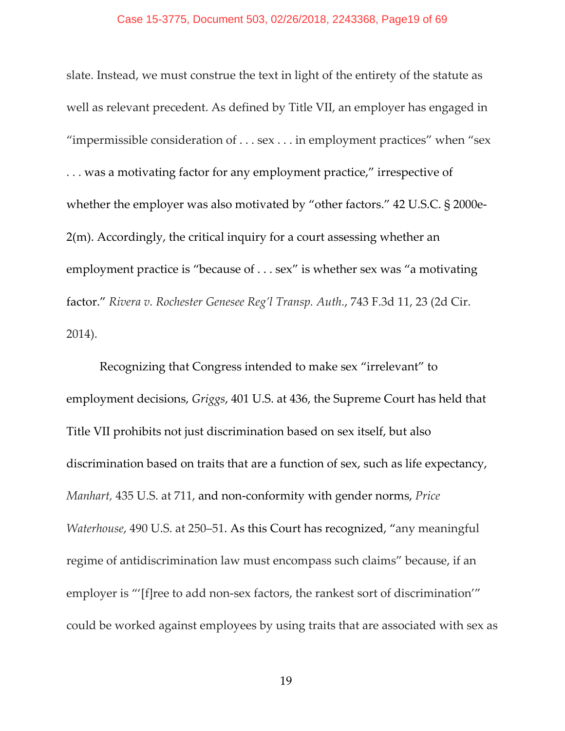slate. Instead, we must construe the text in light of the entirety of the statute as well as relevant precedent. As defined by Title VII, an employer has engaged in "impermissible consideration of . . . sex . . . in employment practices" when "sex . . . was a motivating factor for any employment practice," irrespective of whether the employer was also motivated by "other factors." 42 U.S.C. § 2000e-2(m). Accordingly, the critical inquiry for a court assessing whether an employment practice is "because of . . . sex" is whether sex was "a motivating factor." *Rivera v. Rochester Genesee Reg'l Transp. Auth.*, 743 F.3d 11, 23 (2d Cir. 2014).

Recognizing that Congress intended to make sex "irrelevant" to employment decisions, *Griggs*, 401 U.S. at 436, the Supreme Court has held that Title VII prohibits not just discrimination based on sex itself, but also discrimination based on traits that are a function of sex, such as life expectancy, *Manhart*, 435 U.S. at 711, and non-conformity with gender norms, *Price Waterhouse*, 490 U.S. at 250–51. As this Court has recognized, "any meaningful regime of antidiscrimination law must encompass such claims" because, if an employer is "'[f]ree to add non-sex factors, the rankest sort of discrimination'" could be worked against employees by using traits that are associated with sex as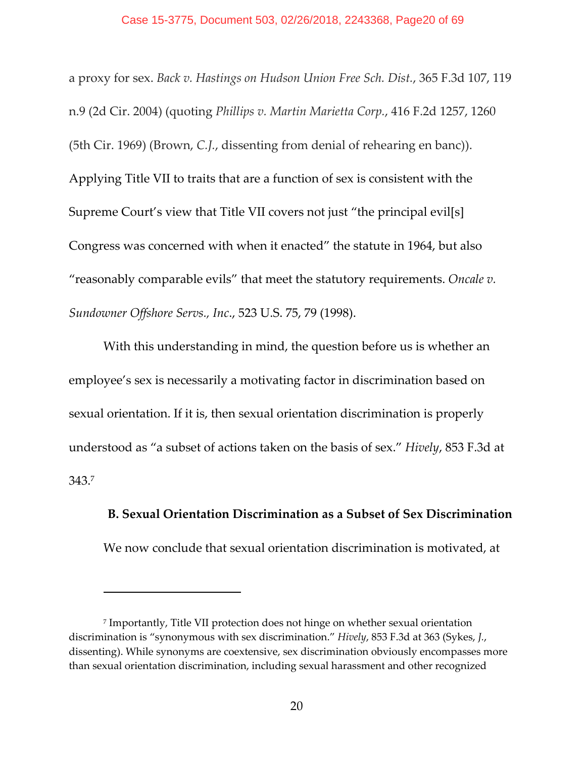a proxy for sex. *Back v. Hastings on Hudson Union Free Sch. Dist.*, 365 F.3d 107, 119 n.9 (2d Cir. 2004) (quoting *Phillips v. Martin Marietta Corp.*, 416 F.2d 1257, 1260 (5th Cir. 1969) (Brown, *C.J.*, dissenting from denial of rehearing en banc)). Applying Title VII to traits that are a function of sex is consistent with the Supreme Court's view that Title VII covers not just "the principal evil[s] Congress was concerned with when it enacted" the statute in 1964, but also "reasonably comparable evils" that meet the statutory requirements. *Oncale v. Sundowner Offshore Servs., Inc.*, 523 U.S. 75, 79 (1998).

With this understanding in mind, the question before us is whether an employee's sex is necessarily a motivating factor in discrimination based on sexual orientation. If it is, then sexual orientation discrimination is properly understood as "a subset of actions taken on the basis of sex." *Hively*, 853 F.3d at 343.[7]

### B. Sexual Orientation Discrimination as a Subset of Sex Discrimination

We now conclude that sexual orientation discrimination is motivated, at

---

[7] Importantly, Title VII protection does not hinge on whether sexual orientation discrimination is "synonymous with sex discrimination." *Hively*, 853 F.3d at 363 (Sykes, *J.*, dissenting). While synonyms are coextensive, sex discrimination obviously encompasses more than sexual orientation discrimination, including sexual harassment and other recognized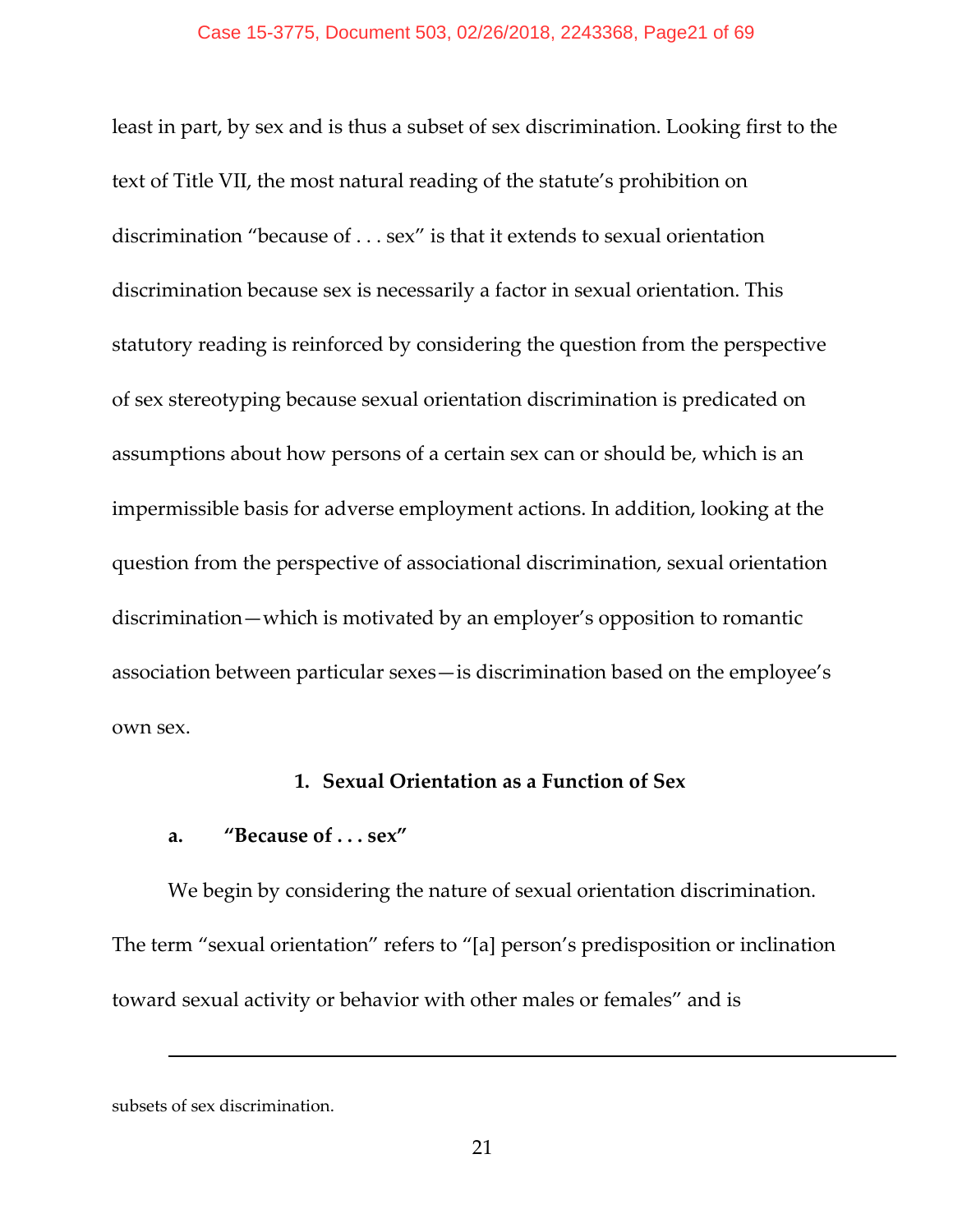least in part, by sex and is thus a subset of sex discrimination. Looking first to the text of Title VII, the most natural reading of the statute's prohibition on discrimination "because of . . . sex" is that it extends to sexual orientation discrimination because sex is necessarily a factor in sexual orientation. This statutory reading is reinforced by considering the question from the perspective of sex stereotyping because sexual orientation discrimination is predicated on assumptions about how persons of a certain sex can or should be, which is an impermissible basis for adverse employment actions. In addition, looking at the question from the perspective of associational discrimination, sexual orientation discrimination—which is motivated by an employer's opposition to romantic association between particular sexes—is discrimination based on the employee's own sex.

### 1. Sexual Orientation as a Function of Sex

#### a. "Because of . . . sex"

We begin by considering the nature of sexual orientation discrimination. The term "sexual orientation" refers to "[a] person's predisposition or inclination toward sexual activity or behavior with other males or females" and is

---

subsets of sex discrimination.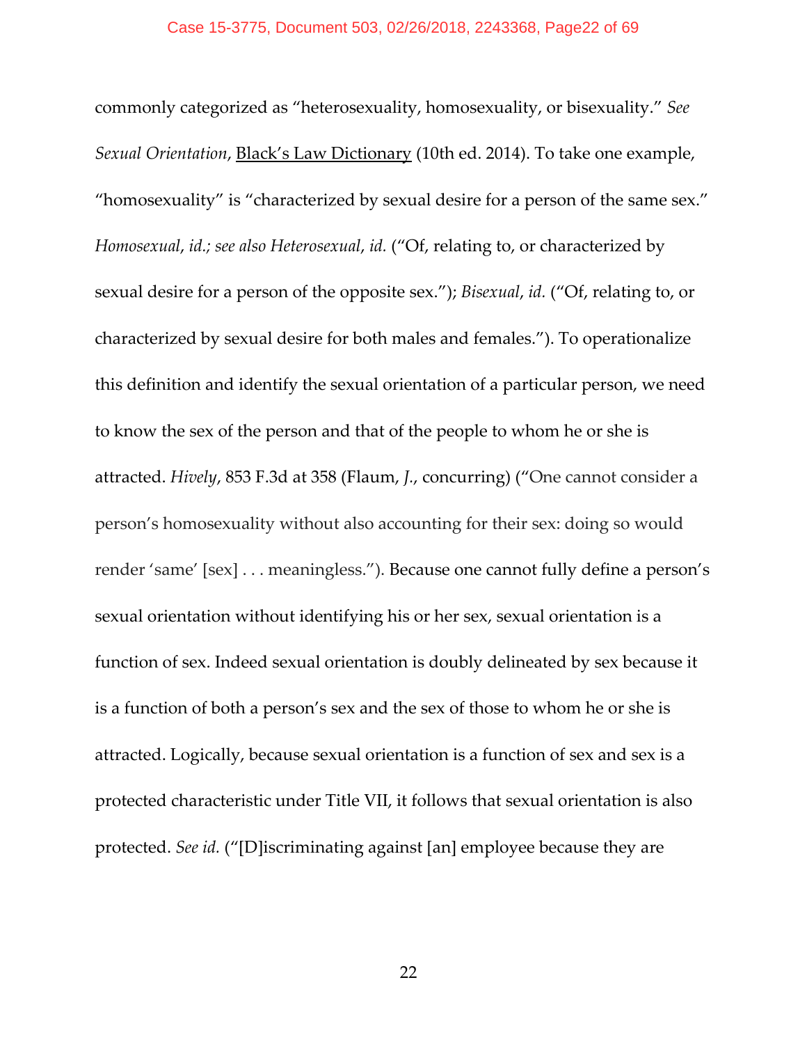commonly categorized as "heterosexuality, homosexuality, or bisexuality." *See Sexual Orientation*, Black's Law Dictionary (10th ed. 2014). To take one example, "homosexuality" is "characterized by sexual desire for a person of the same sex." *Homosexual*, *id.; see also Heterosexual*, *id.* ("Of, relating to, or characterized by sexual desire for a person of the opposite sex."); *Bisexual*, *id.* ("Of, relating to, or characterized by sexual desire for both males and females."). To operationalize this definition and identify the sexual orientation of a particular person, we need to know the sex of the person and that of the people to whom he or she is attracted. *Hively*, 853 F.3d at 358 (Flaum, *J.*, concurring) ("One cannot consider a person's homosexuality without also accounting for their sex: doing so would render 'same' [sex] . . . meaningless."). Because one cannot fully define a person's sexual orientation without identifying his or her sex, sexual orientation is a function of sex. Indeed sexual orientation is doubly delineated by sex because it is a function of both a person's sex and the sex of those to whom he or she is attracted. Logically, because sexual orientation is a function of sex and sex is a protected characteristic under Title VII, it follows that sexual orientation is also protected. *See id.* ("[D]iscriminating against [an] employee because they are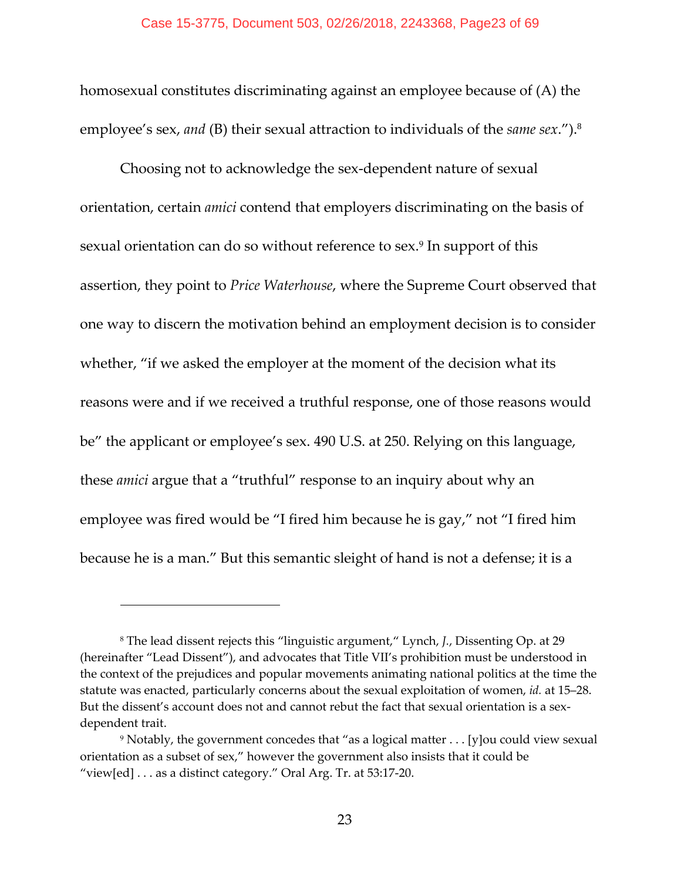homosexual constitutes discriminating against an employee because of (A) the employee's sex, *and* (B) their sexual attraction to individuals of the *same sex*.").[8]

Choosing not to acknowledge the sex-dependent nature of sexual orientation, certain *amici* contend that employers discriminating on the basis of sexual orientation can do so without reference to sex.[9] In support of this assertion, they point to *Price Waterhouse*, where the Supreme Court observed that one way to discern the motivation behind an employment decision is to consider whether, "if we asked the employer at the moment of the decision what its reasons were and if we received a truthful response, one of those reasons would be" the applicant or employee's sex. 490 U.S. at 250. Relying on this language, these *amici* argue that a "truthful" response to an inquiry about why an employee was fired would be "I fired him because he is gay," not "I fired him because he is a man." But this semantic sleight of hand is not a defense; it is a

---

[8] The lead dissent rejects this "linguistic argument," Lynch, *J.*, Dissenting Op. at 29 (hereinafter "Lead Dissent"), and advocates that Title VII's prohibition must be understood in the context of the prejudices and popular movements animating national politics at the time the statute was enacted, particularly concerns about the sexual exploitation of women, *id.* at 15–28. But the dissent's account does not and cannot rebut the fact that sexual orientation is a sex-dependent trait.

[9] Notably, the government concedes that "as a logical matter . . . [y]ou could view sexual orientation as a subset of sex," however the government also insists that it could be "view[ed] . . . as a distinct category." Oral Arg. Tr. at 53:17-20.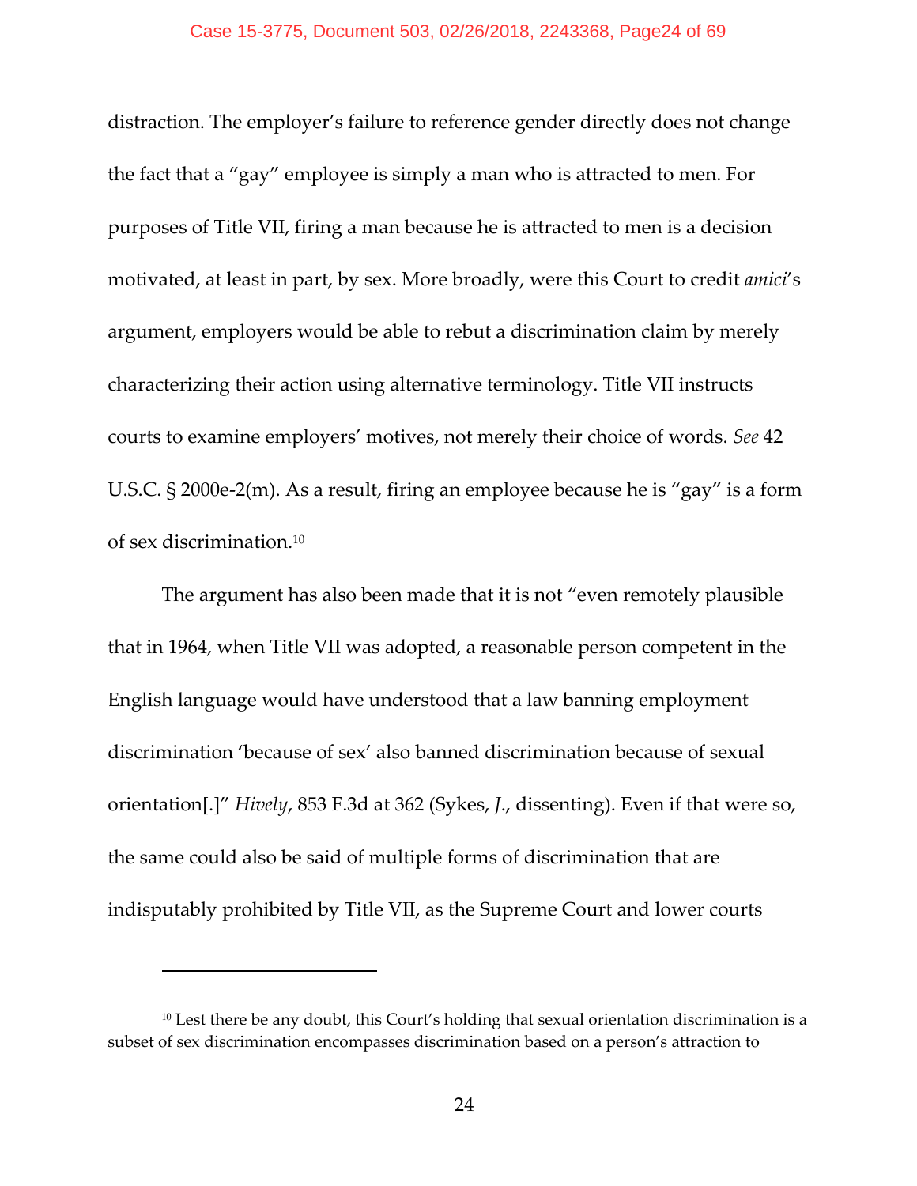distraction. The employer's failure to reference gender directly does not change the fact that a "gay" employee is simply a man who is attracted to men. For purposes of Title VII, firing a man because he is attracted to men is a decision motivated, at least in part, by sex. More broadly, were this Court to credit *amici*'s argument, employers would be able to rebut a discrimination claim by merely characterizing their action using alternative terminology. Title VII instructs courts to examine employers' motives, not merely their choice of words. *See* 42 U.S.C. § 2000e-2(m). As a result, firing an employee because he is "gay" is a form of sex discrimination.[10]

The argument has also been made that it is not "even remotely plausible that in 1964, when Title VII was adopted, a reasonable person competent in the English language would have understood that a law banning employment discrimination 'because of sex' also banned discrimination because of sexual orientation[.]" *Hively*, 853 F.3d at 362 (Sykes, *J.*, dissenting). Even if that were so, the same could also be said of multiple forms of discrimination that are indisputably prohibited by Title VII, as the Supreme Court and lower courts

---

[10] Lest there be any doubt, this Court's holding that sexual orientation discrimination is a subset of sex discrimination encompasses discrimination based on a person's attraction to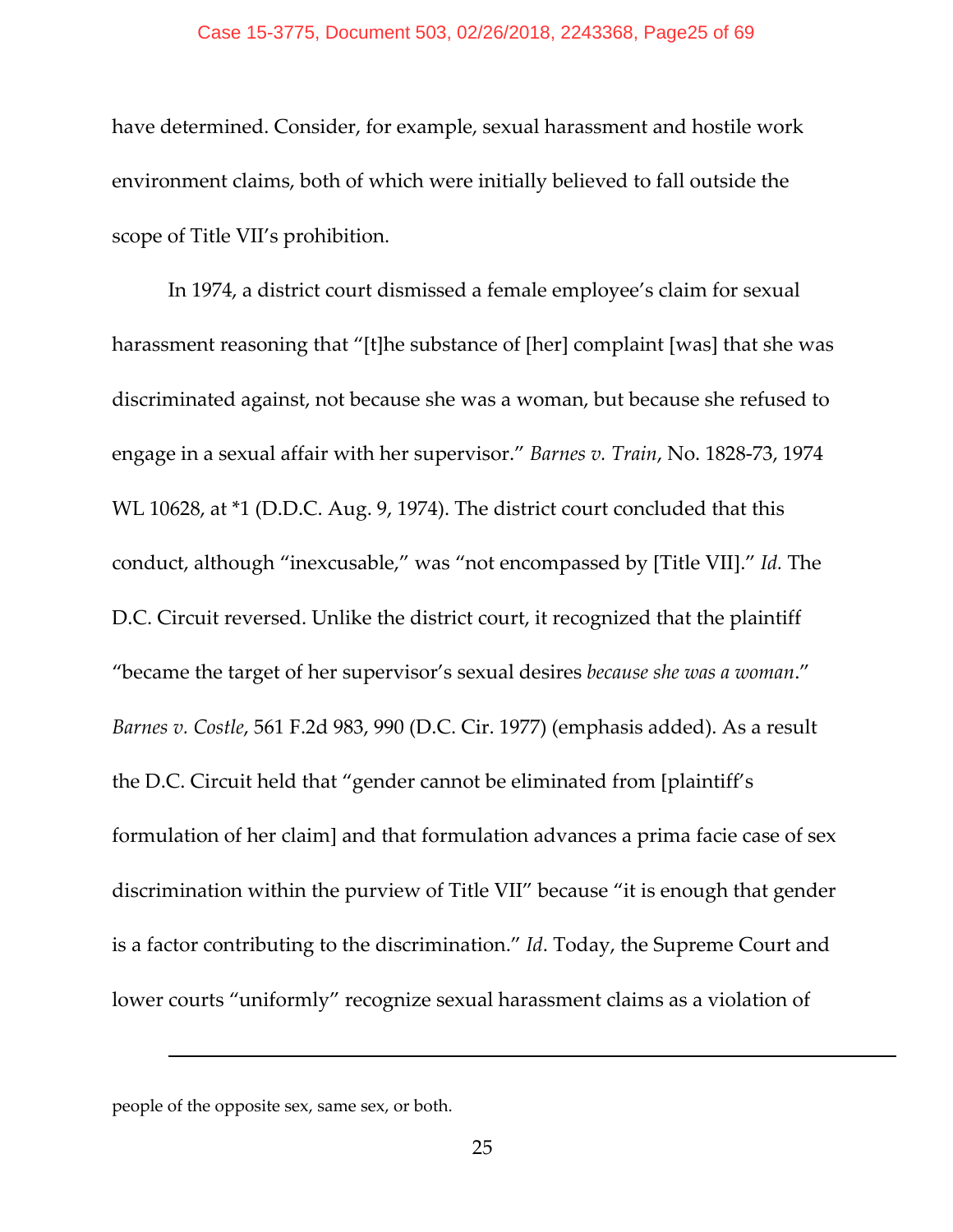have determined. Consider, for example, sexual harassment and hostile work environment claims, both of which were initially believed to fall outside the scope of Title VII's prohibition.

In 1974, a district court dismissed a female employee's claim for sexual harassment reasoning that "[t]he substance of [her] complaint [was] that she was discriminated against, not because she was a woman, but because she refused to engage in a sexual affair with her supervisor." *Barnes v. Train*, No. 1828-73, 1974 WL 10628, at *1 (D.D.C. Aug. 9, 1974). The district court concluded that this conduct, although "inexcusable," was "not encompassed by [Title VII]." *Id.* The D.C. Circuit reversed. Unlike the district court, it recognized that the plaintiff "became the target of her supervisor's sexual desires *because she was a woman*." *Barnes v. Costle*, 561 F.2d 983, 990 (D.C. Cir. 1977) (emphasis added). As a result the D.C. Circuit held that "gender cannot be eliminated from [plaintiff's formulation of her claim] and that formulation advances a prima facie case of sex discrimination within the purview of Title VII" because "it is enough that gender is a factor contributing to the discrimination." *Id*. Today, the Supreme Court and lower courts "uniformly" recognize sexual harassment claims as a violation of

---

people of the opposite sex, same sex, or both.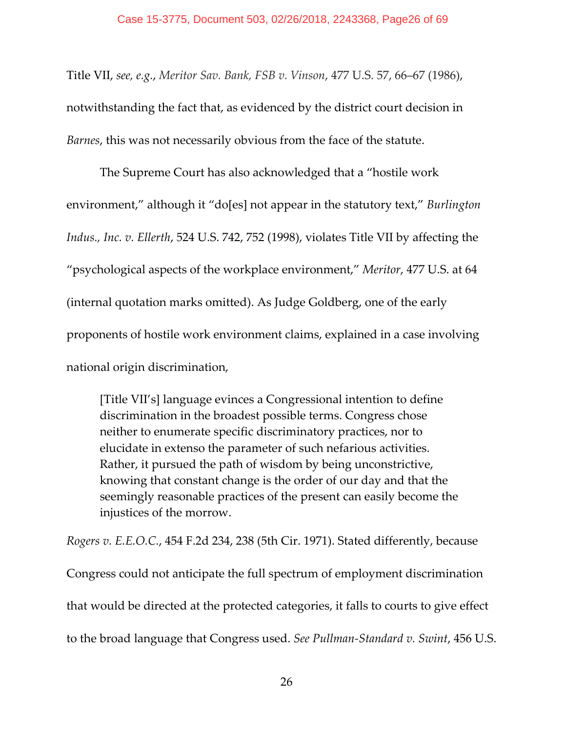Title VII, *see, e.g.*, *Meritor Sav. Bank, FSB v. Vinson*, 477 U.S. 57, 66–67 (1986), notwithstanding the fact that, as evidenced by the district court decision in *Barnes*, this was not necessarily obvious from the face of the statute.

The Supreme Court has also acknowledged that a "hostile work environment," although it "do[es] not appear in the statutory text," *Burlington Indus., Inc. v. Ellerth*, 524 U.S. 742, 752 (1998), violates Title VII by affecting the "psychological aspects of the workplace environment," *Meritor*, 477 U.S. at 64 (internal quotation marks omitted). As Judge Goldberg, one of the early proponents of hostile work environment claims, explained in a case involving national origin discrimination,

> [Title VII's] language evinces a Congressional intention to define discrimination in the broadest possible terms. Congress chose neither to enumerate specific discriminatory practices, nor to elucidate in extenso the parameter of such nefarious activities. Rather, it pursued the path of wisdom by being unconstrictive, knowing that constant change is the order of our day and that the seemingly reasonable practices of the present can easily become the injustices of the morrow.

*Rogers v. E.E.O.C.*, 454 F.2d 234, 238 (5th Cir. 1971). Stated differently, because Congress could not anticipate the full spectrum of employment discrimination that would be directed at the protected categories, it falls to courts to give effect to the broad language that Congress used. *See Pullman-Standard v. Swint*, 456 U.S.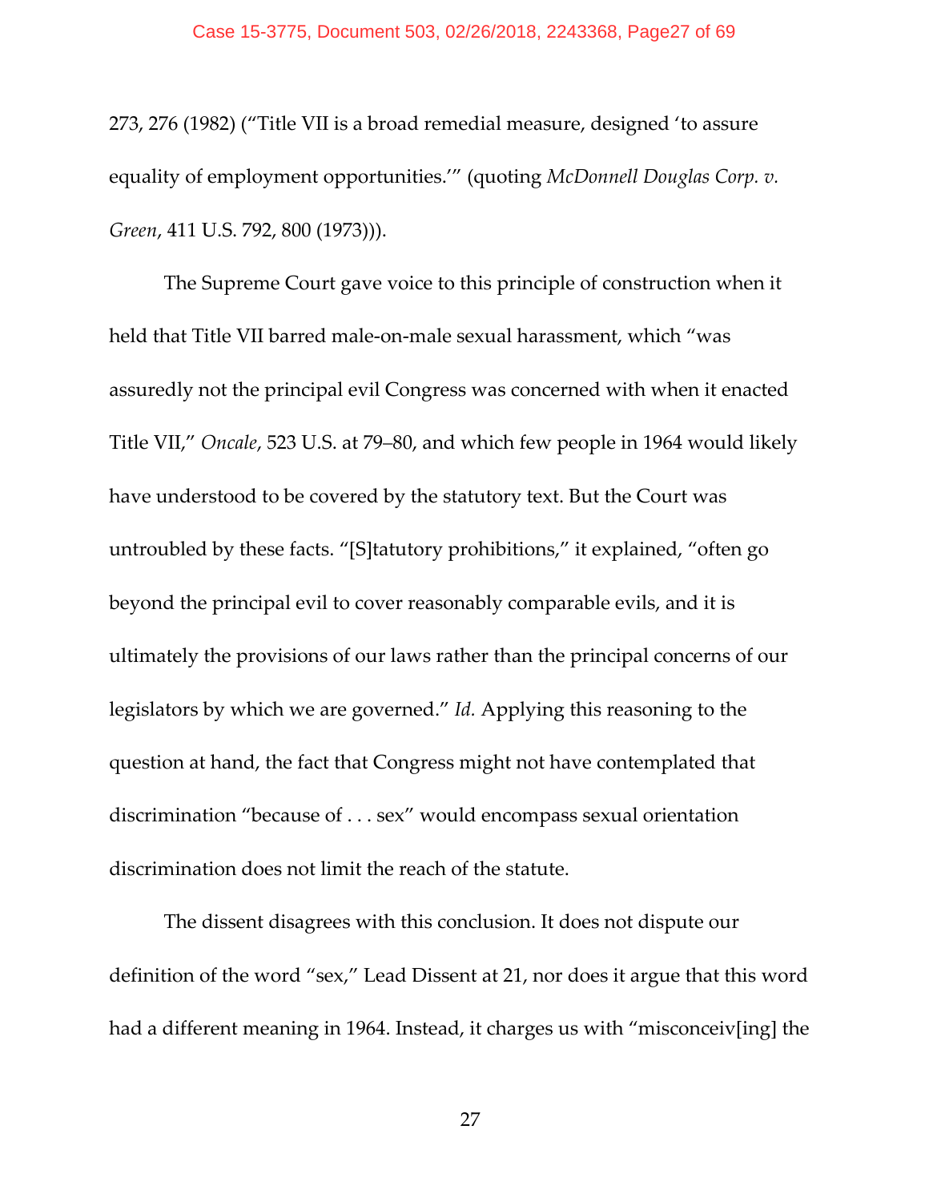273, 276 (1982) ("Title VII is a broad remedial measure, designed 'to assure equality of employment opportunities.'" (quoting *McDonnell Douglas Corp. v. Green*, 411 U.S. 792, 800 (1973))).

The Supreme Court gave voice to this principle of construction when it held that Title VII barred male-on-male sexual harassment, which "was assuredly not the principal evil Congress was concerned with when it enacted Title VII," *Oncale*, 523 U.S. at 79–80, and which few people in 1964 would likely have understood to be covered by the statutory text. But the Court was untroubled by these facts. "[S]tatutory prohibitions," it explained, "often go beyond the principal evil to cover reasonably comparable evils, and it is ultimately the provisions of our laws rather than the principal concerns of our legislators by which we are governed." *Id.* Applying this reasoning to the question at hand, the fact that Congress might not have contemplated that discrimination "because of . . . sex" would encompass sexual orientation discrimination does not limit the reach of the statute.

The dissent disagrees with this conclusion. It does not dispute our definition of the word "sex," Lead Dissent at 21, nor does it argue that this word had a different meaning in 1964. Instead, it charges us with "misconceiv[ing] the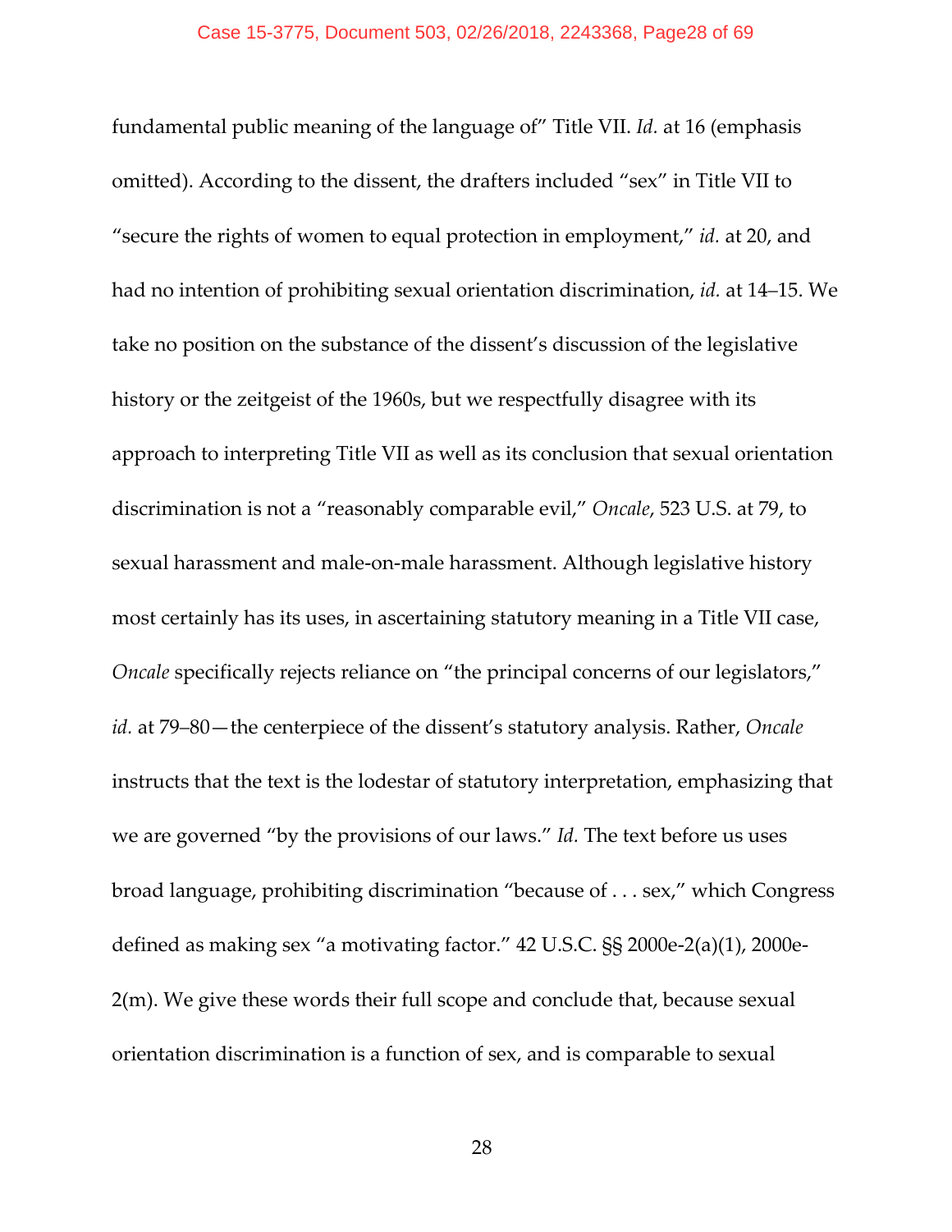fundamental public meaning of the language of" Title VII. *Id.* at 16 (emphasis omitted). According to the dissent, the drafters included "sex" in Title VII to "secure the rights of women to equal protection in employment," *id.* at 20, and had no intention of prohibiting sexual orientation discrimination, *id.* at 14–15. We take no position on the substance of the dissent's discussion of the legislative history or the zeitgeist of the 1960s, but we respectfully disagree with its approach to interpreting Title VII as well as its conclusion that sexual orientation discrimination is not a "reasonably comparable evil," *Oncale*, 523 U.S. at 79, to sexual harassment and male-on-male harassment. Although legislative history most certainly has its uses, in ascertaining statutory meaning in a Title VII case, *Oncale* specifically rejects reliance on "the principal concerns of our legislators," *id.* at 79–80—the centerpiece of the dissent's statutory analysis. Rather, *Oncale* instructs that the text is the lodestar of statutory interpretation, emphasizing that we are governed "by the provisions of our laws." *Id.* The text before us uses broad language, prohibiting discrimination "because of . . . sex," which Congress defined as making sex "a motivating factor." 42 U.S.C. §§ 2000e-2(a)(1), 2000e-2(m). We give these words their full scope and conclude that, because sexual orientation discrimination is a function of sex, and is comparable to sexual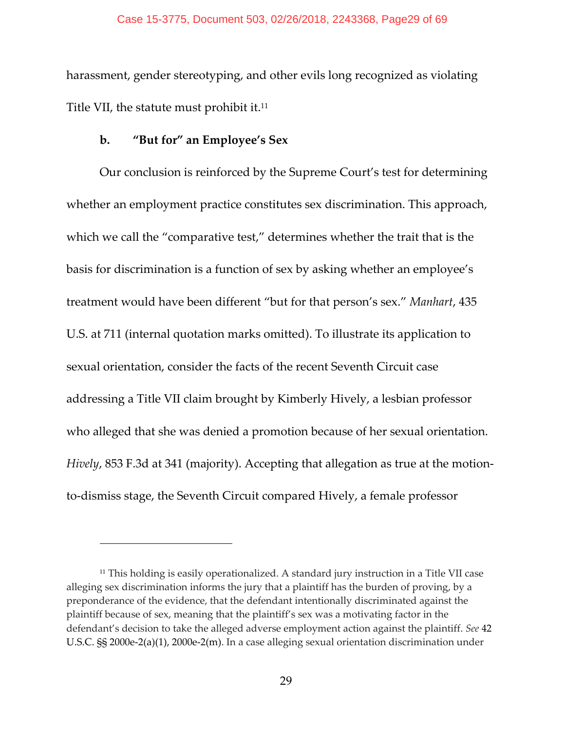harassment, gender stereotyping, and other evils long recognized as violating Title VII, the statute must prohibit it.[11]

**b. "But for" an Employee's Sex**

Our conclusion is reinforced by the Supreme Court's test for determining whether an employment practice constitutes sex discrimination. This approach, which we call the "comparative test," determines whether the trait that is the basis for discrimination is a function of sex by asking whether an employee's treatment would have been different "but for that person's sex." *Manhart*, 435 U.S. at 711 (internal quotation marks omitted). To illustrate its application to sexual orientation, consider the facts of the recent Seventh Circuit case addressing a Title VII claim brought by Kimberly Hively, a lesbian professor who alleged that she was denied a promotion because of her sexual orientation. *Hively*, 853 F.3d at 341 (majority). Accepting that allegation as true at the motion-to-dismiss stage, the Seventh Circuit compared Hively, a female professor

---

[11] This holding is easily operationalized. A standard jury instruction in a Title VII case alleging sex discrimination informs the jury that a plaintiff has the burden of proving, by a preponderance of the evidence, that the defendant intentionally discriminated against the plaintiff because of sex, meaning that the plaintiff's sex was a motivating factor in the defendant's decision to take the alleged adverse employment action against the plaintiff. *See* 42 U.S.C. §§ 2000e-2(a)(1), 2000e-2(m). In a case alleging sexual orientation discrimination under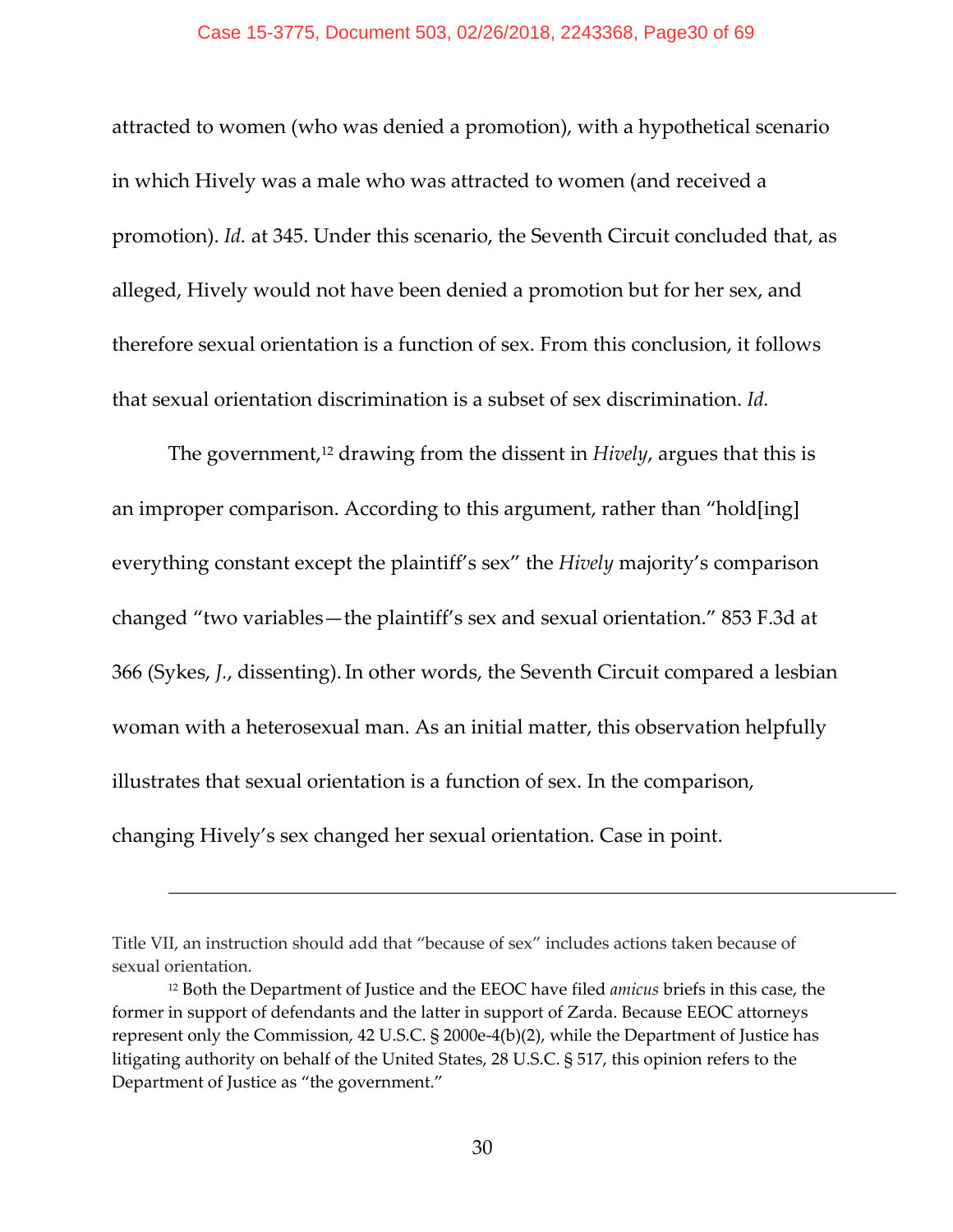attracted to women (who was denied a promotion), with a hypothetical scenario in which Hively was a male who was attracted to women (and received a promotion). *Id.* at 345. Under this scenario, the Seventh Circuit concluded that, as alleged, Hively would not have been denied a promotion but for her sex, and therefore sexual orientation is a function of sex. From this conclusion, it follows that sexual orientation discrimination is a subset of sex discrimination. *Id.*

The government,[12] drawing from the dissent in *Hively*, argues that this is an improper comparison. According to this argument, rather than "hold[ing] everything constant except the plaintiff's sex" the *Hively* majority's comparison changed "two variables—the plaintiff's sex and sexual orientation." 853 F.3d at 366 (Sykes, *J.*, dissenting). In other words, the Seventh Circuit compared a lesbian woman with a heterosexual man. As an initial matter, this observation helpfully illustrates that sexual orientation is a function of sex. In the comparison, changing Hively's sex changed her sexual orientation. Case in point.

---

Title VII, an instruction should add that "because of sex" includes actions taken because of sexual orientation.

[12] Both the Department of Justice and the EEOC have filed *amicus* briefs in this case, the former in support of defendants and the latter in support of Zarda. Because EEOC attorneys represent only the Commission, 42 U.S.C. § 2000e-4(b)(2), while the Department of Justice has litigating authority on behalf of the United States, 28 U.S.C. § 517, this opinion refers to the Department of Justice as "the government."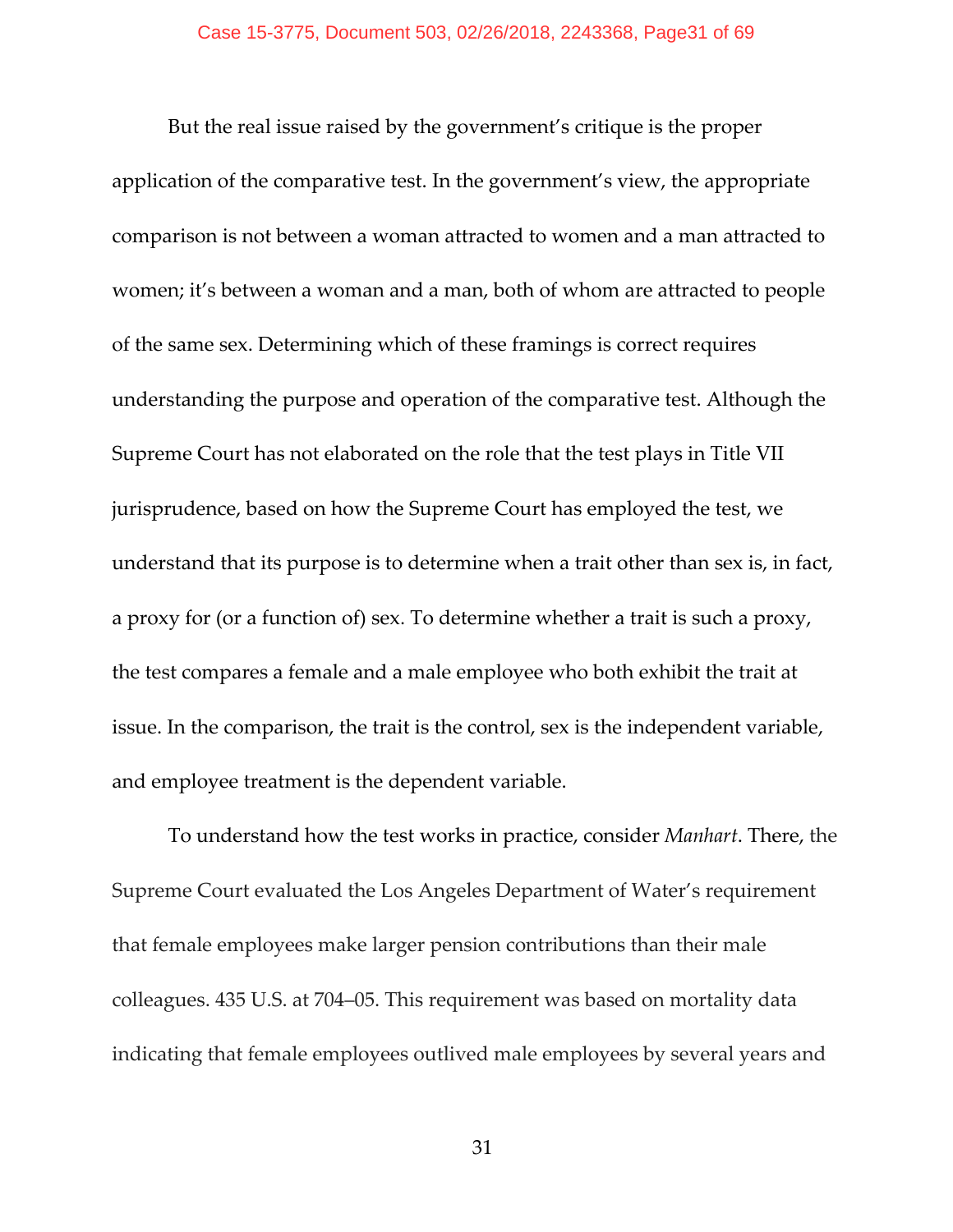But the real issue raised by the government's critique is the proper application of the comparative test. In the government's view, the appropriate comparison is not between a woman attracted to women and a man attracted to women; it's between a woman and a man, both of whom are attracted to people of the same sex. Determining which of these framings is correct requires understanding the purpose and operation of the comparative test. Although the Supreme Court has not elaborated on the role that the test plays in Title VII jurisprudence, based on how the Supreme Court has employed the test, we understand that its purpose is to determine when a trait other than sex is, in fact, a proxy for (or a function of) sex. To determine whether a trait is such a proxy, the test compares a female and a male employee who both exhibit the trait at issue. In the comparison, the trait is the control, sex is the independent variable, and employee treatment is the dependent variable.

To understand how the test works in practice, consider *Manhart*. There, the Supreme Court evaluated the Los Angeles Department of Water's requirement that female employees make larger pension contributions than their male colleagues. 435 U.S. at 704–05. This requirement was based on mortality data indicating that female employees outlived male employees by several years and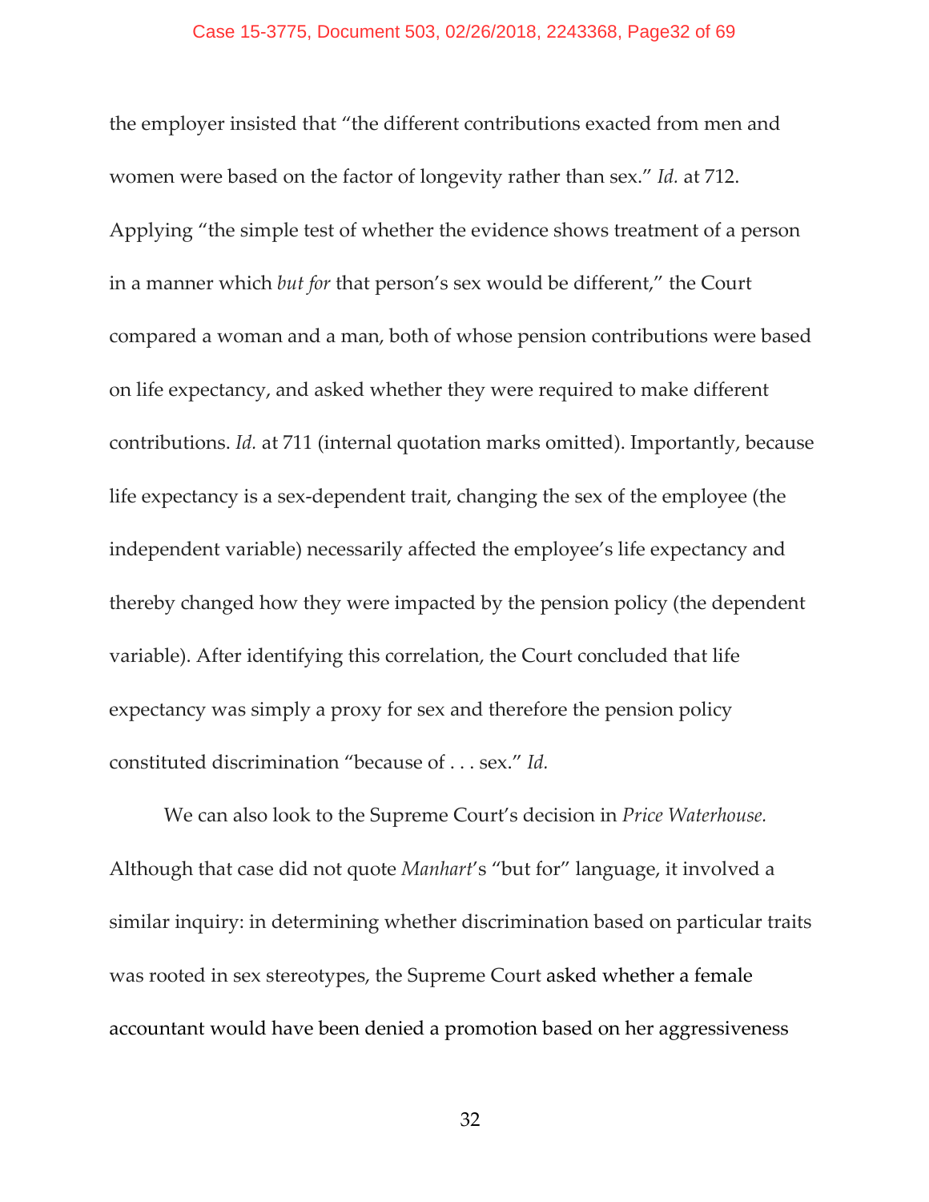the employer insisted that "the different contributions exacted from men and women were based on the factor of longevity rather than sex." *Id.* at 712. Applying "the simple test of whether the evidence shows treatment of a person in a manner which *but for* that person's sex would be different," the Court compared a woman and a man, both of whose pension contributions were based on life expectancy, and asked whether they were required to make different contributions. *Id.* at 711 (internal quotation marks omitted). Importantly, because life expectancy is a sex-dependent trait, changing the sex of the employee (the independent variable) necessarily affected the employee's life expectancy and thereby changed how they were impacted by the pension policy (the dependent variable). After identifying this correlation, the Court concluded that life expectancy was simply a proxy for sex and therefore the pension policy constituted discrimination "because of . . . sex." *Id.*

We can also look to the Supreme Court's decision in *Price Waterhouse.* Although that case did not quote *Manhart*'s "but for" language, it involved a similar inquiry: in determining whether discrimination based on particular traits was rooted in sex stereotypes, the Supreme Court asked whether a female accountant would have been denied a promotion based on her aggressiveness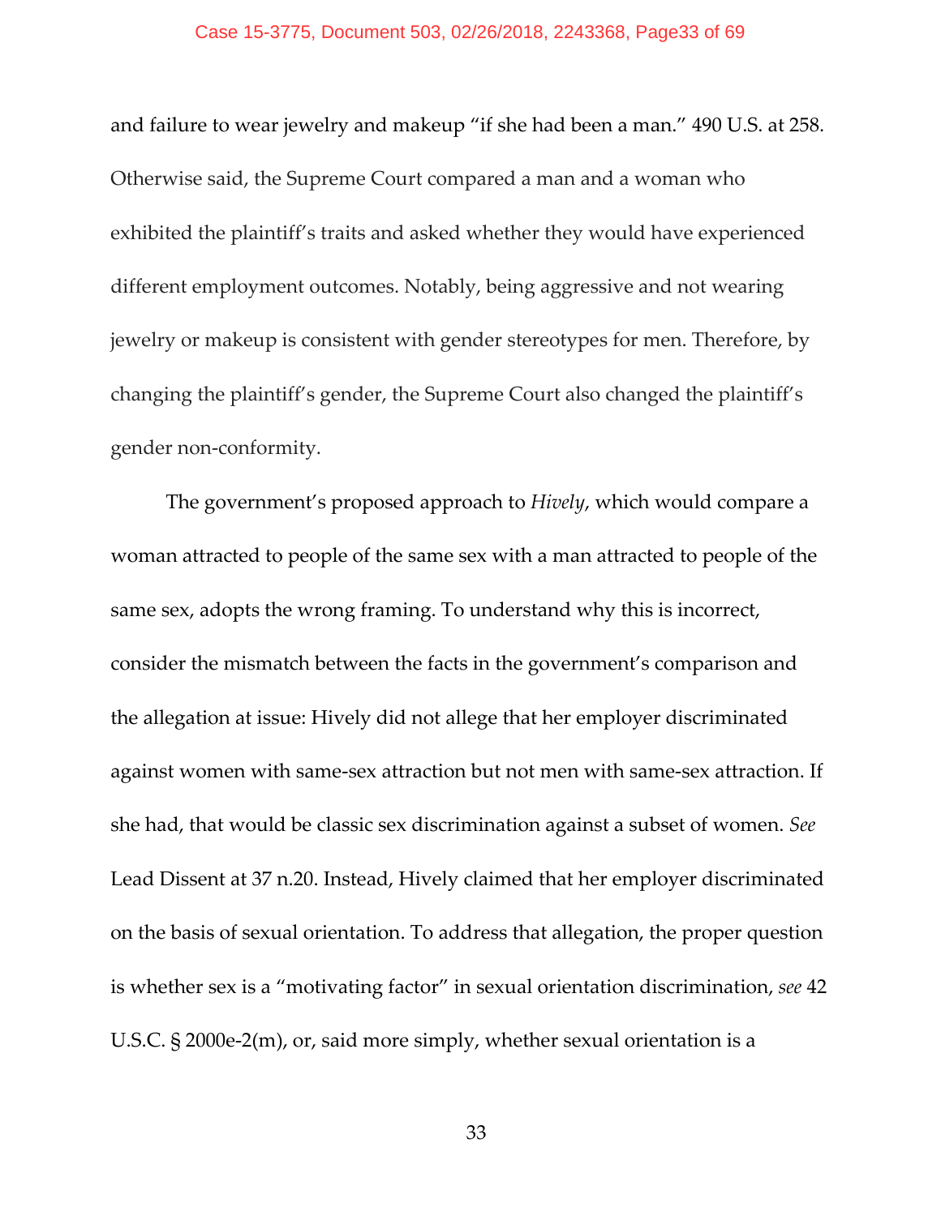and failure to wear jewelry and makeup "if she had been a man." 490 U.S. at 258. Otherwise said, the Supreme Court compared a man and a woman who exhibited the plaintiff's traits and asked whether they would have experienced different employment outcomes. Notably, being aggressive and not wearing jewelry or makeup is consistent with gender stereotypes for men. Therefore, by changing the plaintiff's gender, the Supreme Court also changed the plaintiff's gender non-conformity.

The government's proposed approach to *Hively*, which would compare a woman attracted to people of the same sex with a man attracted to people of the same sex, adopts the wrong framing. To understand why this is incorrect, consider the mismatch between the facts in the government's comparison and the allegation at issue: Hively did not allege that her employer discriminated against women with same-sex attraction but not men with same-sex attraction. If she had, that would be classic sex discrimination against a subset of women. *See* Lead Dissent at 37 n.20. Instead, Hively claimed that her employer discriminated on the basis of sexual orientation. To address that allegation, the proper question is whether sex is a "motivating factor" in sexual orientation discrimination, *see* 42 U.S.C. § 2000e-2(m), or, said more simply, whether sexual orientation is a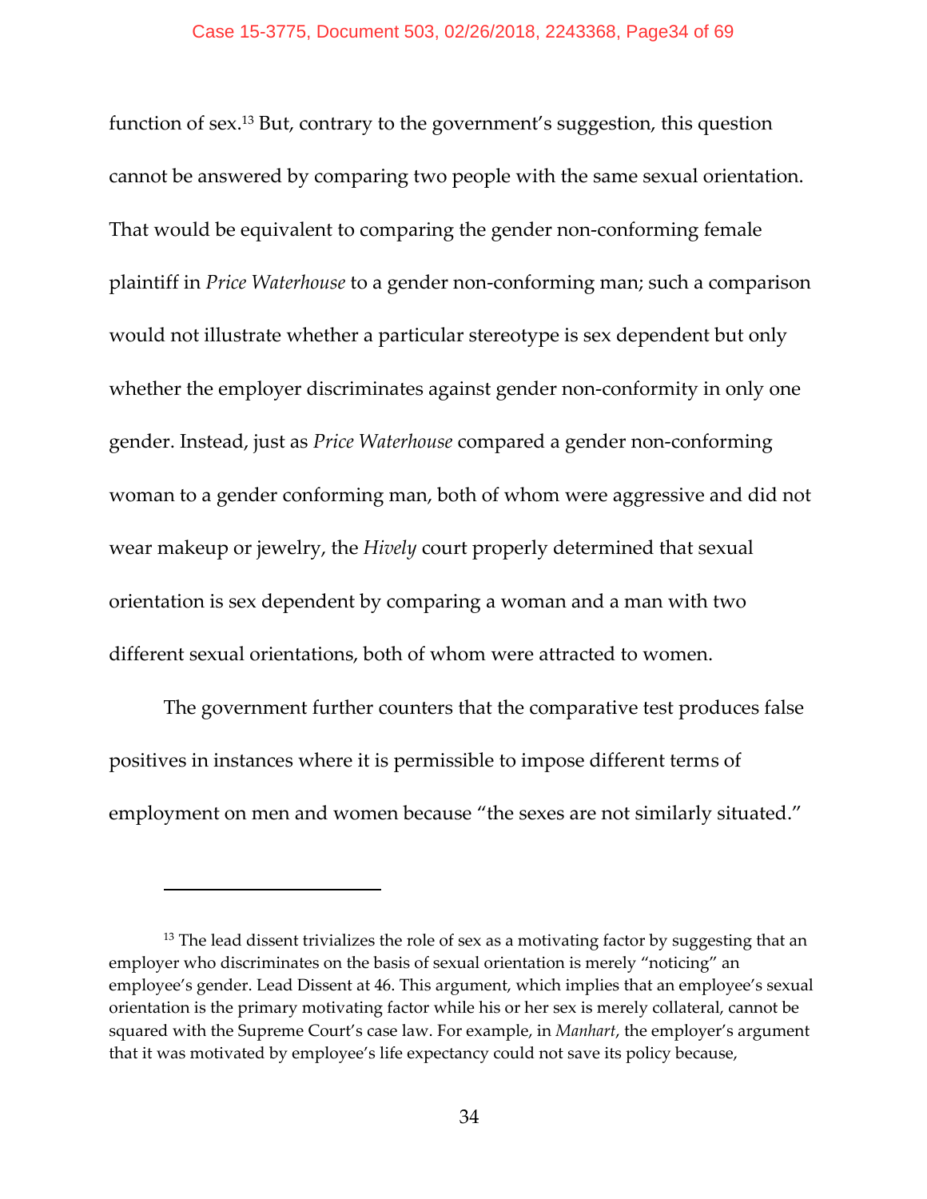function of sex.[13] But, contrary to the government's suggestion, this question cannot be answered by comparing two people with the same sexual orientation. That would be equivalent to comparing the gender non-conforming female plaintiff in *Price Waterhouse* to a gender non-conforming man; such a comparison would not illustrate whether a particular stereotype is sex dependent but only whether the employer discriminates against gender non-conformity in only one gender. Instead, just as *Price Waterhouse* compared a gender non-conforming woman to a gender conforming man, both of whom were aggressive and did not wear makeup or jewelry, the *Hively* court properly determined that sexual orientation is sex dependent by comparing a woman and a man with two different sexual orientations, both of whom were attracted to women.

The government further counters that the comparative test produces false positives in instances where it is permissible to impose different terms of employment on men and women because "the sexes are not similarly situated."

---

[13] The lead dissent trivializes the role of sex as a motivating factor by suggesting that an employer who discriminates on the basis of sexual orientation is merely "noticing" an employee's gender. Lead Dissent at 46. This argument, which implies that an employee's sexual orientation is the primary motivating factor while his or her sex is merely collateral, cannot be squared with the Supreme Court's case law. For example, in *Manhart*, the employer's argument that it was motivated by employee's life expectancy could not save its policy because,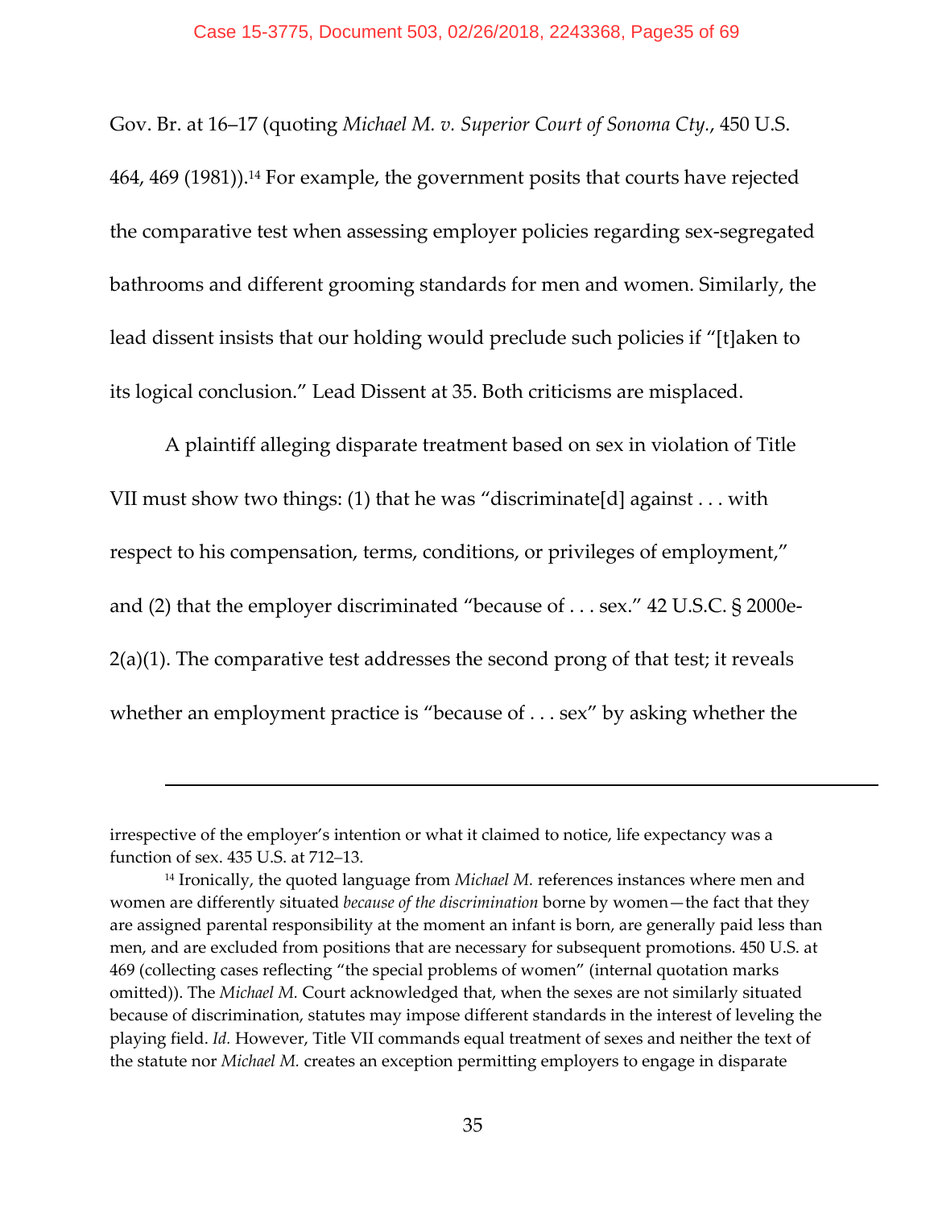Gov. Br. at 16–17 (quoting *Michael M. v. Superior Court of Sonoma Cty.*, 450 U.S. 464, 469 (1981)).[14] For example, the government posits that courts have rejected the comparative test when assessing employer policies regarding sex-segregated bathrooms and different grooming standards for men and women. Similarly, the lead dissent insists that our holding would preclude such policies if "[t]aken to its logical conclusion." Lead Dissent at 35. Both criticisms are misplaced.

A plaintiff alleging disparate treatment based on sex in violation of Title VII must show two things: (1) that he was "discriminate[d] against . . . with respect to his compensation, terms, conditions, or privileges of employment," and (2) that the employer discriminated "because of . . . sex." 42 U.S.C. § 2000e-2(a)(1). The comparative test addresses the second prong of that test; it reveals whether an employment practice is "because of . . . sex" by asking whether the

---

irrespective of the employer's intention or what it claimed to notice, life expectancy was a function of sex. 435 U.S. at 712–13.

[14] Ironically, the quoted language from *Michael M.* references instances where men and women are differently situated *because of the discrimination* borne by women—the fact that they are assigned parental responsibility at the moment an infant is born, are generally paid less than men, and are excluded from positions that are necessary for subsequent promotions. 450 U.S. at 469 (collecting cases reflecting "the special problems of women" (internal quotation marks omitted)). The *Michael M.* Court acknowledged that, when the sexes are not similarly situated because of discrimination, statutes may impose different standards in the interest of leveling the playing field. *Id.* However, Title VII commands equal treatment of sexes and neither the text of the statute nor *Michael M.* creates an exception permitting employers to engage in disparate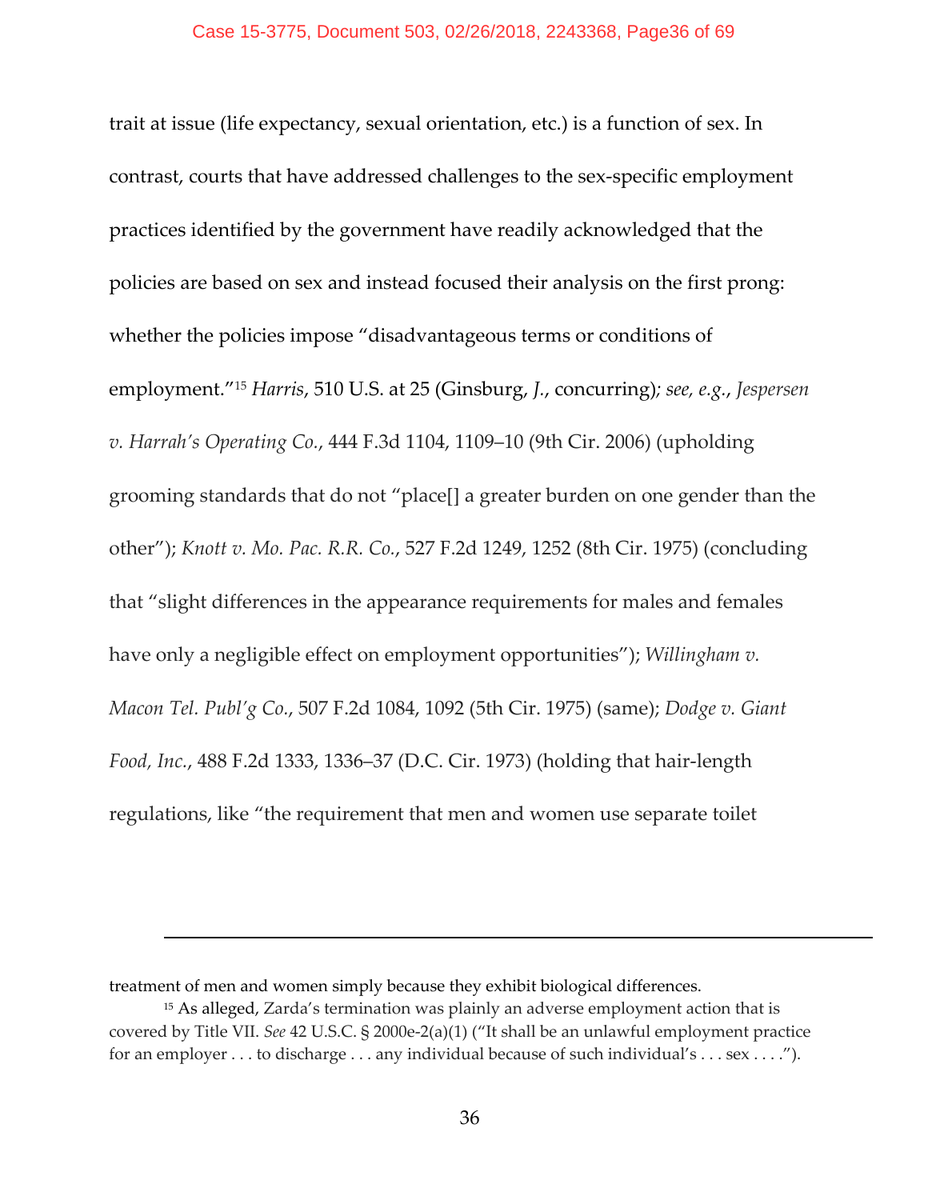trait at issue (life expectancy, sexual orientation, etc.) is a function of sex. In contrast, courts that have addressed challenges to the sex-specific employment practices identified by the government have readily acknowledged that the policies are based on sex and instead focused their analysis on the first prong: whether the policies impose "disadvantageous terms or conditions of employment."[15] *Harris*, 510 U.S. at 25 (Ginsburg, *J.*, concurring)*; see, e.g.*, *Jespersen v. Harrah's Operating Co.*, 444 F.3d 1104, 1109–10 (9th Cir. 2006) (upholding grooming standards that do not "place[] a greater burden on one gender than the other"); *Knott v. Mo. Pac. R.R. Co.*, 527 F.2d 1249, 1252 (8th Cir. 1975) (concluding that "slight differences in the appearance requirements for males and females have only a negligible effect on employment opportunities"); *Willingham v. Macon Tel. Publ'g Co.*, 507 F.2d 1084, 1092 (5th Cir. 1975) (same); *Dodge v. Giant Food, Inc.*, 488 F.2d 1333, 1336–37 (D.C. Cir. 1973) (holding that hair-length regulations, like "the requirement that men and women use separate toilet

---

treatment of men and women simply because they exhibit biological differences.

[15] As alleged, Zarda's termination was plainly an adverse employment action that is covered by Title VII. *See* 42 U.S.C. § 2000e-2(a)(1) ("It shall be an unlawful employment practice for an employer . . . to discharge . . . any individual because of such individual's . . . sex . . . .").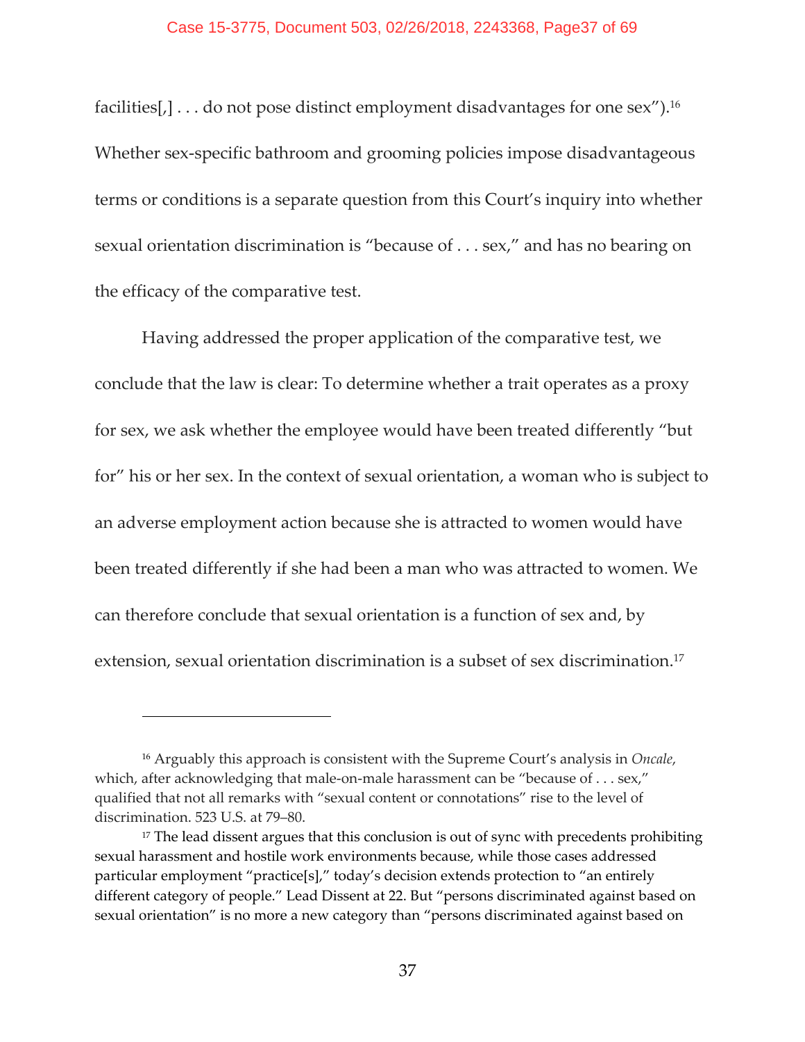facilities[,] . . . do not pose distinct employment disadvantages for one sex").[16] Whether sex-specific bathroom and grooming policies impose disadvantageous terms or conditions is a separate question from this Court's inquiry into whether sexual orientation discrimination is "because of . . . sex," and has no bearing on the efficacy of the comparative test.

Having addressed the proper application of the comparative test, we conclude that the law is clear: To determine whether a trait operates as a proxy for sex, we ask whether the employee would have been treated differently "but for" his or her sex. In the context of sexual orientation, a woman who is subject to an adverse employment action because she is attracted to women would have been treated differently if she had been a man who was attracted to women. We can therefore conclude that sexual orientation is a function of sex and, by extension, sexual orientation discrimination is a subset of sex discrimination.[17]

---

[16] Arguably this approach is consistent with the Supreme Court's analysis in *Oncale*, which, after acknowledging that male-on-male harassment can be "because of . . . sex," qualified that not all remarks with "sexual content or connotations" rise to the level of discrimination. 523 U.S. at 79–80.

[17] The lead dissent argues that this conclusion is out of sync with precedents prohibiting sexual harassment and hostile work environments because, while those cases addressed particular employment "practice[s]," today's decision extends protection to "an entirely different category of people." Lead Dissent at 22. But "persons discriminated against based on sexual orientation" is no more a new category than "persons discriminated against based on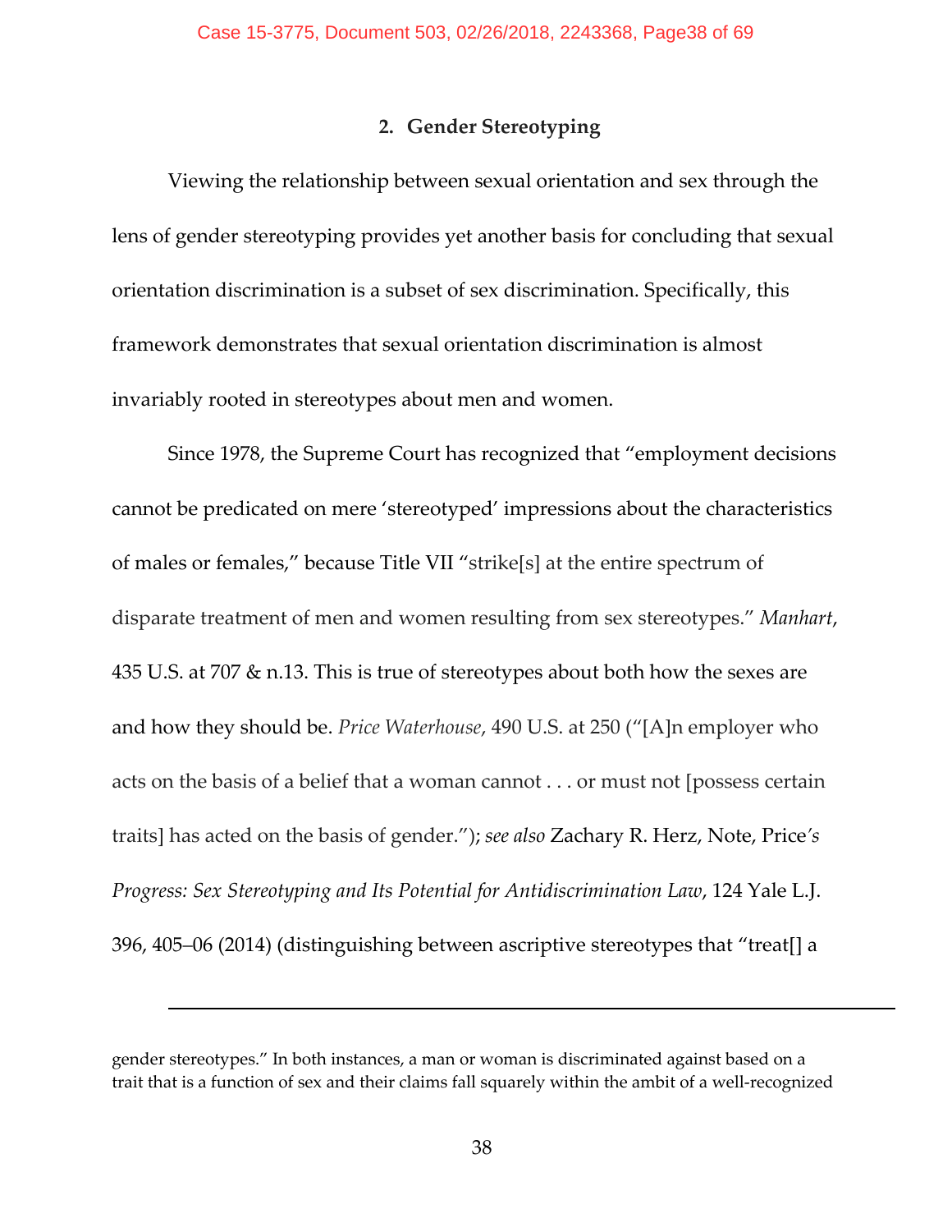### 2. Gender Stereotyping

Viewing the relationship between sexual orientation and sex through the lens of gender stereotyping provides yet another basis for concluding that sexual orientation discrimination is a subset of sex discrimination. Specifically, this framework demonstrates that sexual orientation discrimination is almost invariably rooted in stereotypes about men and women.

Since 1978, the Supreme Court has recognized that "employment decisions cannot be predicated on mere 'stereotyped' impressions about the characteristics of males or females," because Title VII "strike[s] at the entire spectrum of disparate treatment of men and women resulting from sex stereotypes." *Manhart*, 435 U.S. at 707 & n.13. This is true of stereotypes about both how the sexes are and how they should be. *Price Waterhouse*, 490 U.S. at 250 ("[A]n employer who acts on the basis of a belief that a woman cannot . . . or must not [possess certain traits] has acted on the basis of gender."); *see also* Zachary R. Herz, Note, *Price's Progress: Sex Stereotyping and Its Potential for Antidiscrimination Law*, 124 Yale L.J. 396, 405–06 (2014) (distinguishing between ascriptive stereotypes that "treat[] a

---

gender stereotypes." In both instances, a man or woman is discriminated against based on a trait that is a function of sex and their claims fall squarely within the ambit of a well-recognized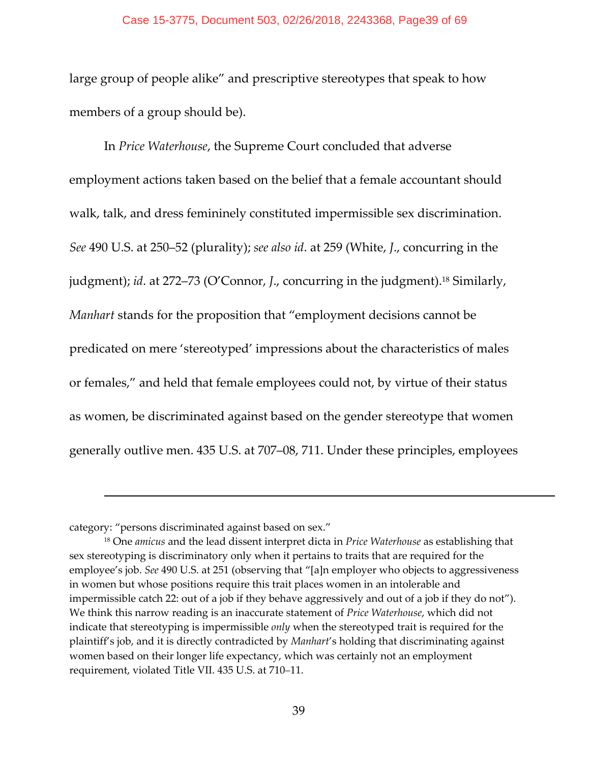large group of people alike" and prescriptive stereotypes that speak to how members of a group should be).

In *Price Waterhouse*, the Supreme Court concluded that adverse employment actions taken based on the belief that a female accountant should walk, talk, and dress femininely constituted impermissible sex discrimination. *See* 490 U.S. at 250–52 (plurality); *see also id*. at 259 (White, *J*., concurring in the judgment); *id*. at 272–73 (O'Connor, *J*., concurring in the judgment).[18] Similarly, *Manhart* stands for the proposition that "employment decisions cannot be predicated on mere 'stereotyped' impressions about the characteristics of males or females," and held that female employees could not, by virtue of their status as women, be discriminated against based on the gender stereotype that women generally outlive men. 435 U.S. at 707–08, 711. Under these principles, employees

---

category: "persons discriminated against based on sex."

[18] One *amicus* and the lead dissent interpret dicta in *Price Waterhouse* as establishing that sex stereotyping is discriminatory only when it pertains to traits that are required for the employee's job. *See* 490 U.S. at 251 (observing that "[a]n employer who objects to aggressiveness in women but whose positions require this trait places women in an intolerable and impermissible catch 22: out of a job if they behave aggressively and out of a job if they do not"). We think this narrow reading is an inaccurate statement of *Price Waterhouse*, which did not indicate that stereotyping is impermissible *only* when the stereotyped trait is required for the plaintiff's job, and it is directly contradicted by *Manhart*'s holding that discriminating against women based on their longer life expectancy, which was certainly not an employment requirement, violated Title VII. 435 U.S. at 710–11.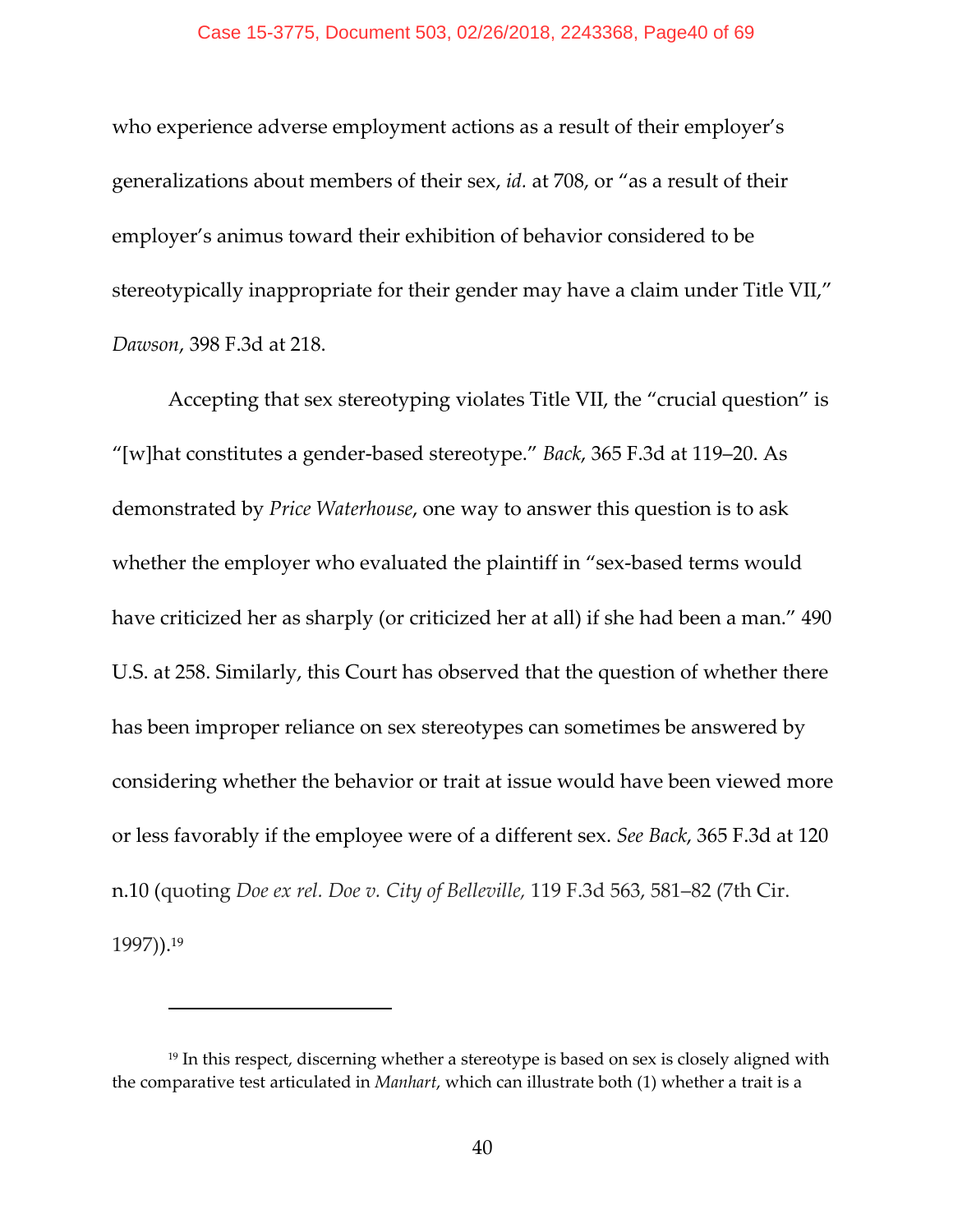who experience adverse employment actions as a result of their employer's generalizations about members of their sex, *id.* at 708, or "as a result of their employer's animus toward their exhibition of behavior considered to be stereotypically inappropriate for their gender may have a claim under Title VII," *Dawson*, 398 F.3d at 218.

Accepting that sex stereotyping violates Title VII, the "crucial question" is "[w]hat constitutes a gender-based stereotype." *Back*, 365 F.3d at 119–20. As demonstrated by *Price Waterhouse*, one way to answer this question is to ask whether the employer who evaluated the plaintiff in "sex-based terms would have criticized her as sharply (or criticized her at all) if she had been a man." 490 U.S. at 258. Similarly, this Court has observed that the question of whether there has been improper reliance on sex stereotypes can sometimes be answered by considering whether the behavior or trait at issue would have been viewed more or less favorably if the employee were of a different sex. *See Back*, 365 F.3d at 120 n.10 (quoting *Doe ex rel. Doe v. City of Belleville,* 119 F.3d 563, 581–82 (7th Cir. 1997)).[19]

---

[19] In this respect, discerning whether a stereotype is based on sex is closely aligned with the comparative test articulated in *Manhart*, which can illustrate both (1) whether a trait is a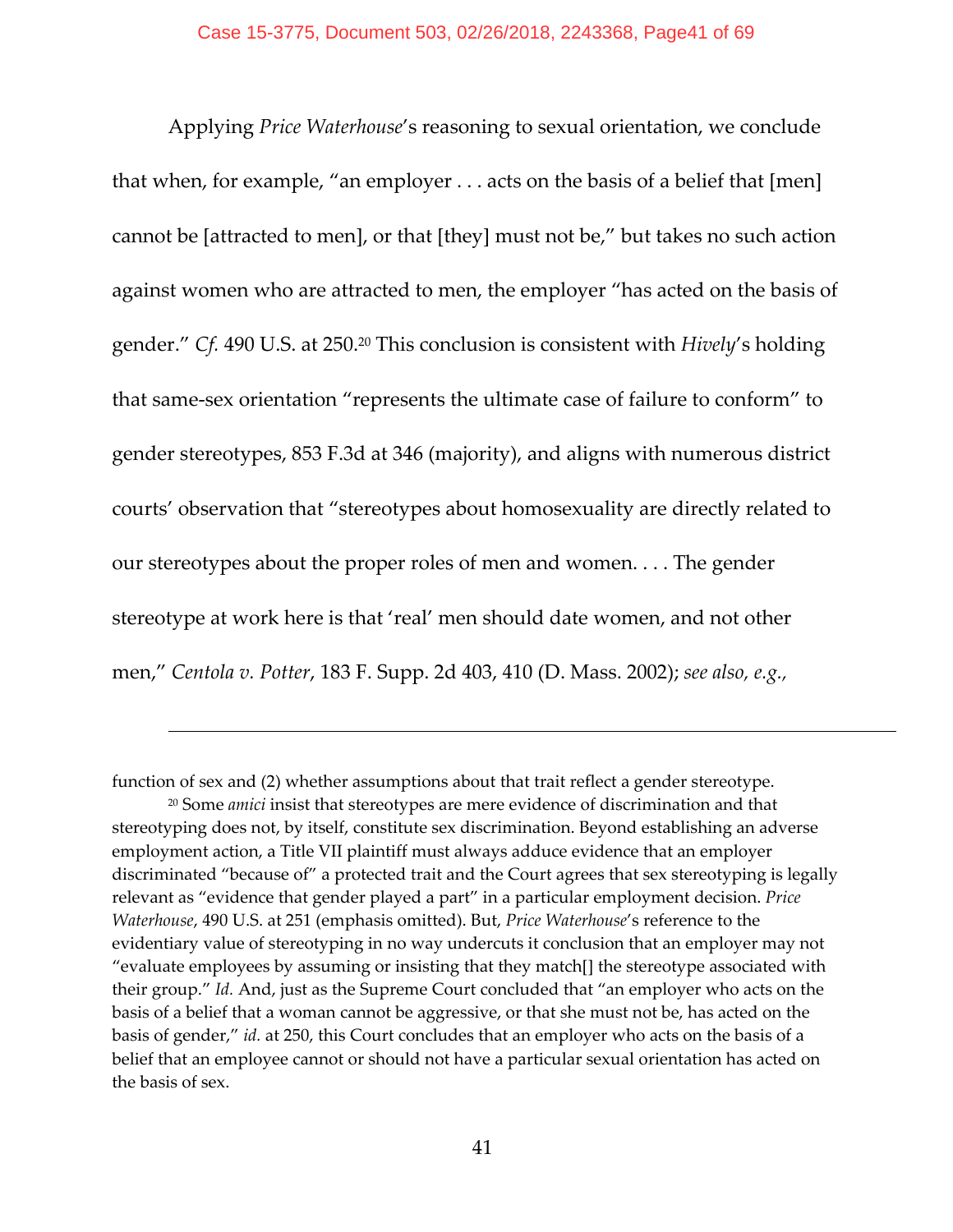Applying *Price Waterhouse*'s reasoning to sexual orientation, we conclude that when, for example, "an employer . . . acts on the basis of a belief that [men] cannot be [attracted to men], or that [they] must not be," but takes no such action against women who are attracted to men, the employer "has acted on the basis of gender." *Cf.* 490 U.S. at 250.[20] This conclusion is consistent with *Hively*'s holding that same-sex orientation "represents the ultimate case of failure to conform" to gender stereotypes, 853 F.3d at 346 (majority), and aligns with numerous district courts' observation that "stereotypes about homosexuality are directly related to our stereotypes about the proper roles of men and women. . . . The gender stereotype at work here is that 'real' men should date women, and not other men," *Centola v. Potter*, 183 F. Supp. 2d 403, 410 (D. Mass. 2002); *see also, e.g.*,

---

function of sex and (2) whether assumptions about that trait reflect a gender stereotype.

[20] Some *amici* insist that stereotypes are mere evidence of discrimination and that stereotyping does not, by itself, constitute sex discrimination. Beyond establishing an adverse employment action, a Title VII plaintiff must always adduce evidence that an employer discriminated "because of" a protected trait and the Court agrees that sex stereotyping is legally relevant as "evidence that gender played a part" in a particular employment decision. *Price Waterhouse*, 490 U.S. at 251 (emphasis omitted). But, *Price Waterhouse*'s reference to the evidentiary value of stereotyping in no way undercuts it conclusion that an employer may not "evaluate employees by assuming or insisting that they match[] the stereotype associated with their group." *Id.* And, just as the Supreme Court concluded that "an employer who acts on the basis of a belief that a woman cannot be aggressive, or that she must not be, has acted on the basis of gender," *id.* at 250, this Court concludes that an employer who acts on the basis of a belief that an employee cannot or should not have a particular sexual orientation has acted on the basis of sex.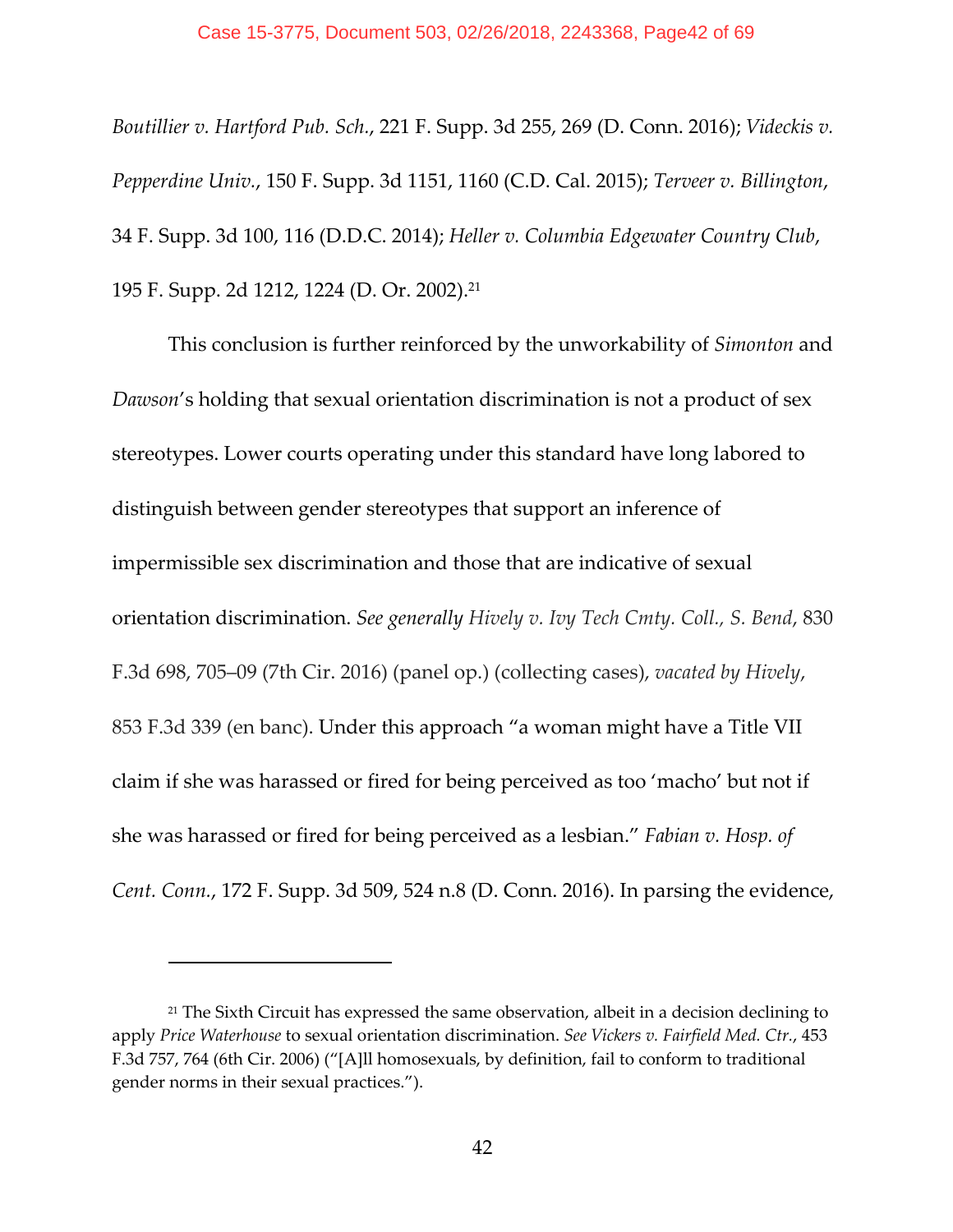*Boutillier v. Hartford Pub. Sch.*, 221 F. Supp. 3d 255, 269 (D. Conn. 2016); *Videckis v. Pepperdine Univ.*, 150 F. Supp. 3d 1151, 1160 (C.D. Cal. 2015); *Terveer v. Billington*, 34 F. Supp. 3d 100, 116 (D.D.C. 2014); *Heller v. Columbia Edgewater Country Club*, 195 F. Supp. 2d 1212, 1224 (D. Or. 2002).[21]

This conclusion is further reinforced by the unworkability of *Simonton* and *Dawson*'s holding that sexual orientation discrimination is not a product of sex stereotypes. Lower courts operating under this standard have long labored to distinguish between gender stereotypes that support an inference of impermissible sex discrimination and those that are indicative of sexual orientation discrimination. *See generally Hively v. Ivy Tech Cmty. Coll., S. Bend*, 830 F.3d 698, 705–09 (7th Cir. 2016) (panel op.) (collecting cases), *vacated by Hively*, 853 F.3d 339 (en banc). Under this approach "a woman might have a Title VII claim if she was harassed or fired for being perceived as too 'macho' but not if she was harassed or fired for being perceived as a lesbian." *Fabian v. Hosp. of Cent. Conn.*, 172 F. Supp. 3d 509, 524 n.8 (D. Conn. 2016). In parsing the evidence,

---

[21] The Sixth Circuit has expressed the same observation, albeit in a decision declining to apply *Price Waterhouse* to sexual orientation discrimination. *See Vickers v. Fairfield Med. Ctr.*, 453 F.3d 757, 764 (6th Cir. 2006) ("[A]ll homosexuals, by definition, fail to conform to traditional gender norms in their sexual practices.").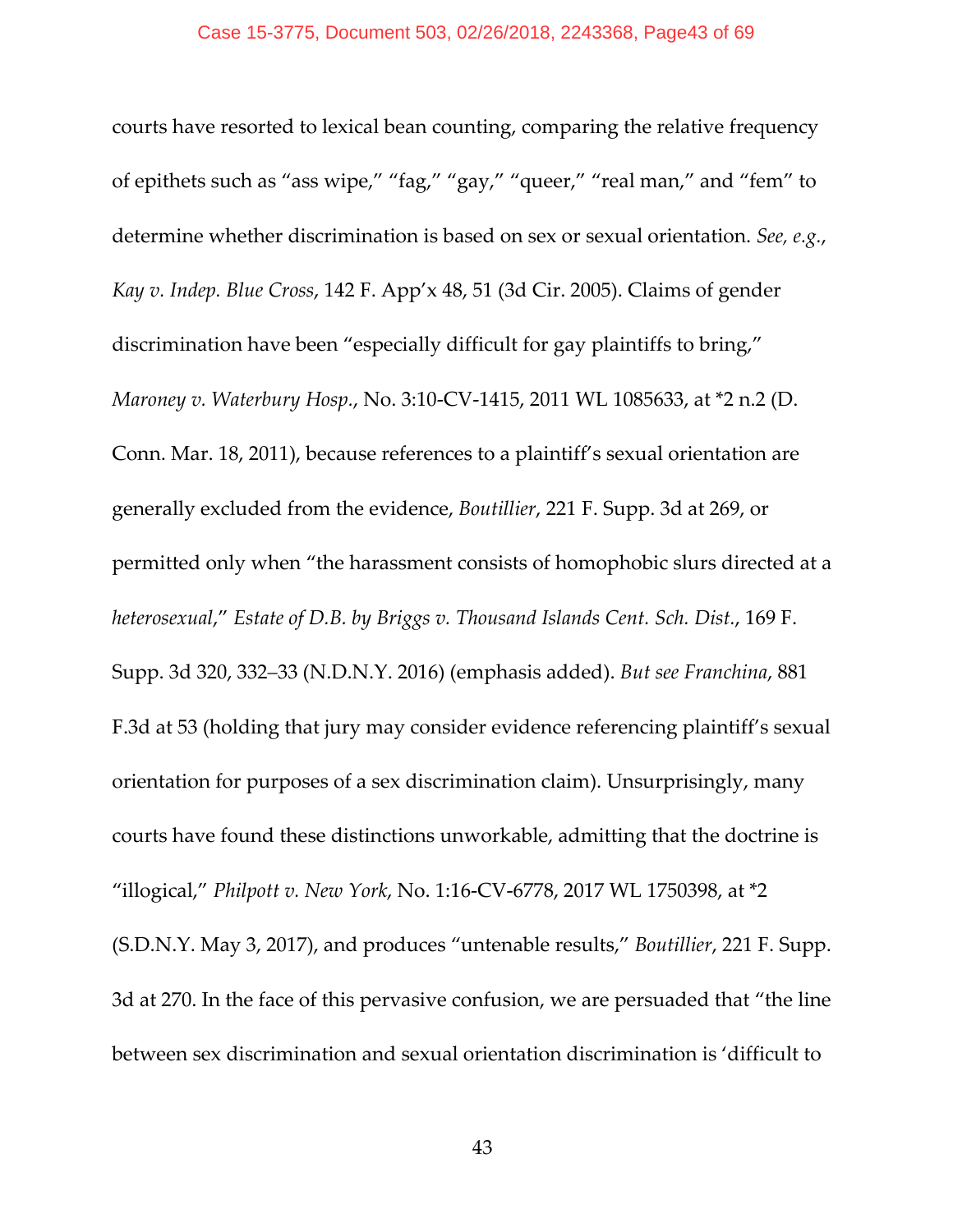courts have resorted to lexical bean counting, comparing the relative frequency of epithets such as "ass wipe," "fag," "gay," "queer," "real man," and "fem" to determine whether discrimination is based on sex or sexual orientation. *See, e.g.*, *Kay v. Indep. Blue Cross*, 142 F. App'x 48, 51 (3d Cir. 2005). Claims of gender discrimination have been "especially difficult for gay plaintiffs to bring," *Maroney v. Waterbury Hosp.*, No. 3:10-CV-1415, 2011 WL 1085633, at *2 n.2 (D. Conn. Mar. 18, 2011), because references to a plaintiff's sexual orientation are generally excluded from the evidence, *Boutillier*, 221 F. Supp. 3d at 269, or permitted only when "the harassment consists of homophobic slurs directed at a *heterosexual*," *Estate of D.B. by Briggs v. Thousand Islands Cent. Sch. Dist.*, 169 F. Supp. 3d 320, 332–33 (N.D.N.Y. 2016) (emphasis added). *But see Franchina*, 881 F.3d at 53 (holding that jury may consider evidence referencing plaintiff's sexual orientation for purposes of a sex discrimination claim). Unsurprisingly, many courts have found these distinctions unworkable, admitting that the doctrine is "illogical," *Philpott v. New York*, No. 1:16-CV-6778, 2017 WL 1750398, at *2 (S.D.N.Y. May 3, 2017), and produces "untenable results," *Boutillier*, 221 F. Supp. 3d at 270. In the face of this pervasive confusion, we are persuaded that "the line between sex discrimination and sexual orientation discrimination is 'difficult to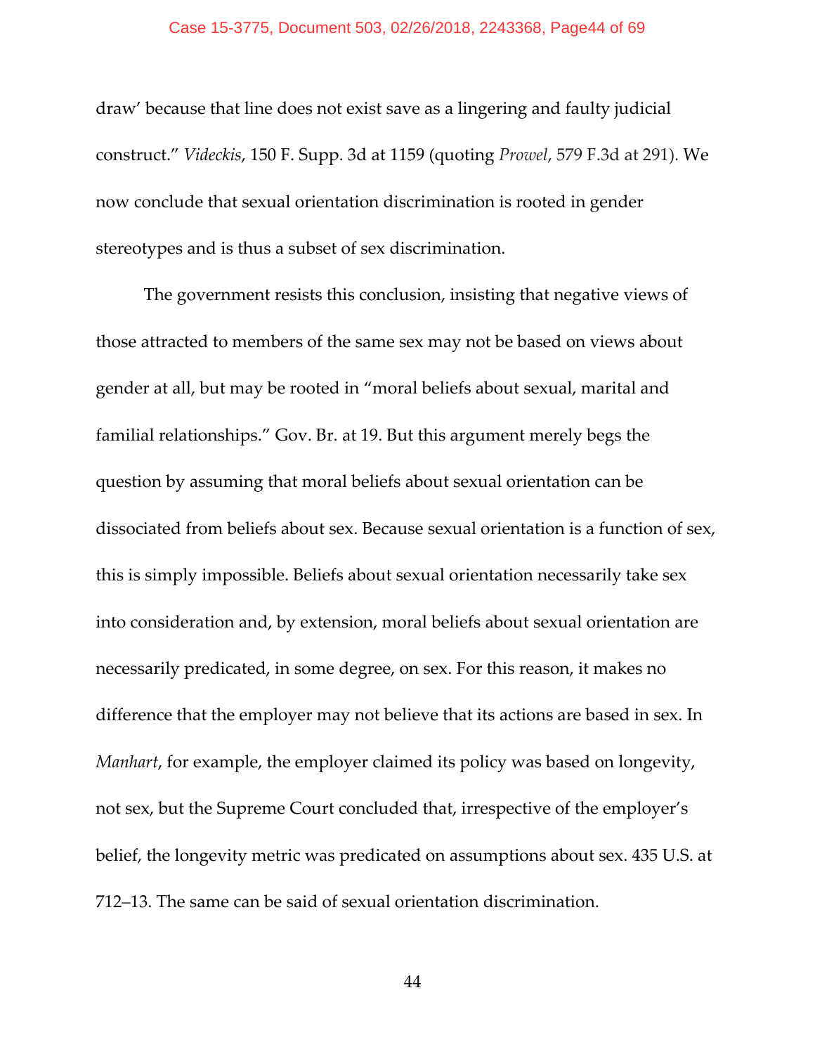draw' because that line does not exist save as a lingering and faulty judicial construct." *Videckis*, 150 F. Supp. 3d at 1159 (quoting *Prowel*, 579 F.3d at 291). We now conclude that sexual orientation discrimination is rooted in gender stereotypes and is thus a subset of sex discrimination.

The government resists this conclusion, insisting that negative views of those attracted to members of the same sex may not be based on views about gender at all, but may be rooted in "moral beliefs about sexual, marital and familial relationships." Gov. Br. at 19. But this argument merely begs the question by assuming that moral beliefs about sexual orientation can be dissociated from beliefs about sex. Because sexual orientation is a function of sex, this is simply impossible. Beliefs about sexual orientation necessarily take sex into consideration and, by extension, moral beliefs about sexual orientation are necessarily predicated, in some degree, on sex. For this reason, it makes no difference that the employer may not believe that its actions are based in sex. In *Manhart*, for example, the employer claimed its policy was based on longevity, not sex, but the Supreme Court concluded that, irrespective of the employer's belief, the longevity metric was predicated on assumptions about sex. 435 U.S. at 712–13. The same can be said of sexual orientation discrimination.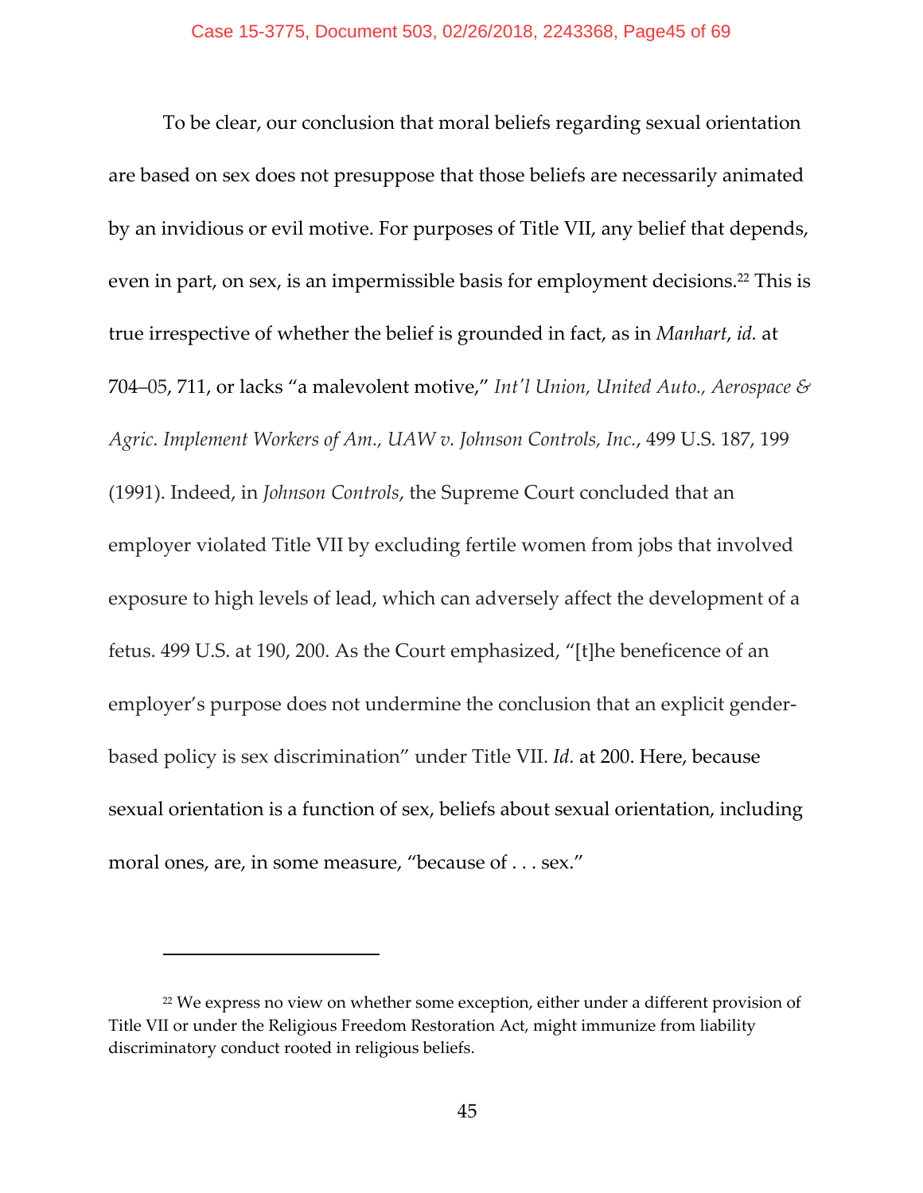To be clear, our conclusion that moral beliefs regarding sexual orientation are based on sex does not presuppose that those beliefs are necessarily animated by an invidious or evil motive. For purposes of Title VII, any belief that depends, even in part, on sex, is an impermissible basis for employment decisions.[22] This is true irrespective of whether the belief is grounded in fact, as in *Manhart*, *id.* at 704–05, 711, or lacks "a malevolent motive," *Int'l Union, United Auto., Aerospace & Agric. Implement Workers of Am., UAW v. Johnson Controls, Inc.*, 499 U.S. 187, 199 (1991). Indeed, in *Johnson Controls*, the Supreme Court concluded that an employer violated Title VII by excluding fertile women from jobs that involved exposure to high levels of lead, which can adversely affect the development of a fetus. 499 U.S. at 190, 200. As the Court emphasized, "[t]he beneficence of an employer's purpose does not undermine the conclusion that an explicit gender-based policy is sex discrimination" under Title VII. *Id.* at 200. Here, because sexual orientation is a function of sex, beliefs about sexual orientation, including moral ones, are, in some measure, "because of . . . sex."

---

[22] We express no view on whether some exception, either under a different provision of Title VII or under the Religious Freedom Restoration Act, might immunize from liability discriminatory conduct rooted in religious beliefs.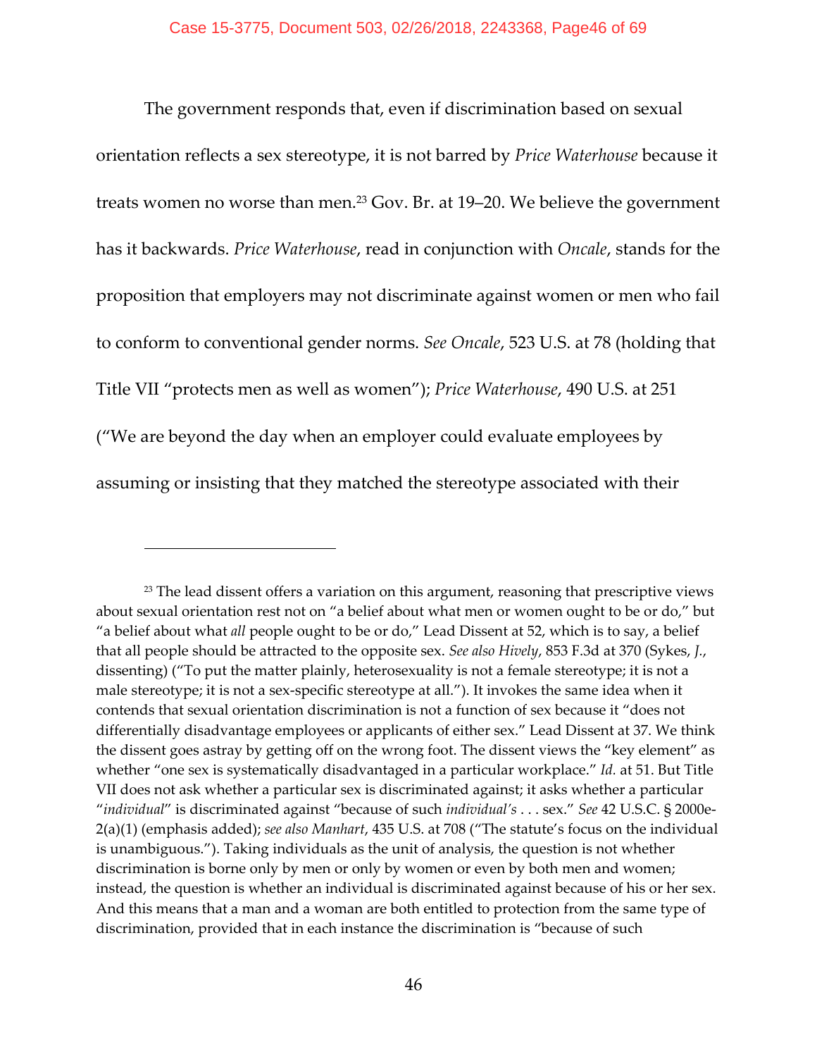The government responds that, even if discrimination based on sexual orientation reflects a sex stereotype, it is not barred by *Price Waterhouse* because it treats women no worse than men.[23] Gov. Br. at 19–20. We believe the government has it backwards. *Price Waterhouse*, read in conjunction with *Oncale*, stands for the proposition that employers may not discriminate against women or men who fail to conform to conventional gender norms. *See Oncale*, 523 U.S. at 78 (holding that Title VII "protects men as well as women"); *Price Waterhouse*, 490 U.S. at 251 ("We are beyond the day when an employer could evaluate employees by assuming or insisting that they matched the stereotype associated with their

---

[23] The lead dissent offers a variation on this argument, reasoning that prescriptive views about sexual orientation rest not on "a belief about what men or women ought to be or do," but "a belief about what *all* people ought to be or do," Lead Dissent at 52, which is to say, a belief that all people should be attracted to the opposite sex. *See also Hively*, 853 F.3d at 370 (Sykes, *J.*, dissenting) ("To put the matter plainly, heterosexuality is not a female stereotype; it is not a male stereotype; it is not a sex-specific stereotype at all."). It invokes the same idea when it contends that sexual orientation discrimination is not a function of sex because it "does not differentially disadvantage employees or applicants of either sex." Lead Dissent at 37. We think the dissent goes astray by getting off on the wrong foot. The dissent views the "key element" as whether "one sex is systematically disadvantaged in a particular workplace." *Id.* at 51. But Title VII does not ask whether a particular sex is discriminated against; it asks whether a particular "*individual*" is discriminated against "because of such *individual's* . . . sex." *See* 42 U.S.C. § 2000e-2(a)(1) (emphasis added); *see also Manhart*, 435 U.S. at 708 ("The statute's focus on the individual is unambiguous."). Taking individuals as the unit of analysis, the question is not whether discrimination is borne only by men or only by women or even by both men and women; instead, the question is whether an individual is discriminated against because of his or her sex. And this means that a man and a woman are both entitled to protection from the same type of discrimination, provided that in each instance the discrimination is "because of such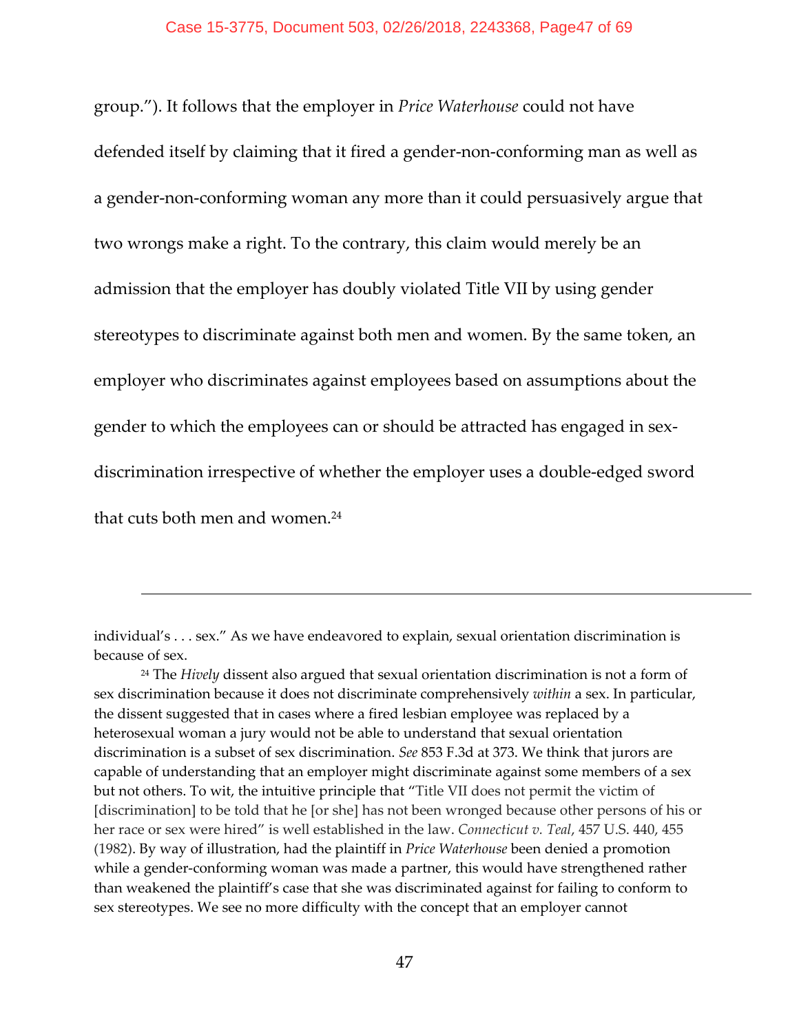group."). It follows that the employer in *Price Waterhouse* could not have defended itself by claiming that it fired a gender-non-conforming man as well as a gender-non-conforming woman any more than it could persuasively argue that two wrongs make a right. To the contrary, this claim would merely be an admission that the employer has doubly violated Title VII by using gender stereotypes to discriminate against both men and women. By the same token, an employer who discriminates against employees based on assumptions about the gender to which the employees can or should be attracted has engaged in sex-discrimination irrespective of whether the employer uses a double-edged sword that cuts both men and women.[24]

---

individual's . . . sex." As we have endeavored to explain, sexual orientation discrimination is because of sex.

[24] The *Hively* dissent also argued that sexual orientation discrimination is not a form of sex discrimination because it does not discriminate comprehensively *within* a sex. In particular, the dissent suggested that in cases where a fired lesbian employee was replaced by a heterosexual woman a jury would not be able to understand that sexual orientation discrimination is a subset of sex discrimination. *See* 853 F.3d at 373. We think that jurors are capable of understanding that an employer might discriminate against some members of a sex but not others. To wit, the intuitive principle that "Title VII does not permit the victim of [discrimination] to be told that he [or she] has not been wronged because other persons of his or her race or sex were hired" is well established in the law. *Connecticut v. Teal*, 457 U.S. 440, 455 (1982). By way of illustration, had the plaintiff in *Price Waterhouse* been denied a promotion while a gender-conforming woman was made a partner, this would have strengthened rather than weakened the plaintiff's case that she was discriminated against for failing to conform to sex stereotypes. We see no more difficulty with the concept that an employer cannot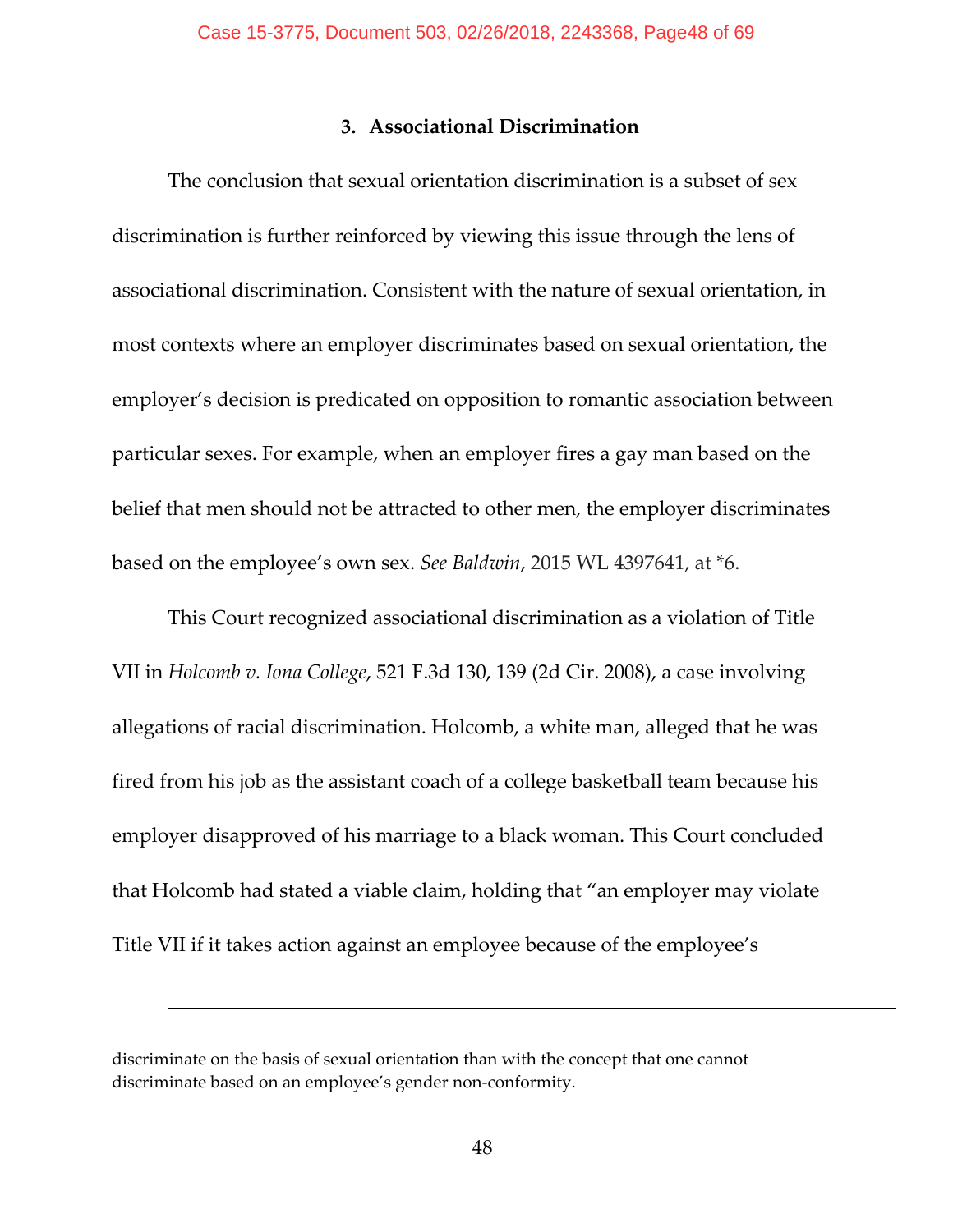### 3. Associational Discrimination

The conclusion that sexual orientation discrimination is a subset of sex discrimination is further reinforced by viewing this issue through the lens of associational discrimination. Consistent with the nature of sexual orientation, in most contexts where an employer discriminates based on sexual orientation, the employer's decision is predicated on opposition to romantic association between particular sexes. For example, when an employer fires a gay man based on the belief that men should not be attracted to other men, the employer discriminates based on the employee's own sex. *See Baldwin*, 2015 WL 4397641, at *6.

This Court recognized associational discrimination as a violation of Title VII in *Holcomb v. Iona College*, 521 F.3d 130, 139 (2d Cir. 2008), a case involving allegations of racial discrimination. Holcomb, a white man, alleged that he was fired from his job as the assistant coach of a college basketball team because his employer disapproved of his marriage to a black woman. This Court concluded that Holcomb had stated a viable claim, holding that "an employer may violate Title VII if it takes action against an employee because of the employee's

---

discriminate on the basis of sexual orientation than with the concept that one cannot discriminate based on an employee's gender non-conformity.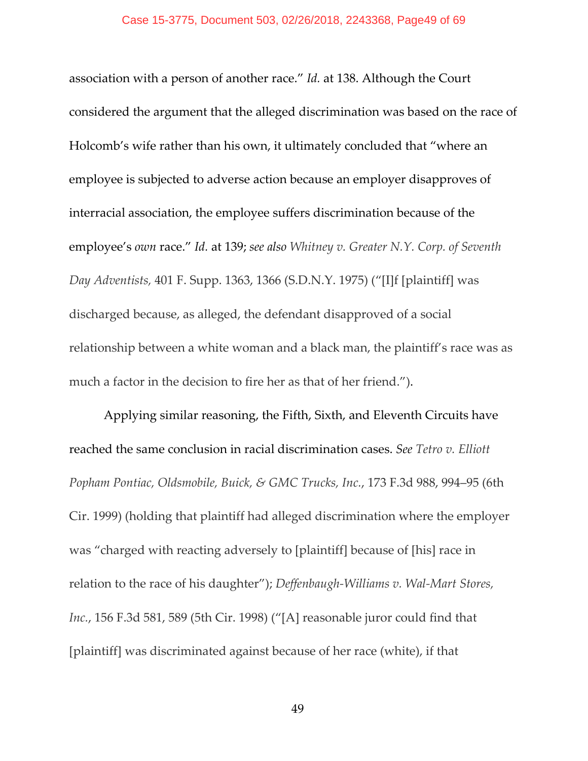association with a person of another race." *Id.* at 138. Although the Court considered the argument that the alleged discrimination was based on the race of Holcomb's wife rather than his own, it ultimately concluded that "where an employee is subjected to adverse action because an employer disapproves of interracial association, the employee suffers discrimination because of the employee's *own* race." *Id.* at 139; *see also Whitney v. Greater N.Y. Corp. of Seventh Day Adventists*, 401 F. Supp. 1363, 1366 (S.D.N.Y. 1975) ("[I]f [plaintiff] was discharged because, as alleged, the defendant disapproved of a social relationship between a white woman and a black man, the plaintiff's race was as much a factor in the decision to fire her as that of her friend.").

Applying similar reasoning, the Fifth, Sixth, and Eleventh Circuits have reached the same conclusion in racial discrimination cases. *See Tetro v. Elliott Popham Pontiac, Oldsmobile, Buick, & GMC Trucks, Inc.*, 173 F.3d 988, 994–95 (6th Cir. 1999) (holding that plaintiff had alleged discrimination where the employer was "charged with reacting adversely to [plaintiff] because of [his] race in relation to the race of his daughter"); *Deffenbaugh-Williams v. Wal-Mart Stores, Inc.*, 156 F.3d 581, 589 (5th Cir. 1998) ("[A] reasonable juror could find that [plaintiff] was discriminated against because of her race (white), if that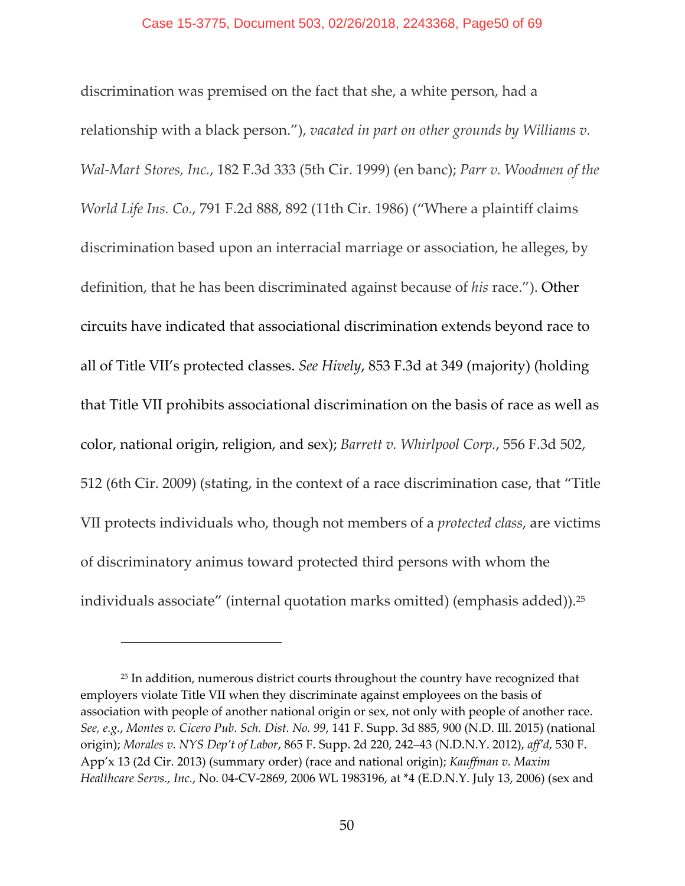discrimination was premised on the fact that she, a white person, had a relationship with a black person."), *vacated in part on other grounds by Williams v. Wal-Mart Stores, Inc.*, 182 F.3d 333 (5th Cir. 1999) (en banc); *Parr v. Woodmen of the World Life Ins. Co.*, 791 F.2d 888, 892 (11th Cir. 1986) ("Where a plaintiff claims discrimination based upon an interracial marriage or association, he alleges, by definition, that he has been discriminated against because of *his* race."). Other circuits have indicated that associational discrimination extends beyond race to all of Title VII's protected classes. *See Hively*, 853 F.3d at 349 (majority) (holding that Title VII prohibits associational discrimination on the basis of race as well as color, national origin, religion, and sex); *Barrett v. Whirlpool Corp.*, 556 F.3d 502, 512 (6th Cir. 2009) (stating, in the context of a race discrimination case, that "Title VII protects individuals who, though not members of a *protected class*, are victims of discriminatory animus toward protected third persons with whom the individuals associate" (internal quotation marks omitted) (emphasis added)).[25]

---

[25] In addition, numerous district courts throughout the country have recognized that employers violate Title VII when they discriminate against employees on the basis of association with people of another national origin or sex, not only with people of another race. *See, e.g.*, *Montes v. Cicero Pub. Sch. Dist. No. 99*, 141 F. Supp. 3d 885, 900 (N.D. Ill. 2015) (national origin); *Morales v. NYS Dep't of Labor*, 865 F. Supp. 2d 220, 242–43 (N.D.N.Y. 2012), *aff'd*, 530 F. App'x 13 (2d Cir. 2013) (summary order) (race and national origin); *Kauffman v. Maxim Healthcare Servs., Inc.*, No. 04-CV-2869, 2006 WL 1983196, at *4 (E.D.N.Y. July 13, 2006) (sex and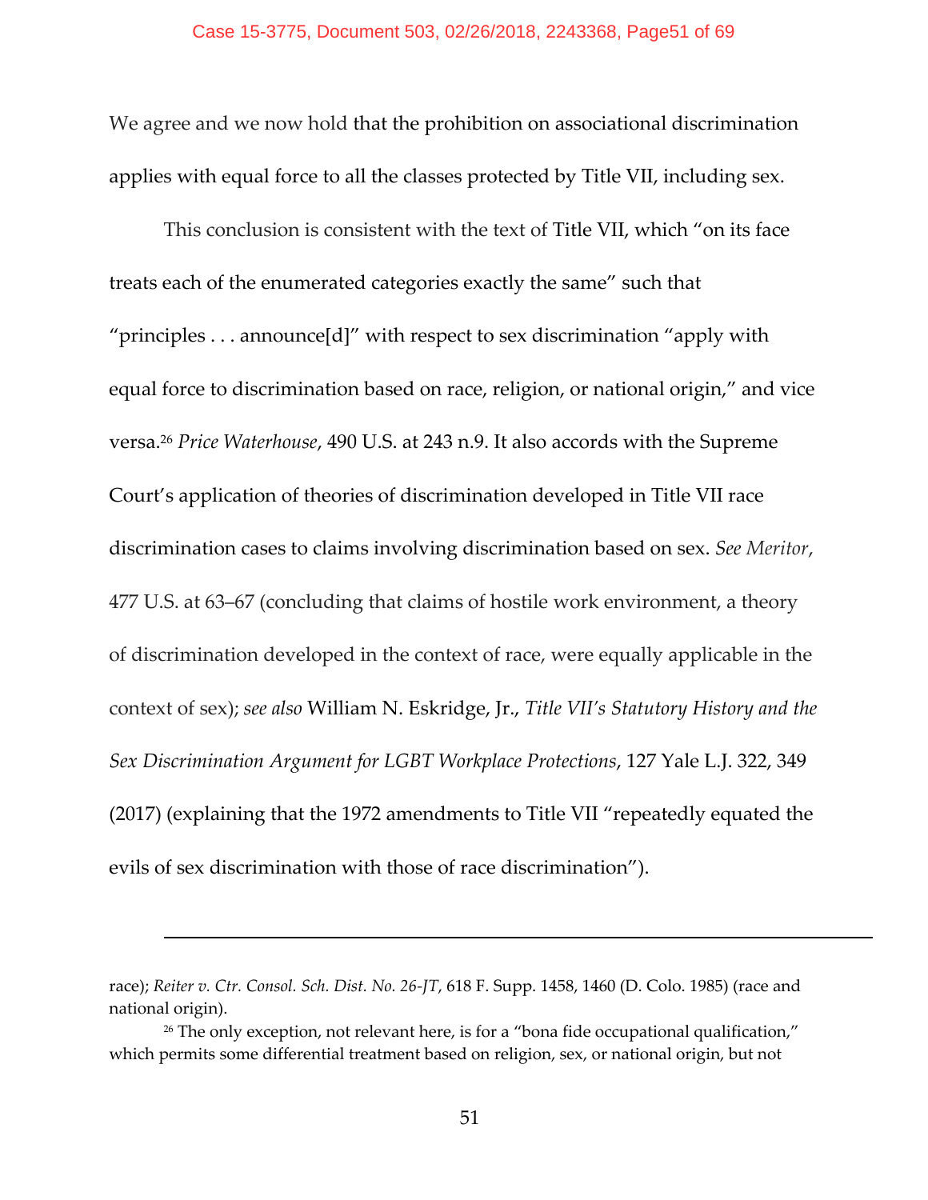We agree and we now hold that the prohibition on associational discrimination applies with equal force to all the classes protected by Title VII, including sex.

This conclusion is consistent with the text of Title VII, which "on its face treats each of the enumerated categories exactly the same" such that "principles . . . announce[d]" with respect to sex discrimination "apply with equal force to discrimination based on race, religion, or national origin," and vice versa.[26] *Price Waterhouse*, 490 U.S. at 243 n.9. It also accords with the Supreme Court's application of theories of discrimination developed in Title VII race discrimination cases to claims involving discrimination based on sex. *See Meritor*, 477 U.S. at 63–67 (concluding that claims of hostile work environment, a theory of discrimination developed in the context of race, were equally applicable in the context of sex); *see also* William N. Eskridge, Jr., *Title VII's Statutory History and the Sex Discrimination Argument for LGBT Workplace Protections*, 127 Yale L.J. 322, 349 (2017) (explaining that the 1972 amendments to Title VII "repeatedly equated the evils of sex discrimination with those of race discrimination").

---

race); *Reiter v. Ctr. Consol. Sch. Dist. No. 26-JT*, 618 F. Supp. 1458, 1460 (D. Colo. 1985) (race and national origin).

[26] The only exception, not relevant here, is for a "bona fide occupational qualification," which permits some differential treatment based on religion, sex, or national origin, but not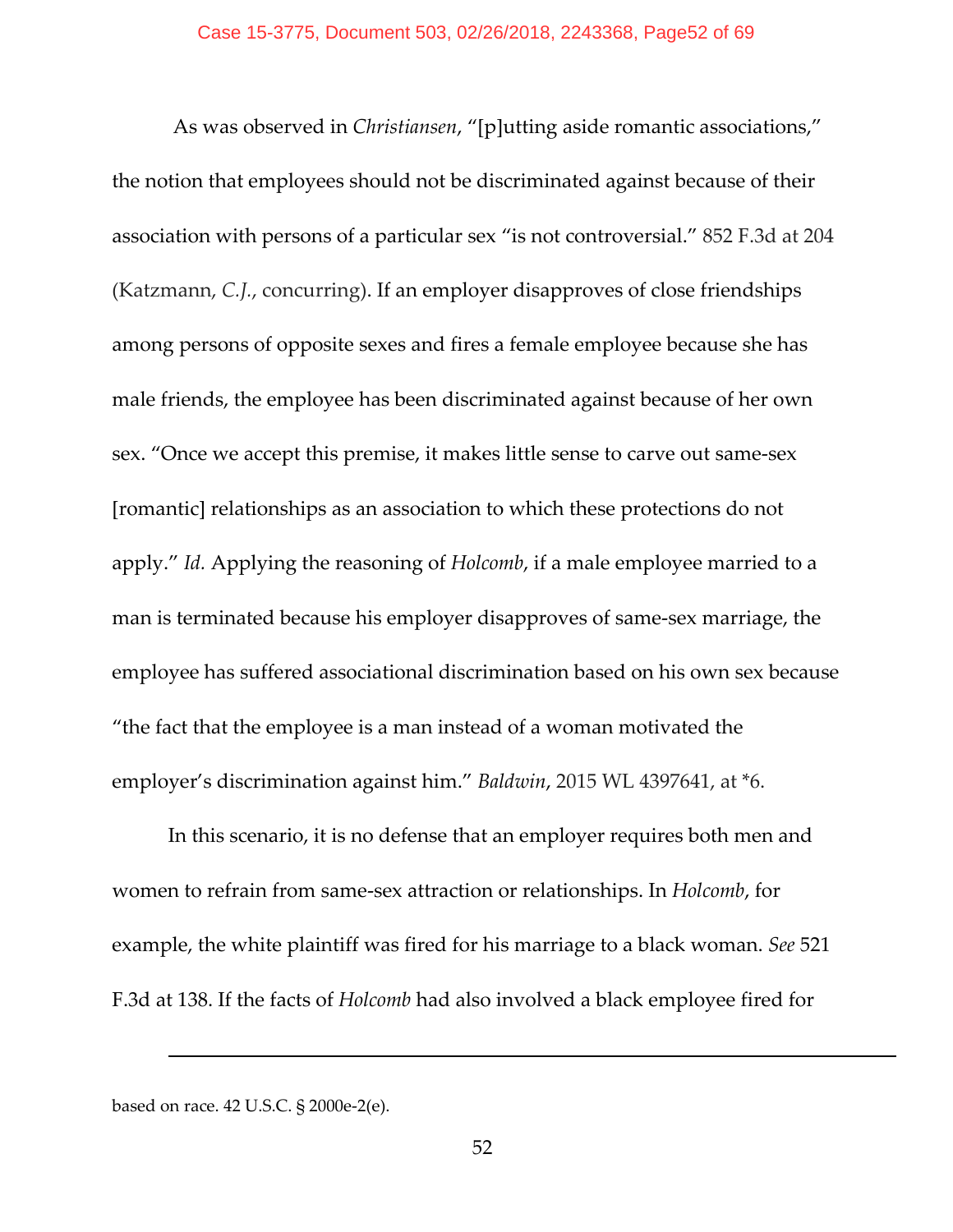As was observed in *Christiansen*, "[p]utting aside romantic associations," the notion that employees should not be discriminated against because of their association with persons of a particular sex "is not controversial." 852 F.3d at 204 (Katzmann, *C.J.*, concurring). If an employer disapproves of close friendships among persons of opposite sexes and fires a female employee because she has male friends, the employee has been discriminated against because of her own sex. "Once we accept this premise, it makes little sense to carve out same-sex [romantic] relationships as an association to which these protections do not apply." *Id.* Applying the reasoning of *Holcomb*, if a male employee married to a man is terminated because his employer disapproves of same-sex marriage, the employee has suffered associational discrimination based on his own sex because "the fact that the employee is a man instead of a woman motivated the employer's discrimination against him." *Baldwin*, 2015 WL 4397641, at *6.

In this scenario, it is no defense that an employer requires both men and women to refrain from same-sex attraction or relationships. In *Holcomb*, for example, the white plaintiff was fired for his marriage to a black woman. *See* 521 F.3d at 138. If the facts of *Holcomb* had also involved a black employee fired for

---

based on race. 42 U.S.C. § 2000e-2(e).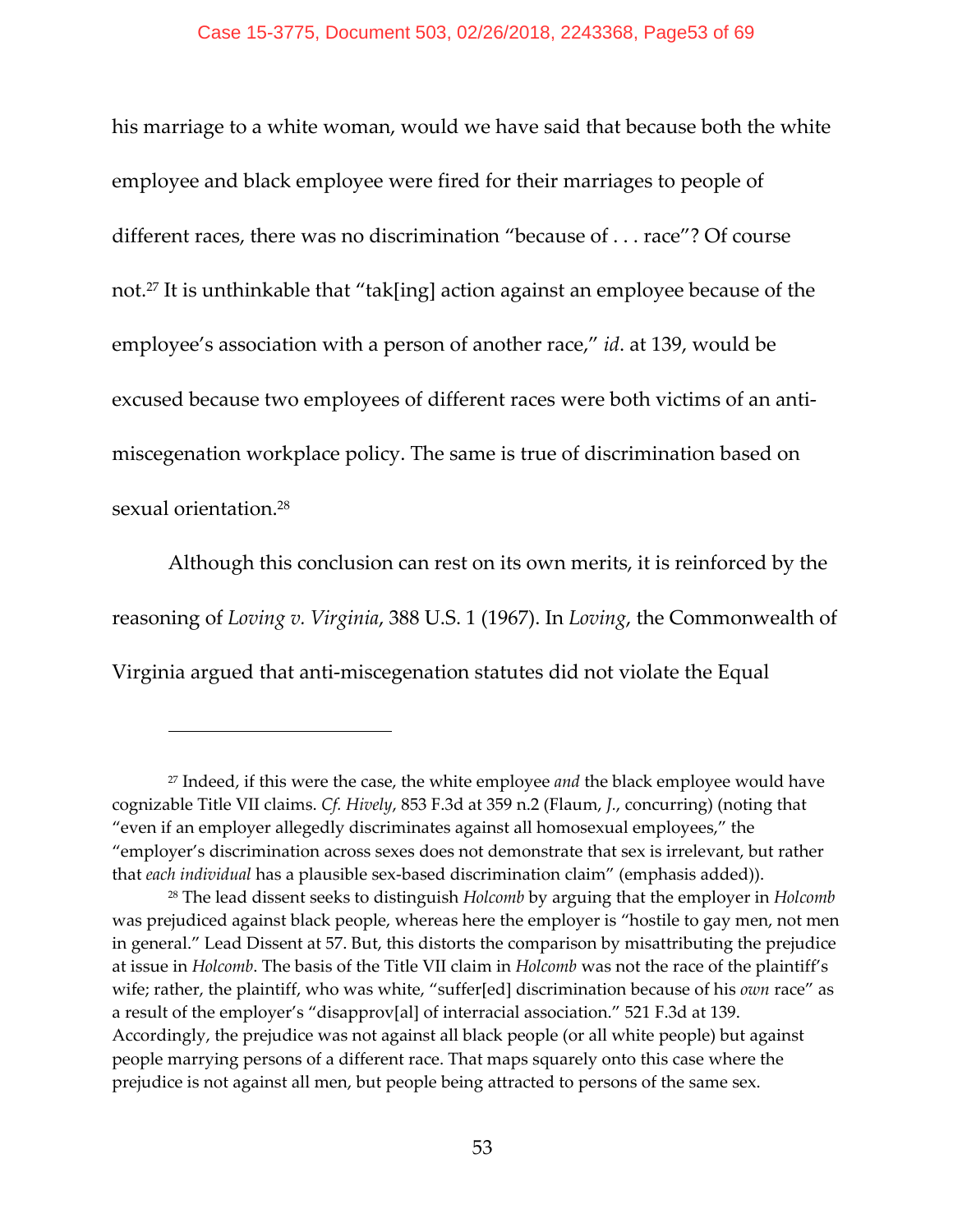his marriage to a white woman, would we have said that because both the white employee and black employee were fired for their marriages to people of different races, there was no discrimination "because of . . . race"? Of course not.[27] It is unthinkable that "tak[ing] action against an employee because of the employee's association with a person of another race," *id*. at 139, would be excused because two employees of different races were both victims of an anti-miscegenation workplace policy. The same is true of discrimination based on sexual orientation.[28]

Although this conclusion can rest on its own merits, it is reinforced by the reasoning of *Loving v. Virginia*, 388 U.S. 1 (1967). In *Loving*, the Commonwealth of Virginia argued that anti-miscegenation statutes did not violate the Equal

---

[27] Indeed, if this were the case, the white employee *and* the black employee would have cognizable Title VII claims. *Cf. Hively*, 853 F.3d at 359 n.2 (Flaum, *J.*, concurring) (noting that "even if an employer allegedly discriminates against all homosexual employees," the "employer's discrimination across sexes does not demonstrate that sex is irrelevant, but rather that *each individual* has a plausible sex-based discrimination claim" (emphasis added)).

[28] The lead dissent seeks to distinguish *Holcomb* by arguing that the employer in *Holcomb* was prejudiced against black people, whereas here the employer is "hostile to gay men, not men in general." Lead Dissent at 57. But, this distorts the comparison by misattributing the prejudice at issue in *Holcomb*. The basis of the Title VII claim in *Holcomb* was not the race of the plaintiff's wife; rather, the plaintiff, who was white, "suffer[ed] discrimination because of his *own* race" as a result of the employer's "disapprov[al] of interracial association." 521 F.3d at 139. Accordingly, the prejudice was not against all black people (or all white people) but against people marrying persons of a different race. That maps squarely onto this case where the prejudice is not against all men, but people being attracted to persons of the same sex.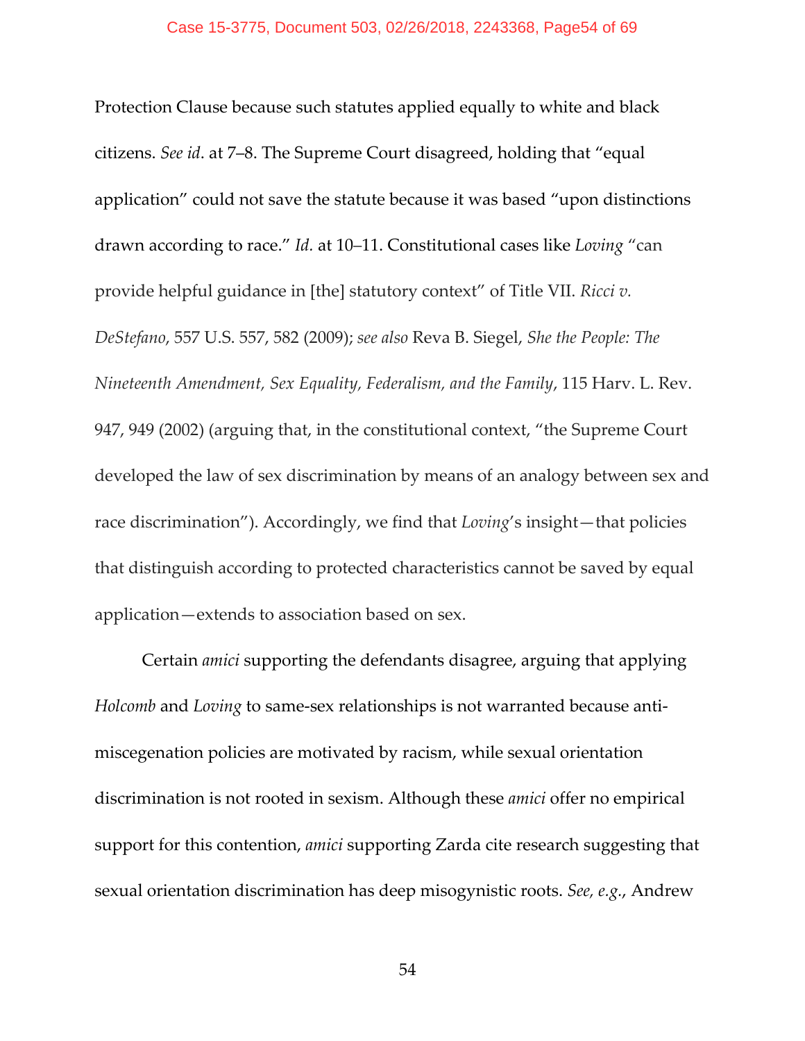Protection Clause because such statutes applied equally to white and black citizens. *See id*. at 7–8. The Supreme Court disagreed, holding that "equal application" could not save the statute because it was based "upon distinctions drawn according to race." *Id.* at 10–11. Constitutional cases like *Loving* "can provide helpful guidance in [the] statutory context" of Title VII. *Ricci v. DeStefano*, 557 U.S. 557, 582 (2009); *see also* Reva B. Siegel, *She the People: The Nineteenth Amendment, Sex Equality, Federalism, and the Family*, 115 Harv. L. Rev. 947, 949 (2002) (arguing that, in the constitutional context, "the Supreme Court developed the law of sex discrimination by means of an analogy between sex and race discrimination"). Accordingly, we find that *Loving*'s insight—that policies that distinguish according to protected characteristics cannot be saved by equal application—extends to association based on sex.

Certain *amici* supporting the defendants disagree, arguing that applying *Holcomb* and *Loving* to same-sex relationships is not warranted because anti-miscegenation policies are motivated by racism, while sexual orientation discrimination is not rooted in sexism. Although these *amici* offer no empirical support for this contention, *amici* supporting Zarda cite research suggesting that sexual orientation discrimination has deep misogynistic roots. *See, e.g.*, Andrew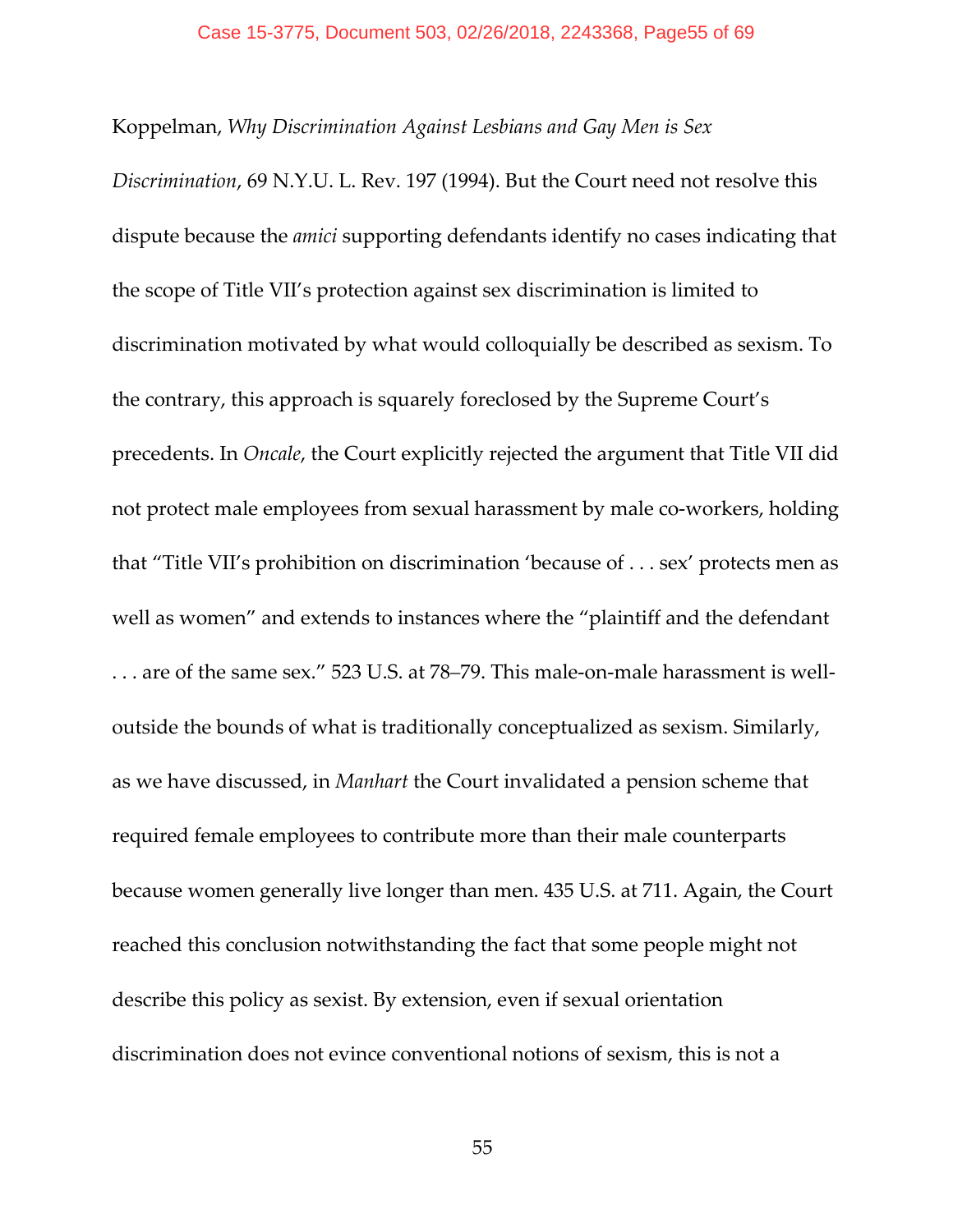Koppelman, *Why Discrimination Against Lesbians and Gay Men is Sex Discrimination*, 69 N.Y.U. L. Rev. 197 (1994). But the Court need not resolve this dispute because the *amici* supporting defendants identify no cases indicating that the scope of Title VII's protection against sex discrimination is limited to discrimination motivated by what would colloquially be described as sexism. To the contrary, this approach is squarely foreclosed by the Supreme Court's precedents. In *Oncale*, the Court explicitly rejected the argument that Title VII did not protect male employees from sexual harassment by male co-workers, holding that "Title VII's prohibition on discrimination 'because of . . . sex' protects men as well as women" and extends to instances where the "plaintiff and the defendant . . . are of the same sex." 523 U.S. at 78–79. This male-on-male harassment is well-outside the bounds of what is traditionally conceptualized as sexism. Similarly, as we have discussed, in *Manhart* the Court invalidated a pension scheme that required female employees to contribute more than their male counterparts because women generally live longer than men. 435 U.S. at 711. Again, the Court reached this conclusion notwithstanding the fact that some people might not describe this policy as sexist. By extension, even if sexual orientation discrimination does not evince conventional notions of sexism, this is not a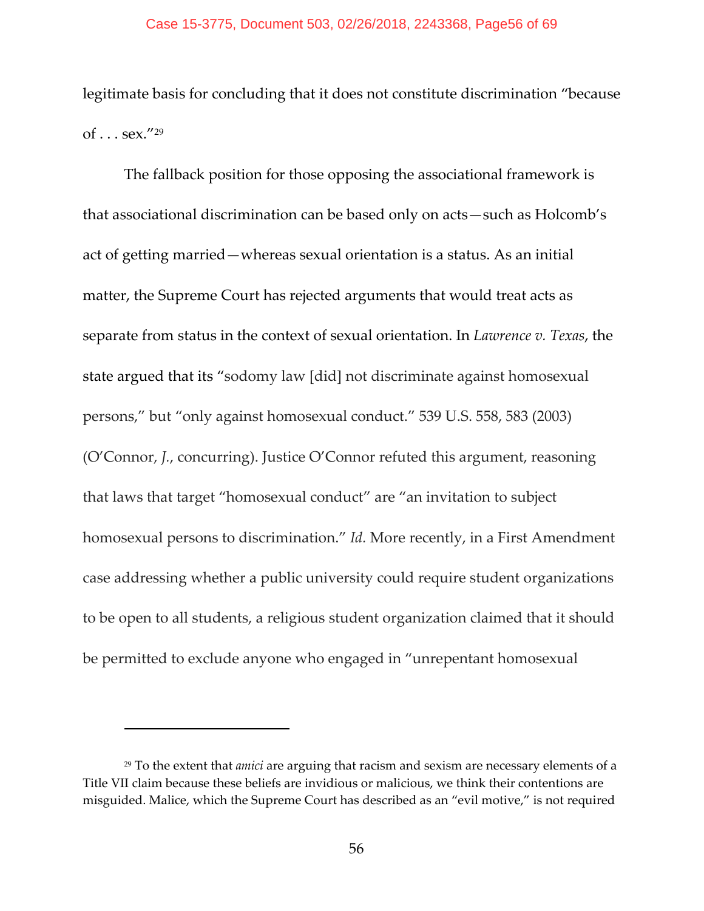legitimate basis for concluding that it does not constitute discrimination "because of . . . sex."[29]

The fallback position for those opposing the associational framework is that associational discrimination can be based only on acts—such as Holcomb's act of getting married—whereas sexual orientation is a status. As an initial matter, the Supreme Court has rejected arguments that would treat acts as separate from status in the context of sexual orientation. In *Lawrence v. Texas*, the state argued that its "sodomy law [did] not discriminate against homosexual persons," but "only against homosexual conduct." 539 U.S. 558, 583 (2003) (O'Connor, *J.*, concurring). Justice O'Connor refuted this argument, reasoning that laws that target "homosexual conduct" are "an invitation to subject homosexual persons to discrimination." *Id.* More recently, in a First Amendment case addressing whether a public university could require student organizations to be open to all students, a religious student organization claimed that it should be permitted to exclude anyone who engaged in "unrepentant homosexual

---

[29] To the extent that *amici* are arguing that racism and sexism are necessary elements of a Title VII claim because these beliefs are invidious or malicious, we think their contentions are misguided. Malice, which the Supreme Court has described as an "evil motive," is not required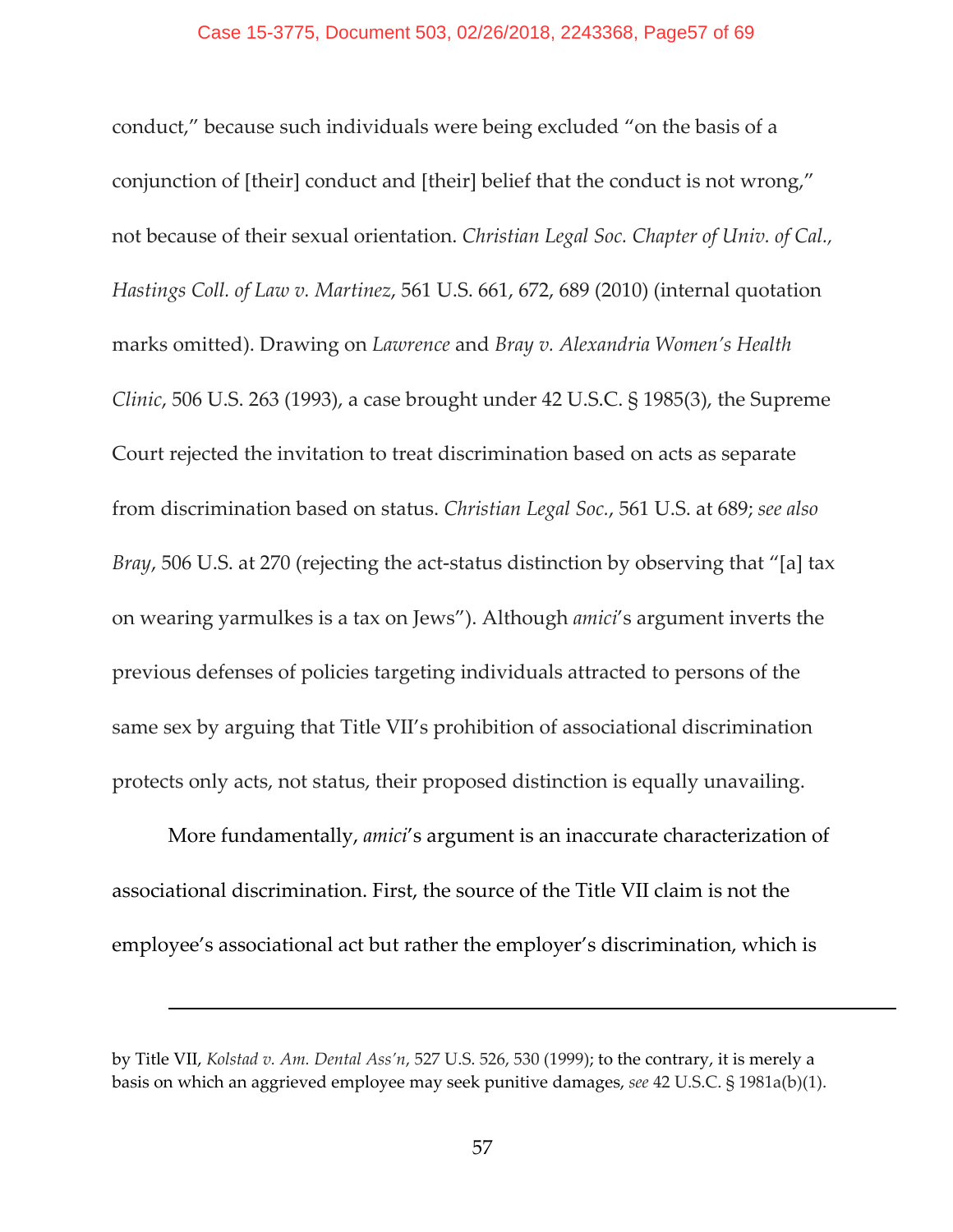conduct," because such individuals were being excluded "on the basis of a conjunction of [their] conduct and [their] belief that the conduct is not wrong," not because of their sexual orientation. *Christian Legal Soc. Chapter of Univ. of Cal., Hastings Coll. of Law v. Martinez*, 561 U.S. 661, 672, 689 (2010) (internal quotation marks omitted). Drawing on *Lawrence* and *Bray v. Alexandria Women's Health Clinic*, 506 U.S. 263 (1993), a case brought under 42 U.S.C. § 1985(3), the Supreme Court rejected the invitation to treat discrimination based on acts as separate from discrimination based on status. *Christian Legal Soc.*, 561 U.S. at 689; *see also Bray*, 506 U.S. at 270 (rejecting the act-status distinction by observing that "[a] tax on wearing yarmulkes is a tax on Jews"). Although *amici*'s argument inverts the previous defenses of policies targeting individuals attracted to persons of the same sex by arguing that Title VII's prohibition of associational discrimination protects only acts, not status, their proposed distinction is equally unavailing.

More fundamentally, *amici*'s argument is an inaccurate characterization of associational discrimination. First, the source of the Title VII claim is not the employee's associational act but rather the employer's discrimination, which is

---

by Title VII, *Kolstad v. Am. Dental Ass'n*, 527 U.S. 526, 530 (1999); to the contrary, it is merely a basis on which an aggrieved employee may seek punitive damages, *see* 42 U.S.C. § 1981a(b)(1).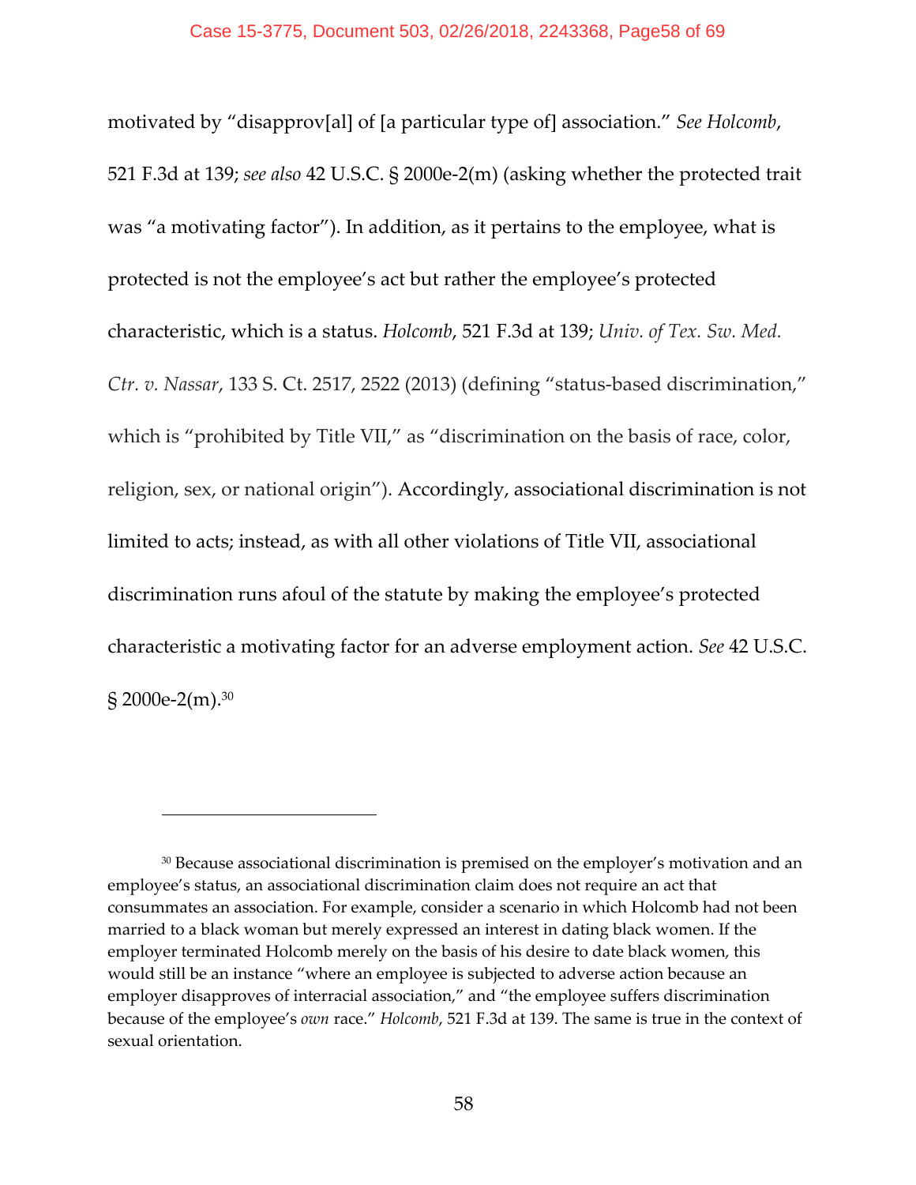motivated by "disapprov[al] of [a particular type of] association." *See Holcomb*, 521 F.3d at 139; *see also* 42 U.S.C. § 2000e-2(m) (asking whether the protected trait was "a motivating factor"). In addition, as it pertains to the employee, what is protected is not the employee's act but rather the employee's protected characteristic, which is a status. *Holcomb*, 521 F.3d at 139; *Univ. of Tex. Sw. Med. Ctr. v. Nassar*, 133 S. Ct. 2517, 2522 (2013) (defining "status-based discrimination," which is "prohibited by Title VII," as "discrimination on the basis of race, color, religion, sex, or national origin"). Accordingly, associational discrimination is not limited to acts; instead, as with all other violations of Title VII, associational discrimination runs afoul of the statute by making the employee's protected characteristic a motivating factor for an adverse employment action. *See* 42 U.S.C. § 2000e-2(m).[30]

---

[30] Because associational discrimination is premised on the employer's motivation and an employee's status, an associational discrimination claim does not require an act that consummates an association. For example, consider a scenario in which Holcomb had not been married to a black woman but merely expressed an interest in dating black women. If the employer terminated Holcomb merely on the basis of his desire to date black women, this would still be an instance "where an employee is subjected to adverse action because an employer disapproves of interracial association," and "the employee suffers discrimination because of the employee's *own* race." *Holcomb*, 521 F.3d at 139. The same is true in the context of sexual orientation.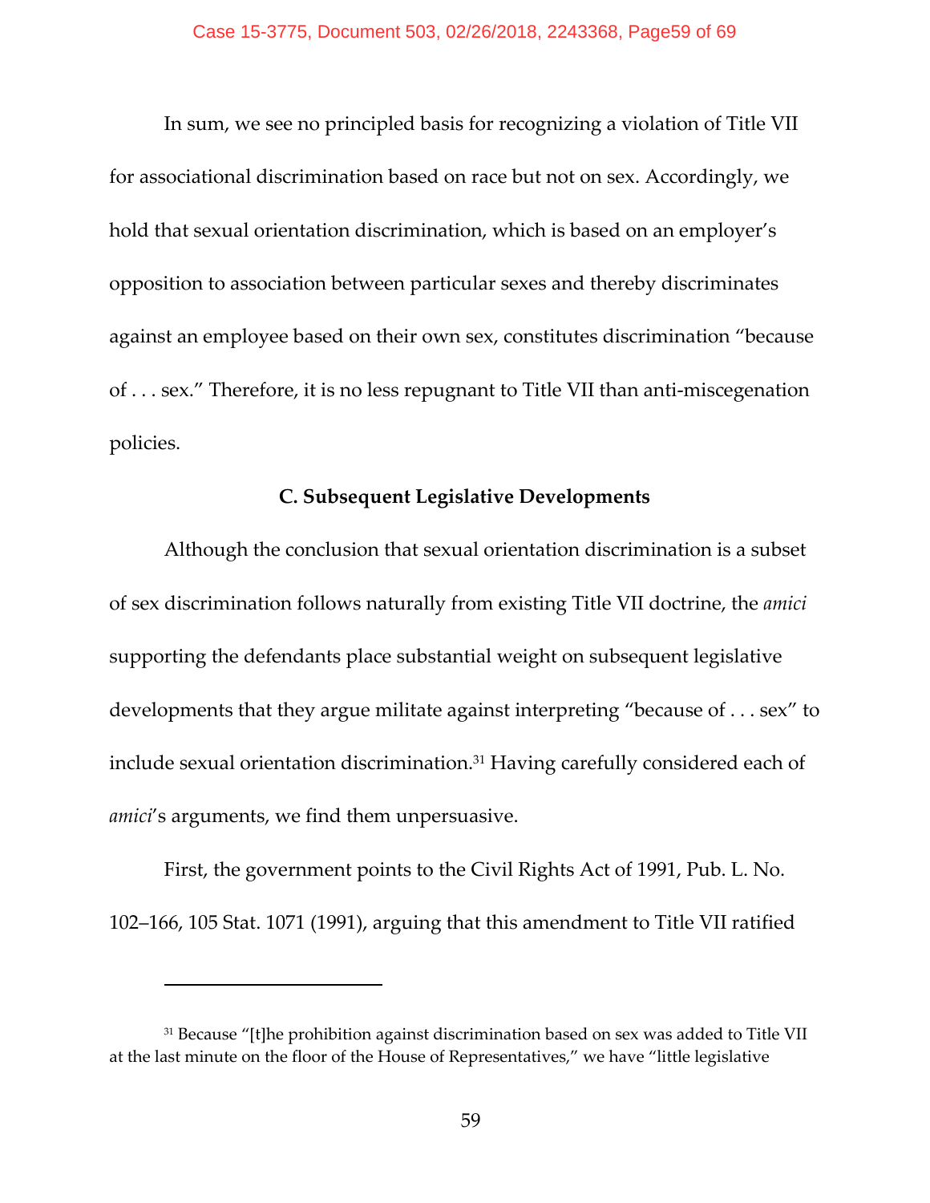In sum, we see no principled basis for recognizing a violation of Title VII for associational discrimination based on race but not on sex. Accordingly, we hold that sexual orientation discrimination, which is based on an employer's opposition to association between particular sexes and thereby discriminates against an employee based on their own sex, constitutes discrimination "because of . . . sex." Therefore, it is no less repugnant to Title VII than anti-miscegenation policies.

### C. Subsequent Legislative Developments

Although the conclusion that sexual orientation discrimination is a subset of sex discrimination follows naturally from existing Title VII doctrine, the *amici* supporting the defendants place substantial weight on subsequent legislative developments that they argue militate against interpreting "because of . . . sex" to include sexual orientation discrimination.[31] Having carefully considered each of *amici*'s arguments, we find them unpersuasive.

First, the government points to the Civil Rights Act of 1991, Pub. L. No. 102–166, 105 Stat. 1071 (1991), arguing that this amendment to Title VII ratified

---

[31] Because "[t]he prohibition against discrimination based on sex was added to Title VII at the last minute on the floor of the House of Representatives," we have "little legislative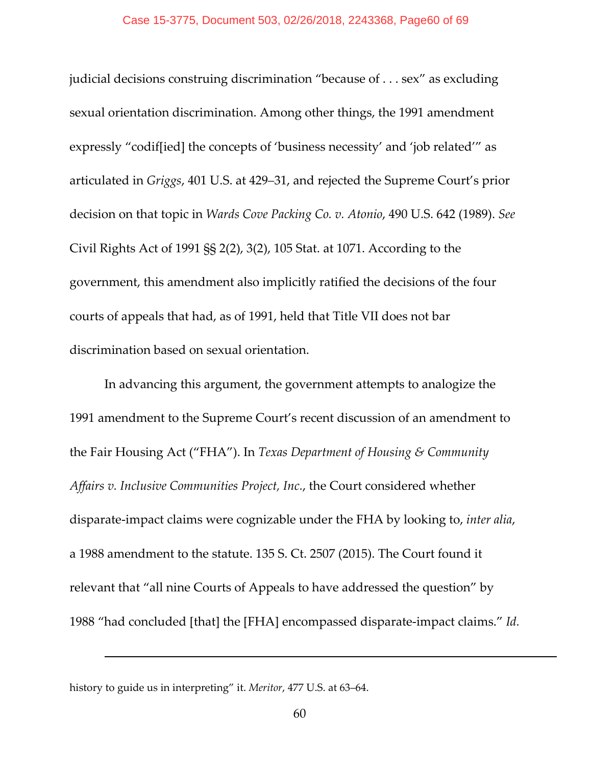judicial decisions construing discrimination "because of . . . sex" as excluding sexual orientation discrimination. Among other things, the 1991 amendment expressly "codif[ied] the concepts of 'business necessity' and 'job related'" as articulated in *Griggs*, 401 U.S. at 429–31, and rejected the Supreme Court's prior decision on that topic in *Wards Cove Packing Co. v. Atonio*, 490 U.S. 642 (1989). *See* Civil Rights Act of 1991 §§ 2(2), 3(2), 105 Stat. at 1071. According to the government, this amendment also implicitly ratified the decisions of the four courts of appeals that had, as of 1991, held that Title VII does not bar discrimination based on sexual orientation.

In advancing this argument, the government attempts to analogize the 1991 amendment to the Supreme Court's recent discussion of an amendment to the Fair Housing Act ("FHA"). In *Texas Department of Housing & Community Affairs v. Inclusive Communities Project, Inc.*, the Court considered whether disparate-impact claims were cognizable under the FHA by looking to, *inter alia*, a 1988 amendment to the statute. 135 S. Ct. 2507 (2015). The Court found it relevant that "all nine Courts of Appeals to have addressed the question" by 1988 "had concluded [that] the [FHA] encompassed disparate-impact claims." *Id.*

---

history to guide us in interpreting" it. *Meritor*, 477 U.S. at 63–64.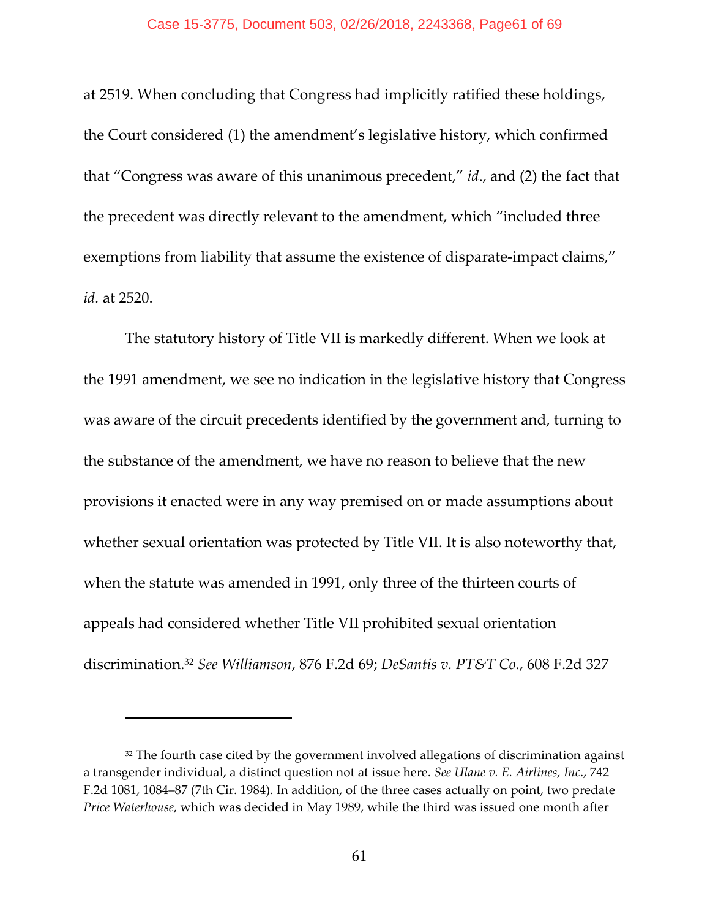at 2519. When concluding that Congress had implicitly ratified these holdings, the Court considered (1) the amendment's legislative history, which confirmed that "Congress was aware of this unanimous precedent," *id*., and (2) the fact that the precedent was directly relevant to the amendment, which "included three exemptions from liability that assume the existence of disparate-impact claims," *id.* at 2520.

The statutory history of Title VII is markedly different. When we look at the 1991 amendment, we see no indication in the legislative history that Congress was aware of the circuit precedents identified by the government and, turning to the substance of the amendment, we have no reason to believe that the new provisions it enacted were in any way premised on or made assumptions about whether sexual orientation was protected by Title VII. It is also noteworthy that, when the statute was amended in 1991, only three of the thirteen courts of appeals had considered whether Title VII prohibited sexual orientation discrimination.[32] *See Williamson*, 876 F.2d 69; *DeSantis v. PT&T Co.*, 608 F.2d 327

---

[32] The fourth case cited by the government involved allegations of discrimination against a transgender individual, a distinct question not at issue here. *See Ulane v. E. Airlines, Inc.*, 742 F.2d 1081, 1084–87 (7th Cir. 1984). In addition, of the three cases actually on point, two predate *Price Waterhouse*, which was decided in May 1989, while the third was issued one month after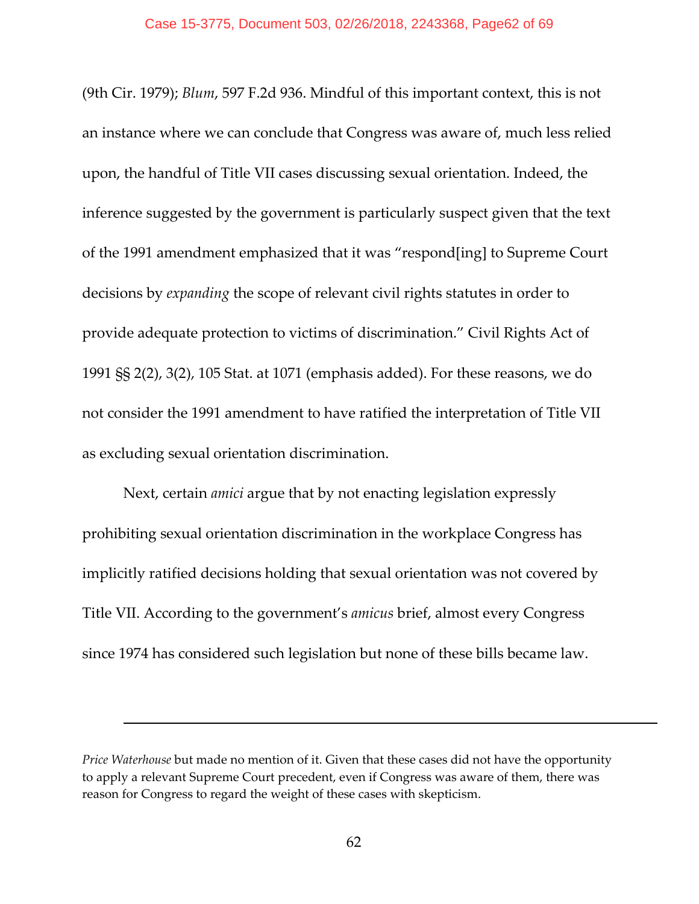(9th Cir. 1979); *Blum*, 597 F.2d 936. Mindful of this important context, this is not an instance where we can conclude that Congress was aware of, much less relied upon, the handful of Title VII cases discussing sexual orientation. Indeed, the inference suggested by the government is particularly suspect given that the text of the 1991 amendment emphasized that it was "respond[ing] to Supreme Court decisions by *expanding* the scope of relevant civil rights statutes in order to provide adequate protection to victims of discrimination." Civil Rights Act of 1991 §§ 2(2), 3(2), 105 Stat. at 1071 (emphasis added). For these reasons, we do not consider the 1991 amendment to have ratified the interpretation of Title VII as excluding sexual orientation discrimination.

Next, certain *amici* argue that by not enacting legislation expressly prohibiting sexual orientation discrimination in the workplace Congress has implicitly ratified decisions holding that sexual orientation was not covered by Title VII. According to the government's *amicus* brief, almost every Congress since 1974 has considered such legislation but none of these bills became law.

---

*Price Waterhouse* but made no mention of it. Given that these cases did not have the opportunity to apply a relevant Supreme Court precedent, even if Congress was aware of them, there was reason for Congress to regard the weight of these cases with skepticism.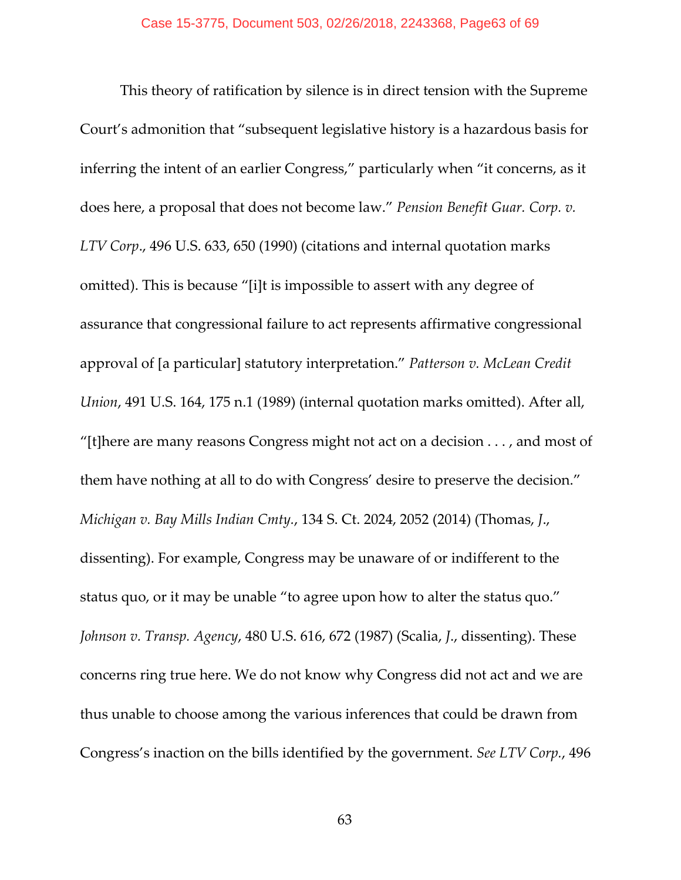This theory of ratification by silence is in direct tension with the Supreme Court's admonition that "subsequent legislative history is a hazardous basis for inferring the intent of an earlier Congress," particularly when "it concerns, as it does here, a proposal that does not become law." *Pension Benefit Guar. Corp. v. LTV Corp.*, 496 U.S. 633, 650 (1990) (citations and internal quotation marks omitted). This is because "[i]t is impossible to assert with any degree of assurance that congressional failure to act represents affirmative congressional approval of [a particular] statutory interpretation." *Patterson v. McLean Credit Union*, 491 U.S. 164, 175 n.1 (1989) (internal quotation marks omitted). After all, "[t]here are many reasons Congress might not act on a decision . . . , and most of them have nothing at all to do with Congress' desire to preserve the decision." *Michigan v. Bay Mills Indian Cmty.*, 134 S. Ct. 2024, 2052 (2014) (Thomas, *J.*, dissenting). For example, Congress may be unaware of or indifferent to the status quo, or it may be unable "to agree upon how to alter the status quo." *Johnson v. Transp. Agency*, 480 U.S. 616, 672 (1987) (Scalia, *J.*, dissenting). These concerns ring true here. We do not know why Congress did not act and we are thus unable to choose among the various inferences that could be drawn from Congress's inaction on the bills identified by the government. *See LTV Corp.*, 496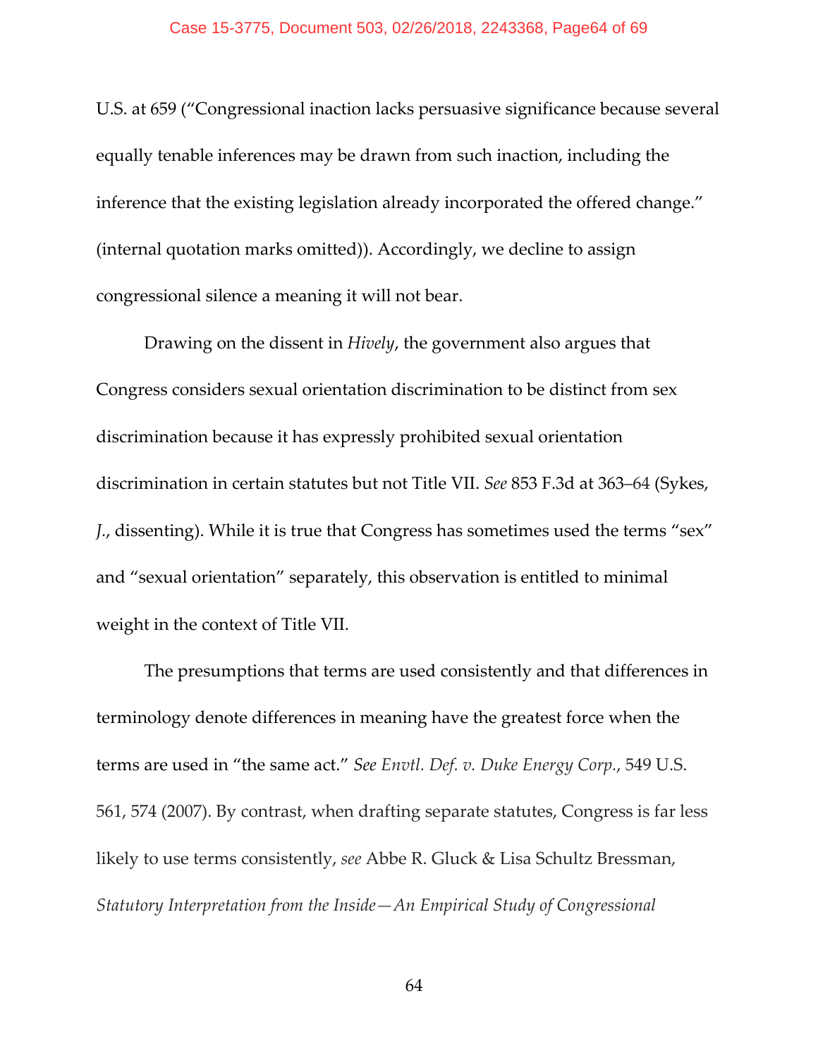U.S. at 659 ("Congressional inaction lacks persuasive significance because several equally tenable inferences may be drawn from such inaction, including the inference that the existing legislation already incorporated the offered change." (internal quotation marks omitted)). Accordingly, we decline to assign congressional silence a meaning it will not bear.

Drawing on the dissent in *Hively*, the government also argues that Congress considers sexual orientation discrimination to be distinct from sex discrimination because it has expressly prohibited sexual orientation discrimination in certain statutes but not Title VII. *See* 853 F.3d at 363–64 (Sykes, *J.*, dissenting). While it is true that Congress has sometimes used the terms "sex" and "sexual orientation" separately, this observation is entitled to minimal weight in the context of Title VII.

The presumptions that terms are used consistently and that differences in terminology denote differences in meaning have the greatest force when the terms are used in "the same act." *See Envtl. Def. v. Duke Energy Corp.*, 549 U.S. 561, 574 (2007). By contrast, when drafting separate statutes, Congress is far less likely to use terms consistently, *see* Abbe R. Gluck & Lisa Schultz Bressman, *Statutory Interpretation from the Inside—An Empirical Study of Congressional*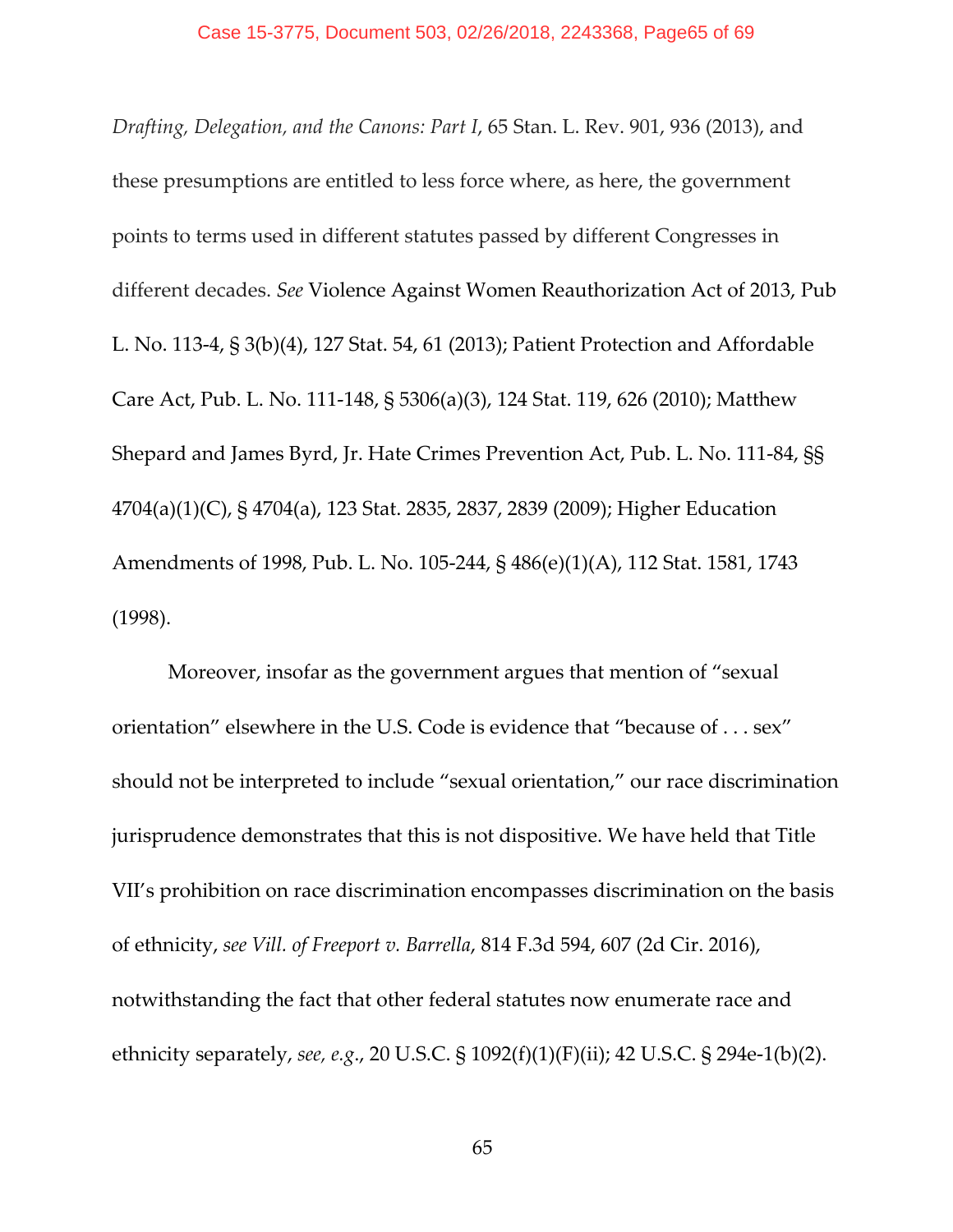*Drafting, Delegation, and the Canons: Part I*, 65 Stan. L. Rev. 901, 936 (2013), and these presumptions are entitled to less force where, as here, the government points to terms used in different statutes passed by different Congresses in different decades. *See* Violence Against Women Reauthorization Act of 2013, Pub L. No. 113-4, § 3(b)(4), 127 Stat. 54, 61 (2013); Patient Protection and Affordable Care Act, Pub. L. No. 111-148, § 5306(a)(3), 124 Stat. 119, 626 (2010); Matthew Shepard and James Byrd, Jr. Hate Crimes Prevention Act, Pub. L. No. 111-84, §§ 4704(a)(1)(C), § 4704(a), 123 Stat. 2835, 2837, 2839 (2009); Higher Education Amendments of 1998, Pub. L. No. 105-244, § 486(e)(1)(A), 112 Stat. 1581, 1743 (1998).

Moreover, insofar as the government argues that mention of "sexual orientation" elsewhere in the U.S. Code is evidence that "because of . . . sex" should not be interpreted to include "sexual orientation," our race discrimination jurisprudence demonstrates that this is not dispositive. We have held that Title VII's prohibition on race discrimination encompasses discrimination on the basis of ethnicity, *see Vill. of Freeport v. Barrella*, 814 F.3d 594, 607 (2d Cir. 2016), notwithstanding the fact that other federal statutes now enumerate race and ethnicity separately, *see, e.g.*, 20 U.S.C. § 1092(f)(1)(F)(ii); 42 U.S.C. § 294e-1(b)(2).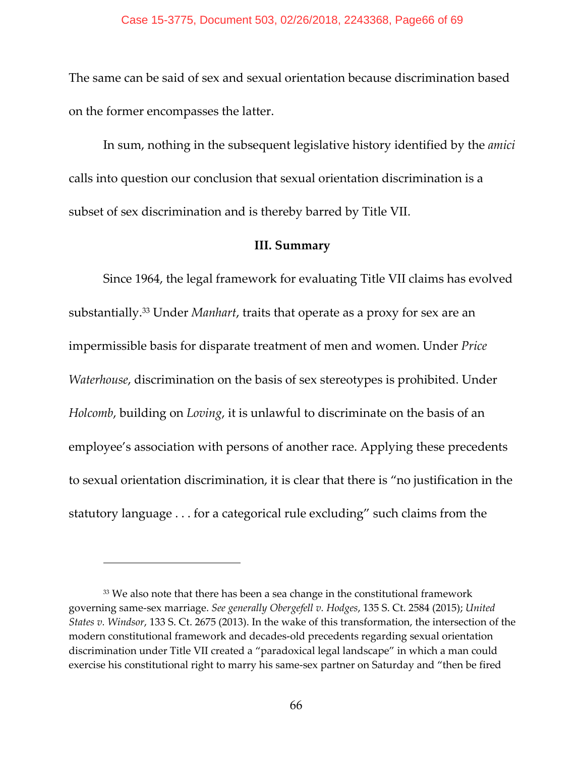The same can be said of sex and sexual orientation because discrimination based on the former encompasses the latter.

In sum, nothing in the subsequent legislative history identified by the *amici* calls into question our conclusion that sexual orientation discrimination is a subset of sex discrimination and is thereby barred by Title VII.

**III. Summary**

Since 1964, the legal framework for evaluating Title VII claims has evolved substantially.[33] Under *Manhart*, traits that operate as a proxy for sex are an impermissible basis for disparate treatment of men and women. Under *Price Waterhouse*, discrimination on the basis of sex stereotypes is prohibited. Under *Holcomb*, building on *Loving*, it is unlawful to discriminate on the basis of an employee's association with persons of another race. Applying these precedents to sexual orientation discrimination, it is clear that there is "no justification in the statutory language . . . for a categorical rule excluding" such claims from the

---

[33] We also note that there has been a sea change in the constitutional framework governing same-sex marriage. *See generally Obergefell v. Hodges*, 135 S. Ct. 2584 (2015); *United States v. Windsor*, 133 S. Ct. 2675 (2013). In the wake of this transformation, the intersection of the modern constitutional framework and decades-old precedents regarding sexual orientation discrimination under Title VII created a "paradoxical legal landscape" in which a man could exercise his constitutional right to marry his same-sex partner on Saturday and "then be fired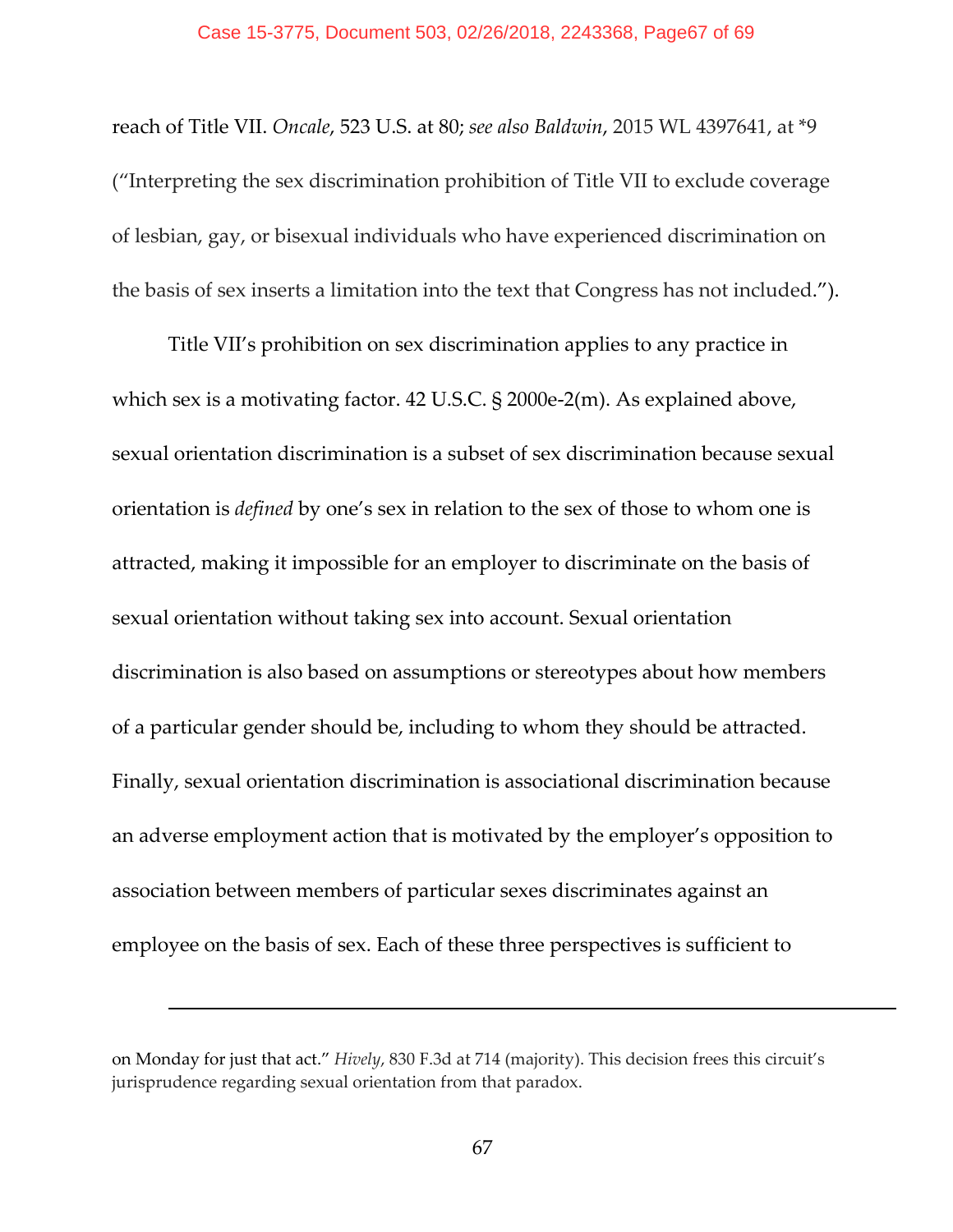reach of Title VII. *Oncale*, 523 U.S. at 80; *see also Baldwin*, 2015 WL 4397641, at *9 ("Interpreting the sex discrimination prohibition of Title VII to exclude coverage of lesbian, gay, or bisexual individuals who have experienced discrimination on the basis of sex inserts a limitation into the text that Congress has not included.").

Title VII's prohibition on sex discrimination applies to any practice in which sex is a motivating factor. 42 U.S.C. § 2000e-2(m). As explained above, sexual orientation discrimination is a subset of sex discrimination because sexual orientation is *defined* by one's sex in relation to the sex of those to whom one is attracted, making it impossible for an employer to discriminate on the basis of sexual orientation without taking sex into account. Sexual orientation discrimination is also based on assumptions or stereotypes about how members of a particular gender should be, including to whom they should be attracted. Finally, sexual orientation discrimination is associational discrimination because an adverse employment action that is motivated by the employer's opposition to association between members of particular sexes discriminates against an employee on the basis of sex. Each of these three perspectives is sufficient to

---

on Monday for just that act." *Hively*, 830 F.3d at 714 (majority). This decision frees this circuit's jurisprudence regarding sexual orientation from that paradox.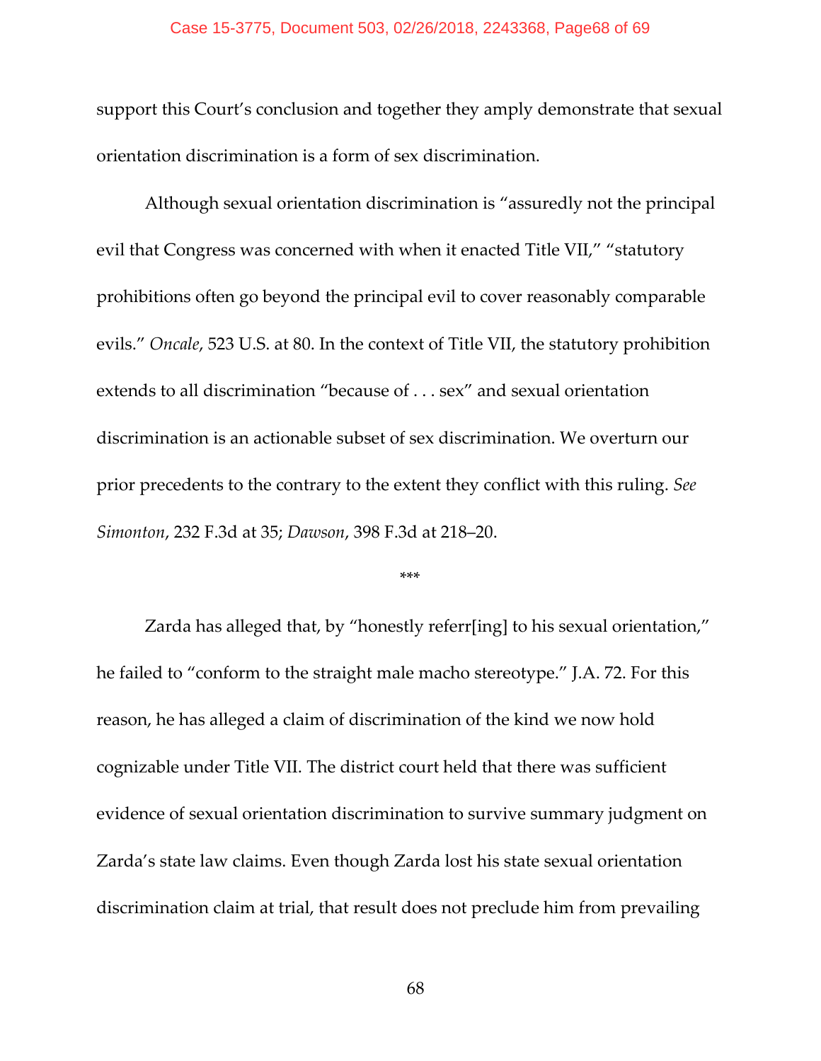support this Court's conclusion and together they amply demonstrate that sexual orientation discrimination is a form of sex discrimination.

Although sexual orientation discrimination is "assuredly not the principal evil that Congress was concerned with when it enacted Title VII," "statutory prohibitions often go beyond the principal evil to cover reasonably comparable evils." *Oncale*, 523 U.S. at 80. In the context of Title VII, the statutory prohibition extends to all discrimination "because of . . . sex" and sexual orientation discrimination is an actionable subset of sex discrimination. We overturn our prior precedents to the contrary to the extent they conflict with this ruling. *See Simonton*, 232 F.3d at 35; *Dawson*, 398 F.3d at 218–20.

\*\*\*

Zarda has alleged that, by "honestly referr[ing] to his sexual orientation," he failed to "conform to the straight male macho stereotype." J.A. 72. For this reason, he has alleged a claim of discrimination of the kind we now hold cognizable under Title VII. The district court held that there was sufficient evidence of sexual orientation discrimination to survive summary judgment on Zarda's state law claims. Even though Zarda lost his state sexual orientation discrimination claim at trial, that result does not preclude him from prevailing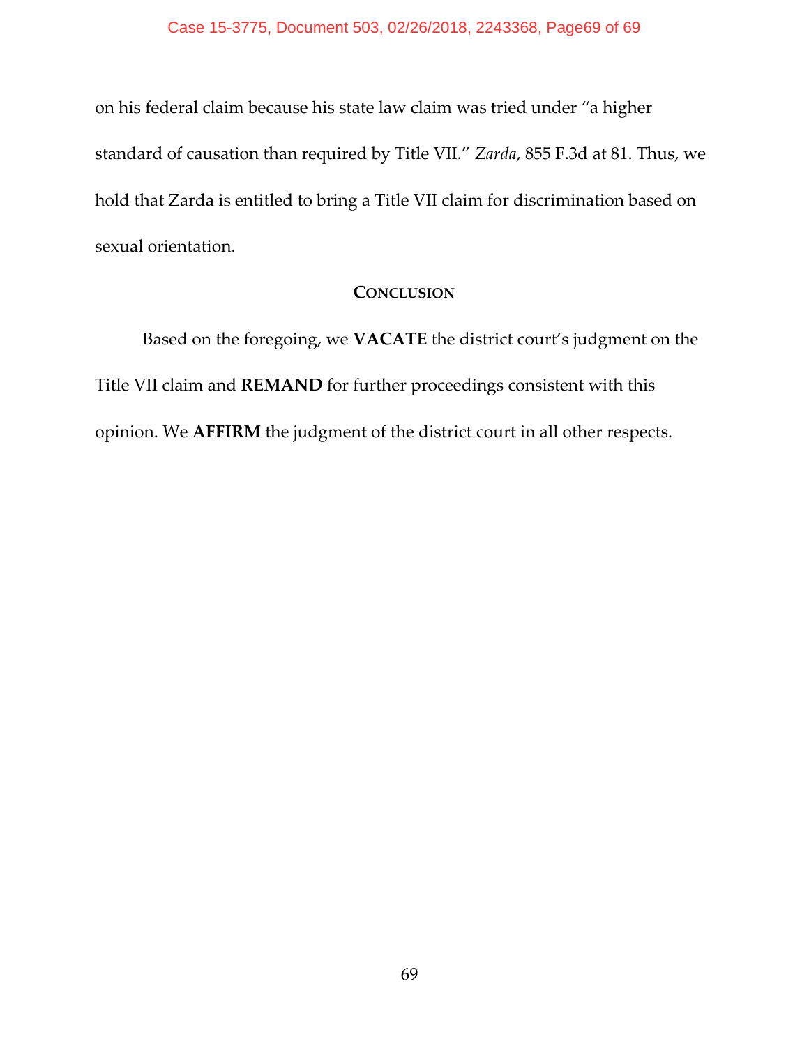on his federal claim because his state law claim was tried under "a higher standard of causation than required by Title VII." *Zarda*, 855 F.3d at 81. Thus, we hold that Zarda is entitled to bring a Title VII claim for discrimination based on sexual orientation.

## CONCLUSION

Based on the foregoing, we **VACATE** the district court's judgment on the Title VII claim and **REMAND** for further proceedings consistent with this opinion. We **AFFIRM** the judgment of the district court in all other respects.